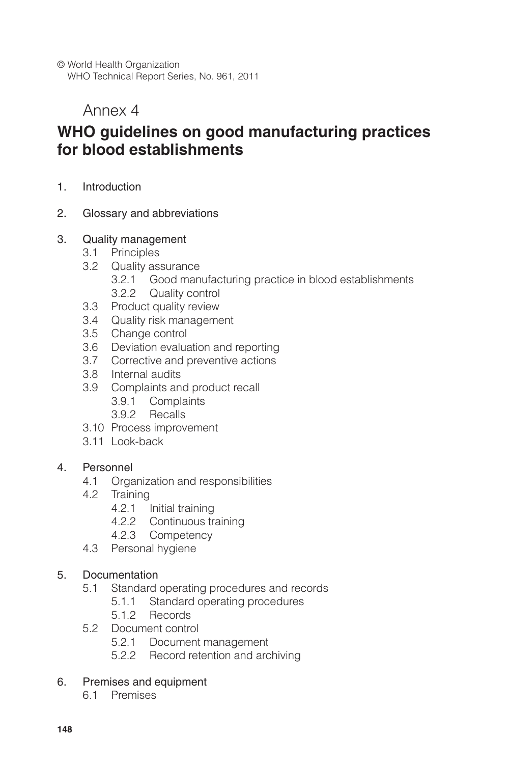© World Health Organization
WHO Technical Report Series, No. 961, 2011

# Annex 4

# WHO guidelines on good manufacturing practices for blood establishments

1. Introduction

2. Glossary and abbreviations

3. Quality management
   - 3.1 Principles
   - 3.2 Quality assurance
     - 3.2.1 Good manufacturing practice in blood establishments
     - 3.2.2 Quality control
   - 3.3 Product quality review
   - 3.4 Quality risk management
   - 3.5 Change control
   - 3.6 Deviation evaluation and reporting
   - 3.7 Corrective and preventive actions
   - 3.8 Internal audits
   - 3.9 Complaints and product recall
     - 3.9.1 Complaints
     - 3.9.2 Recalls
   - 3.10 Process improvement
   - 3.11 Look-back

4. Personnel
   - 4.1 Organization and responsibilities
   - 4.2 Training
     - 4.2.1 Initial training
     - 4.2.2 Continuous training
     - 4.2.3 Competency
   - 4.3 Personal hygiene

5. Documentation
   - 5.1 Standard operating procedures and records
     - 5.1.1 Standard operating procedures
     - 5.1.2 Records
   - 5.2 Document control
     - 5.2.1 Document management
     - 5.2.2 Record retention and archiving

6. Premises and equipment
   - 6.1 Premises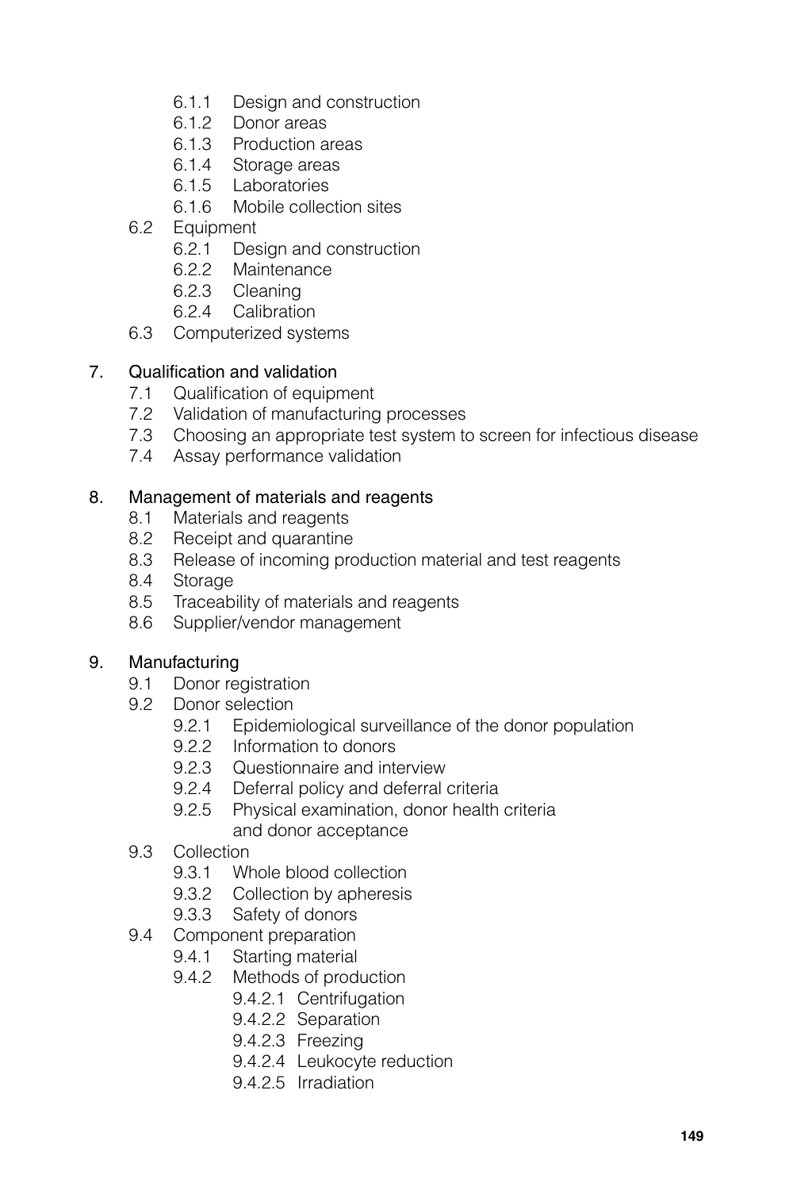- 6.1.1 Design and construction
- 6.1.2 Donor areas
- 6.1.3 Production areas
- 6.1.4 Storage areas
- 6.1.5 Laboratories
- 6.1.6 Mobile collection sites

6.2 Equipment
- 6.2.1 Design and construction
- 6.2.2 Maintenance
- 6.2.3 Cleaning
- 6.2.4 Calibration

6.3 Computerized systems

7. Qualification and validation
- 7.1 Qualification of equipment
- 7.2 Validation of manufacturing processes
- 7.3 Choosing an appropriate test system to screen for infectious disease
- 7.4 Assay performance validation

8. Management of materials and reagents
- 8.1 Materials and reagents
- 8.2 Receipt and quarantine
- 8.3 Release of incoming production material and test reagents
- 8.4 Storage
- 8.5 Traceability of materials and reagents
- 8.6 Supplier/vendor management

9. Manufacturing
- 9.1 Donor registration
- 9.2 Donor selection
  - 9.2.1 Epidemiological surveillance of the donor population
  - 9.2.2 Information to donors
  - 9.2.3 Questionnaire and interview
  - 9.2.4 Deferral policy and deferral criteria
  - 9.2.5 Physical examination, donor health criteria and donor acceptance
- 9.3 Collection
  - 9.3.1 Whole blood collection
  - 9.3.2 Collection by apheresis
  - 9.3.3 Safety of donors
- 9.4 Component preparation
  - 9.4.1 Starting material
  - 9.4.2 Methods of production
    - 9.4.2.1 Centrifugation
    - 9.4.2.2 Separation
    - 9.4.2.3 Freezing
    - 9.4.2.4 Leukocyte reduction
    - 9.4.2.5 Irradiation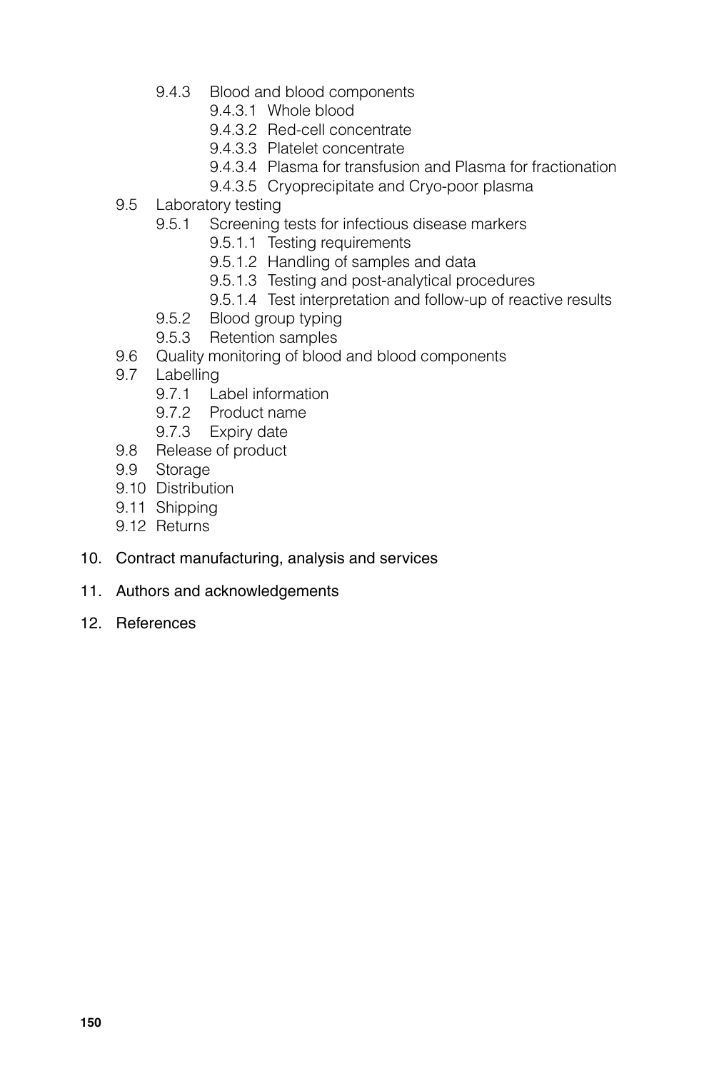- 9.4.3 Blood and blood components
    - 9.4.3.1 Whole blood
    - 9.4.3.2 Red-cell concentrate
    - 9.4.3.3 Platelet concentrate
    - 9.4.3.4 Plasma for transfusion and Plasma for fractionation
    - 9.4.3.5 Cryoprecipitate and Cryo-poor plasma
- 9.5 Laboratory testing
  - 9.5.1 Screening tests for infectious disease markers
    - 9.5.1.1 Testing requirements
    - 9.5.1.2 Handling of samples and data
    - 9.5.1.3 Testing and post-analytical procedures
    - 9.5.1.4 Test interpretation and follow-up of reactive results
  - 9.5.2 Blood group typing
  - 9.5.3 Retention samples
- 9.6 Quality monitoring of blood and blood components
- 9.7 Labelling
  - 9.7.1 Label information
  - 9.7.2 Product name
  - 9.7.3 Expiry date
- 9.8 Release of product
- 9.9 Storage
- 9.10 Distribution
- 9.11 Shipping
- 9.12 Returns

10. Contract manufacturing, analysis and services

11. Authors and acknowledgements

12. References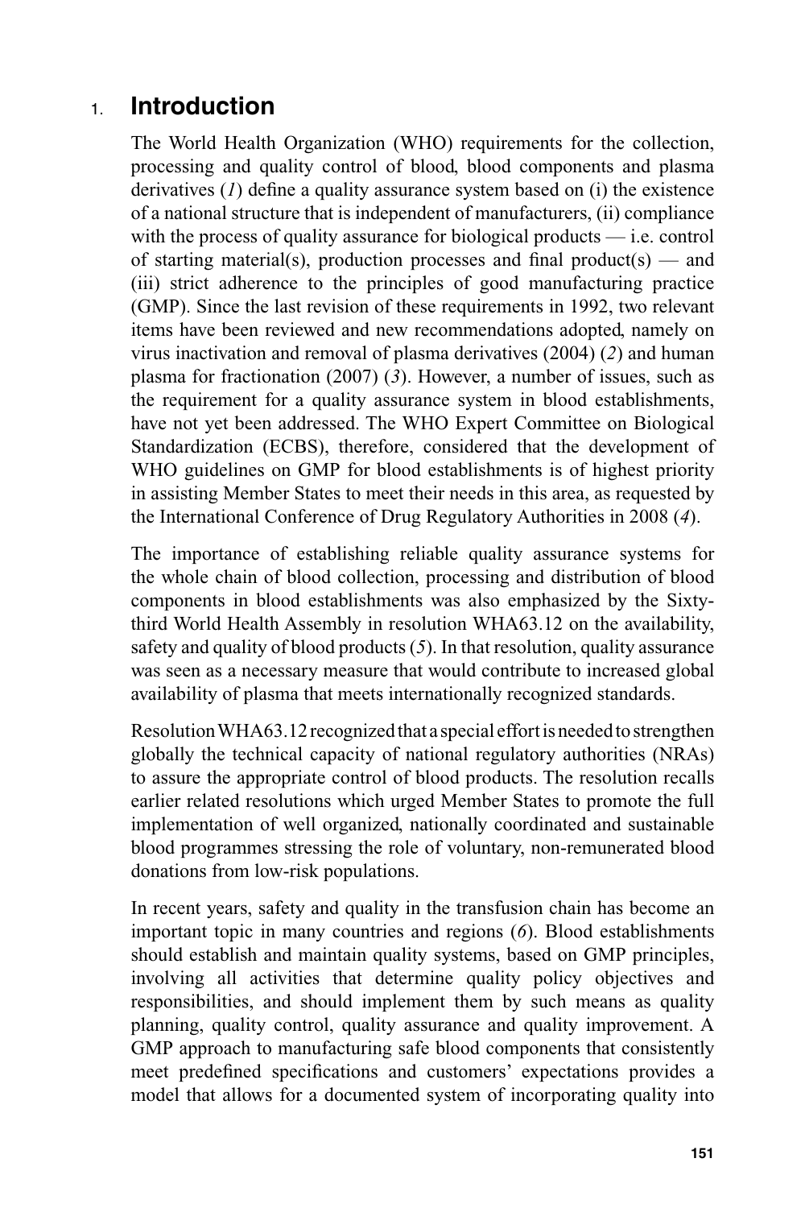# 1. Introduction

The World Health Organization (WHO) requirements for the collection, processing and quality control of blood, blood components and plasma derivatives (*1*) define a quality assurance system based on (i) the existence of a national structure that is independent of manufacturers, (ii) compliance with the process of quality assurance for biological products — i.e. control of starting material(s), production processes and final product(s) — and (iii) strict adherence to the principles of good manufacturing practice (GMP). Since the last revision of these requirements in 1992, two relevant items have been reviewed and new recommendations adopted, namely on virus inactivation and removal of plasma derivatives (2004) (*2*) and human plasma for fractionation (2007) (*3*). However, a number of issues, such as the requirement for a quality assurance system in blood establishments, have not yet been addressed. The WHO Expert Committee on Biological Standardization (ECBS), therefore, considered that the development of WHO guidelines on GMP for blood establishments is of highest priority in assisting Member States to meet their needs in this area, as requested by the International Conference of Drug Regulatory Authorities in 2008 (*4*).

The importance of establishing reliable quality assurance systems for the whole chain of blood collection, processing and distribution of blood components in blood establishments was also emphasized by the Sixty-third World Health Assembly in resolution WHA63.12 on the availability, safety and quality of blood products (*5*). In that resolution, quality assurance was seen as a necessary measure that would contribute to increased global availability of plasma that meets internationally recognized standards.

Resolution WHA63.12 recognized that a special effort is needed to strengthen globally the technical capacity of national regulatory authorities (NRAs) to assure the appropriate control of blood products. The resolution recalls earlier related resolutions which urged Member States to promote the full implementation of well organized, nationally coordinated and sustainable blood programmes stressing the role of voluntary, non-remunerated blood donations from low-risk populations.

In recent years, safety and quality in the transfusion chain has become an important topic in many countries and regions (*6*). Blood establishments should establish and maintain quality systems, based on GMP principles, involving all activities that determine quality policy objectives and responsibilities, and should implement them by such means as quality planning, quality control, quality assurance and quality improvement. A GMP approach to manufacturing safe blood components that consistently meet predefined specifications and customers' expectations provides a model that allows for a documented system of incorporating quality into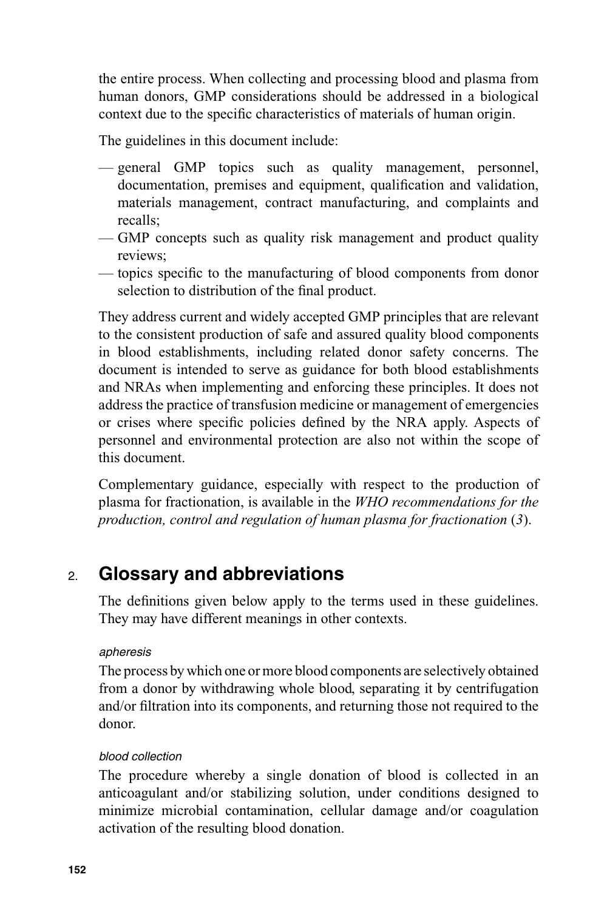the entire process. When collecting and processing blood and plasma from human donors, GMP considerations should be addressed in a biological context due to the specific characteristics of materials of human origin.

The guidelines in this document include:

- general GMP topics such as quality management, personnel, documentation, premises and equipment, qualification and validation, materials management, contract manufacturing, and complaints and recalls;
- GMP concepts such as quality risk management and product quality reviews;
- topics specific to the manufacturing of blood components from donor selection to distribution of the final product.

They address current and widely accepted GMP principles that are relevant to the consistent production of safe and assured quality blood components in blood establishments, including related donor safety concerns. The document is intended to serve as guidance for both blood establishments and NRAs when implementing and enforcing these principles. It does not address the practice of transfusion medicine or management of emergencies or crises where specific policies defined by the NRA apply. Aspects of personnel and environmental protection are also not within the scope of this document.

Complementary guidance, especially with respect to the production of plasma for fractionation, is available in the *WHO recommendations for the production, control and regulation of human plasma for fractionation* (*3*).

## 2. Glossary and abbreviations

The definitions given below apply to the terms used in these guidelines. They may have different meanings in other contexts.

*apheresis*

The process by which one or more blood components are selectively obtained from a donor by withdrawing whole blood, separating it by centrifugation and/or filtration into its components, and returning those not required to the donor.

*blood collection*

The procedure whereby a single donation of blood is collected in an anticoagulant and/or stabilizing solution, under conditions designed to minimize microbial contamination, cellular damage and/or coagulation activation of the resulting blood donation.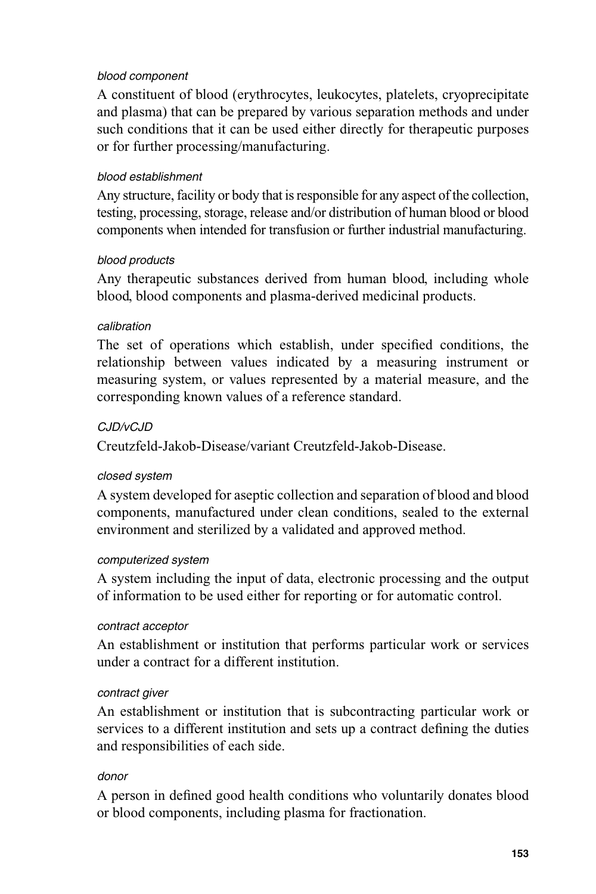*blood component*

A constituent of blood (erythrocytes, leukocytes, platelets, cryoprecipitate and plasma) that can be prepared by various separation methods and under such conditions that it can be used either directly for therapeutic purposes or for further processing/manufacturing.

*blood establishment*

Any structure, facility or body that is responsible for any aspect of the collection, testing, processing, storage, release and/or distribution of human blood or blood components when intended for transfusion or further industrial manufacturing.

*blood products*

Any therapeutic substances derived from human blood, including whole blood, blood components and plasma-derived medicinal products.

*calibration*

The set of operations which establish, under specified conditions, the relationship between values indicated by a measuring instrument or measuring system, or values represented by a material measure, and the corresponding known values of a reference standard.

*CJD/vCJD*

Creutzfeld-Jakob-Disease/variant Creutzfeld-Jakob-Disease.

*closed system*

A system developed for aseptic collection and separation of blood and blood components, manufactured under clean conditions, sealed to the external environment and sterilized by a validated and approved method.

*computerized system*

A system including the input of data, electronic processing and the output of information to be used either for reporting or for automatic control.

*contract acceptor*

An establishment or institution that performs particular work or services under a contract for a different institution.

*contract giver*

An establishment or institution that is subcontracting particular work or services to a different institution and sets up a contract defining the duties and responsibilities of each side.

*donor*

A person in defined good health conditions who voluntarily donates blood or blood components, including plasma for fractionation.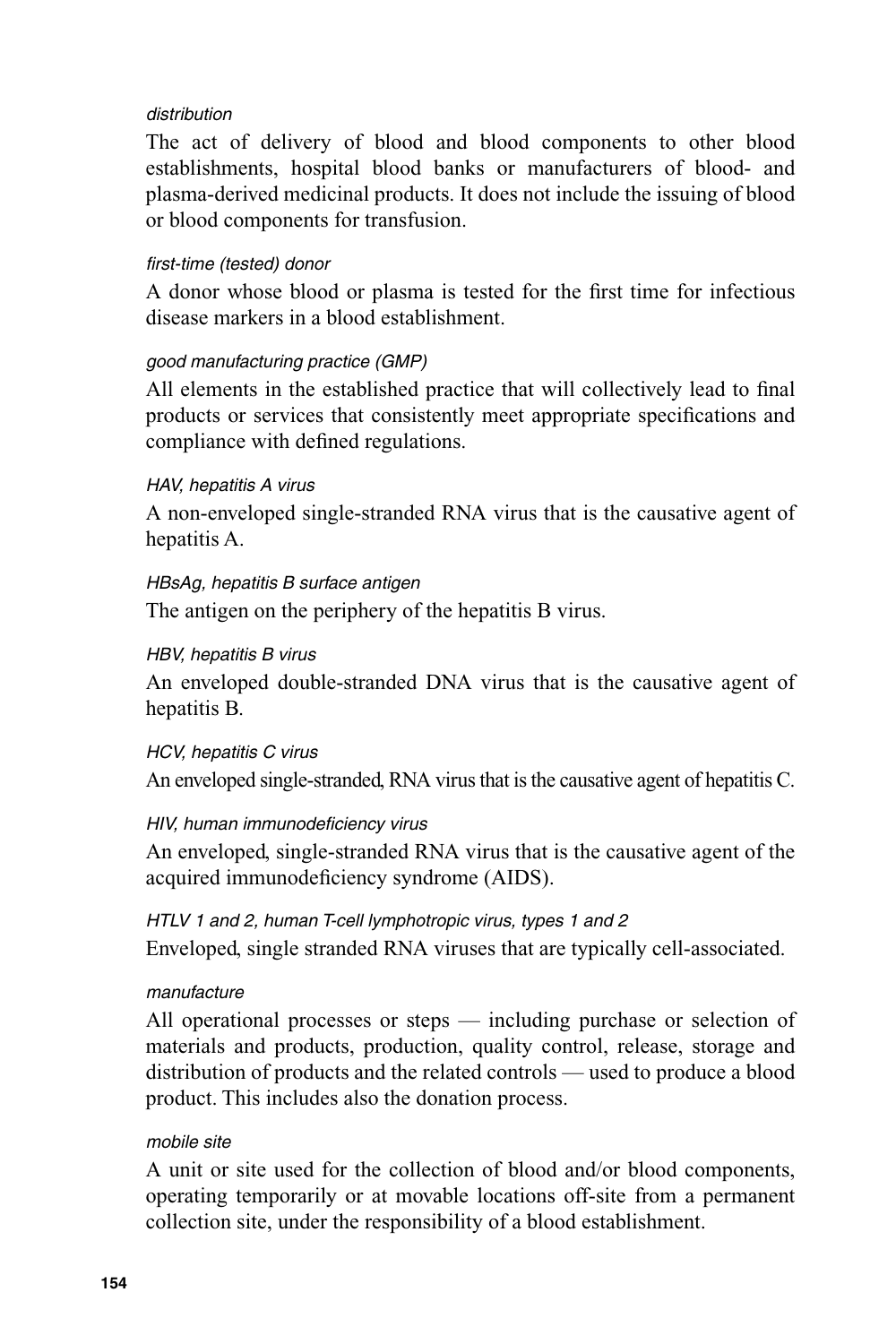*distribution*

The act of delivery of blood and blood components to other blood establishments, hospital blood banks or manufacturers of blood- and plasma-derived medicinal products. It does not include the issuing of blood or blood components for transfusion.

*first-time (tested) donor*

A donor whose blood or plasma is tested for the first time for infectious disease markers in a blood establishment.

*good manufacturing practice (GMP)*

All elements in the established practice that will collectively lead to final products or services that consistently meet appropriate specifications and compliance with defined regulations.

*HAV, hepatitis A virus*

A non-enveloped single-stranded RNA virus that is the causative agent of hepatitis A.

*HBsAg, hepatitis B surface antigen*

The antigen on the periphery of the hepatitis B virus.

*HBV, hepatitis B virus*

An enveloped double-stranded DNA virus that is the causative agent of hepatitis B.

*HCV, hepatitis C virus*

An enveloped single-stranded, RNA virus that is the causative agent of hepatitis C.

*HIV, human immunodeficiency virus*

An enveloped, single-stranded RNA virus that is the causative agent of the acquired immunodeficiency syndrome (AIDS).

*HTLV 1 and 2, human T-cell lymphotropic virus, types 1 and 2*

Enveloped, single stranded RNA viruses that are typically cell-associated.

*manufacture*

All operational processes or steps — including purchase or selection of materials and products, production, quality control, release, storage and distribution of products and the related controls — used to produce a blood product. This includes also the donation process.

*mobile site*

A unit or site used for the collection of blood and/or blood components, operating temporarily or at movable locations off-site from a permanent collection site, under the responsibility of a blood establishment.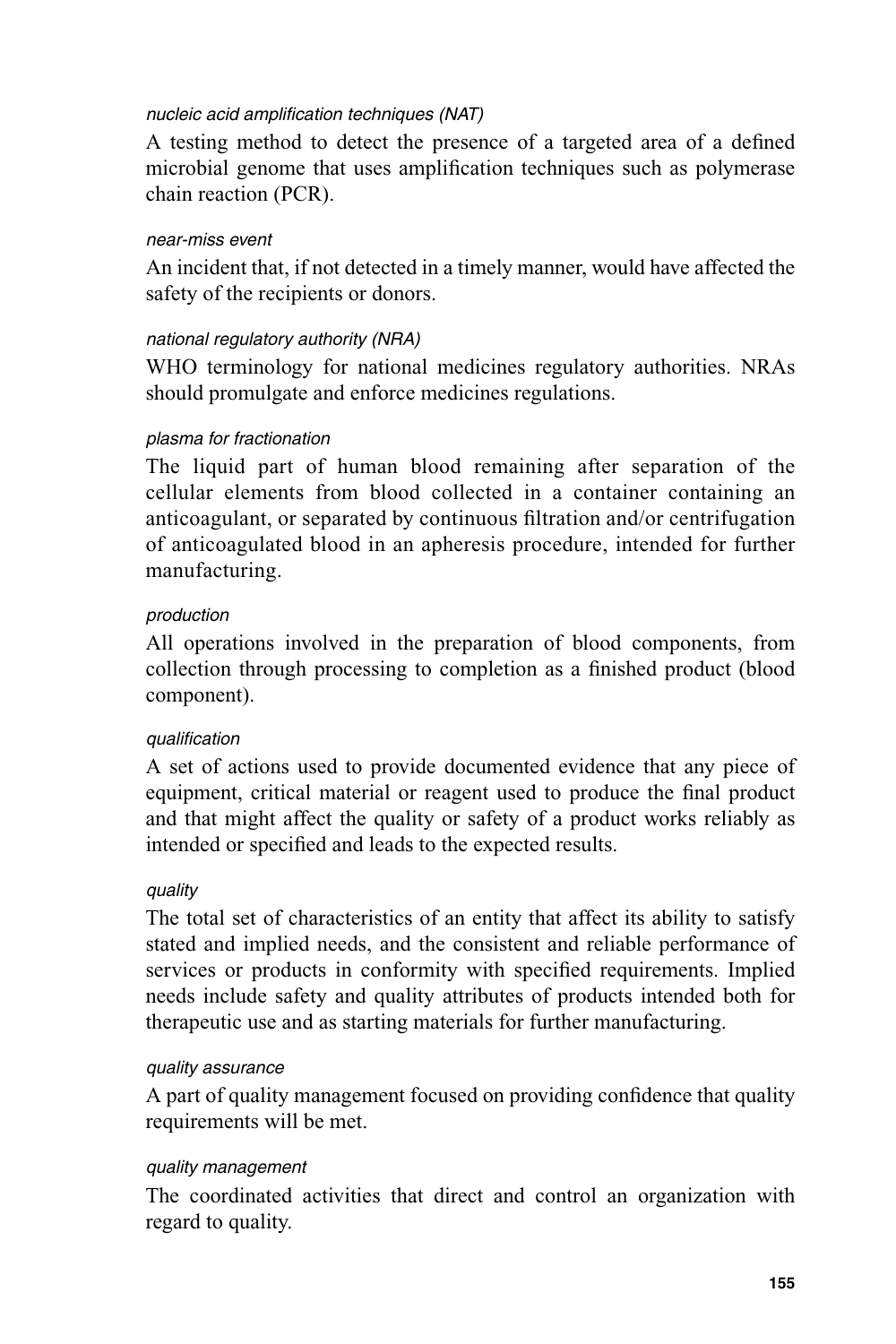*nucleic acid amplification techniques (NAT)*

A testing method to detect the presence of a targeted area of a defined microbial genome that uses amplification techniques such as polymerase chain reaction (PCR).

*near-miss event*

An incident that, if not detected in a timely manner, would have affected the safety of the recipients or donors.

*national regulatory authority (NRA)*

WHO terminology for national medicines regulatory authorities. NRAs should promulgate and enforce medicines regulations.

*plasma for fractionation*

The liquid part of human blood remaining after separation of the cellular elements from blood collected in a container containing an anticoagulant, or separated by continuous filtration and/or centrifugation of anticoagulated blood in an apheresis procedure, intended for further manufacturing.

*production*

All operations involved in the preparation of blood components, from collection through processing to completion as a finished product (blood component).

*qualification*

A set of actions used to provide documented evidence that any piece of equipment, critical material or reagent used to produce the final product and that might affect the quality or safety of a product works reliably as intended or specified and leads to the expected results.

*quality*

The total set of characteristics of an entity that affect its ability to satisfy stated and implied needs, and the consistent and reliable performance of services or products in conformity with specified requirements. Implied needs include safety and quality attributes of products intended both for therapeutic use and as starting materials for further manufacturing.

*quality assurance*

A part of quality management focused on providing confidence that quality requirements will be met.

*quality management*

The coordinated activities that direct and control an organization with regard to quality.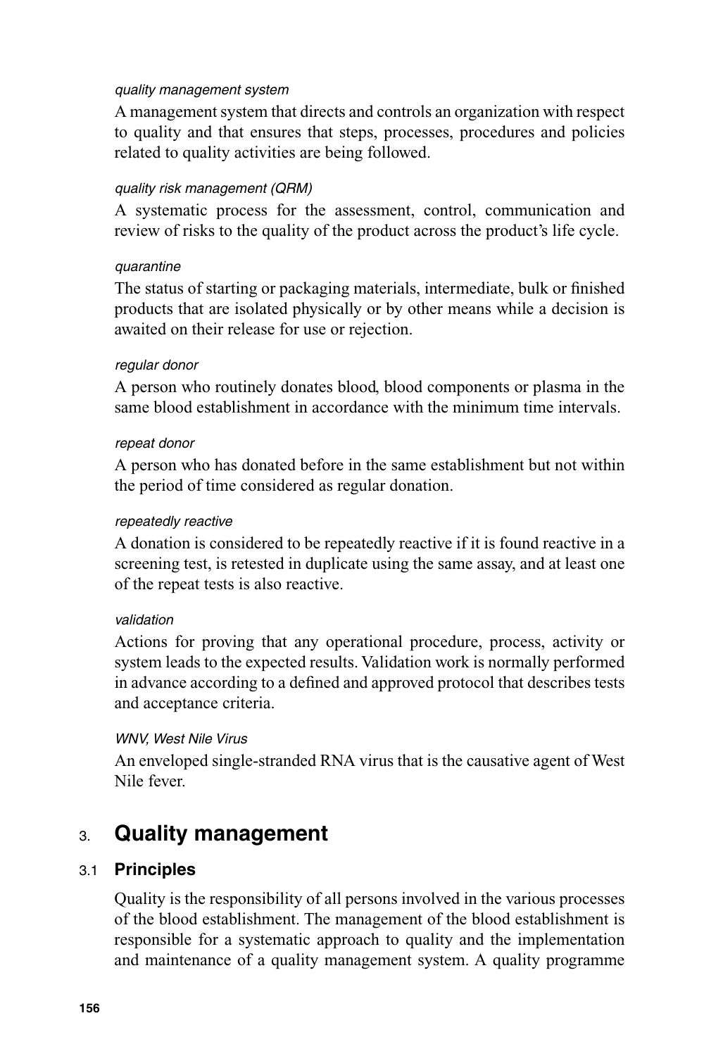*quality management system*

A management system that directs and controls an organization with respect to quality and that ensures that steps, processes, procedures and policies related to quality activities are being followed.

*quality risk management (QRM)*

A systematic process for the assessment, control, communication and review of risks to the quality of the product across the product's life cycle.

*quarantine*

The status of starting or packaging materials, intermediate, bulk or finished products that are isolated physically or by other means while a decision is awaited on their release for use or rejection.

*regular donor*

A person who routinely donates blood, blood components or plasma in the same blood establishment in accordance with the minimum time intervals.

*repeat donor*

A person who has donated before in the same establishment but not within the period of time considered as regular donation.

*repeatedly reactive*

A donation is considered to be repeatedly reactive if it is found reactive in a screening test, is retested in duplicate using the same assay, and at least one of the repeat tests is also reactive.

*validation*

Actions for proving that any operational procedure, process, activity or system leads to the expected results. Validation work is normally performed in advance according to a defined and approved protocol that describes tests and acceptance criteria.

*WNV, West Nile Virus*

An enveloped single-stranded RNA virus that is the causative agent of West Nile fever.

## 3. Quality management

### 3.1 Principles

Quality is the responsibility of all persons involved in the various processes of the blood establishment. The management of the blood establishment is responsible for a systematic approach to quality and the implementation and maintenance of a quality management system. A quality programme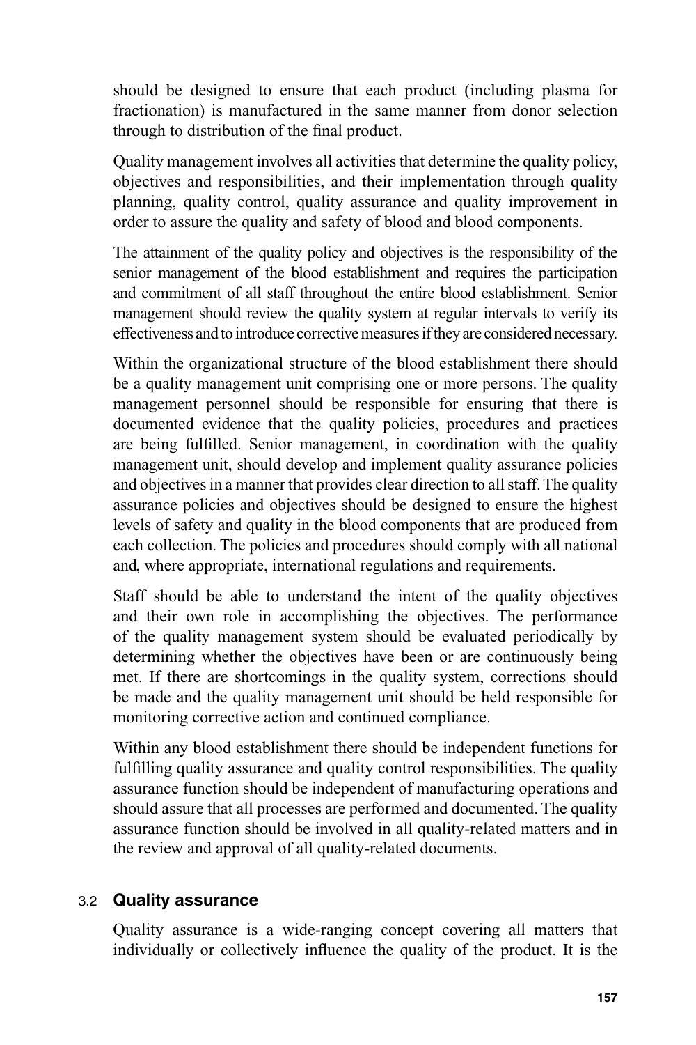should be designed to ensure that each product (including plasma for fractionation) is manufactured in the same manner from donor selection through to distribution of the final product.

Quality management involves all activities that determine the quality policy, objectives and responsibilities, and their implementation through quality planning, quality control, quality assurance and quality improvement in order to assure the quality and safety of blood and blood components.

The attainment of the quality policy and objectives is the responsibility of the senior management of the blood establishment and requires the participation and commitment of all staff throughout the entire blood establishment. Senior management should review the quality system at regular intervals to verify its effectiveness and to introduce corrective measures if they are considered necessary.

Within the organizational structure of the blood establishment there should be a quality management unit comprising one or more persons. The quality management personnel should be responsible for ensuring that there is documented evidence that the quality policies, procedures and practices are being fulfilled. Senior management, in coordination with the quality management unit, should develop and implement quality assurance policies and objectives in a manner that provides clear direction to all staff. The quality assurance policies and objectives should be designed to ensure the highest levels of safety and quality in the blood components that are produced from each collection. The policies and procedures should comply with all national and, where appropriate, international regulations and requirements.

Staff should be able to understand the intent of the quality objectives and their own role in accomplishing the objectives. The performance of the quality management system should be evaluated periodically by determining whether the objectives have been or are continuously being met. If there are shortcomings in the quality system, corrections should be made and the quality management unit should be held responsible for monitoring corrective action and continued compliance.

Within any blood establishment there should be independent functions for fulfilling quality assurance and quality control responsibilities. The quality assurance function should be independent of manufacturing operations and should assure that all processes are performed and documented. The quality assurance function should be involved in all quality-related matters and in the review and approval of all quality-related documents.

### 3.2 Quality assurance

Quality assurance is a wide-ranging concept covering all matters that individually or collectively influence the quality of the product. It is the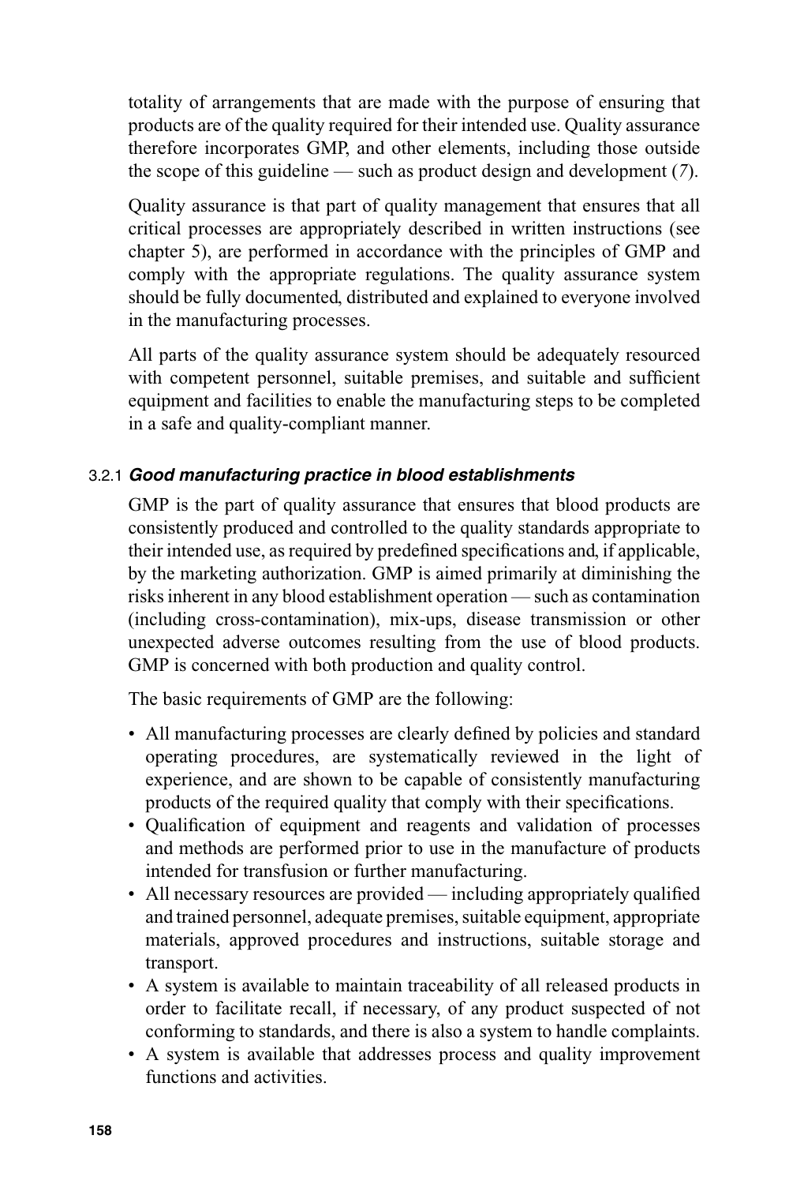totality of arrangements that are made with the purpose of ensuring that products are of the quality required for their intended use. Quality assurance therefore incorporates GMP, and other elements, including those outside the scope of this guideline — such as product design and development (*7*).

Quality assurance is that part of quality management that ensures that all critical processes are appropriately described in written instructions (see chapter 5), are performed in accordance with the principles of GMP and comply with the appropriate regulations. The quality assurance system should be fully documented, distributed and explained to everyone involved in the manufacturing processes.

All parts of the quality assurance system should be adequately resourced with competent personnel, suitable premises, and suitable and sufficient equipment and facilities to enable the manufacturing steps to be completed in a safe and quality-compliant manner.

### 3.2.1 *Good manufacturing practice in blood establishments*

GMP is the part of quality assurance that ensures that blood products are consistently produced and controlled to the quality standards appropriate to their intended use, as required by predefined specifications and, if applicable, by the marketing authorization. GMP is aimed primarily at diminishing the risks inherent in any blood establishment operation — such as contamination (including cross-contamination), mix-ups, disease transmission or other unexpected adverse outcomes resulting from the use of blood products. GMP is concerned with both production and quality control.

The basic requirements of GMP are the following:

- All manufacturing processes are clearly defined by policies and standard operating procedures, are systematically reviewed in the light of experience, and are shown to be capable of consistently manufacturing products of the required quality that comply with their specifications.
- Qualification of equipment and reagents and validation of processes and methods are performed prior to use in the manufacture of products intended for transfusion or further manufacturing.
- All necessary resources are provided — including appropriately qualified and trained personnel, adequate premises, suitable equipment, appropriate materials, approved procedures and instructions, suitable storage and transport.
- A system is available to maintain traceability of all released products in order to facilitate recall, if necessary, of any product suspected of not conforming to standards, and there is also a system to handle complaints.
- A system is available that addresses process and quality improvement functions and activities.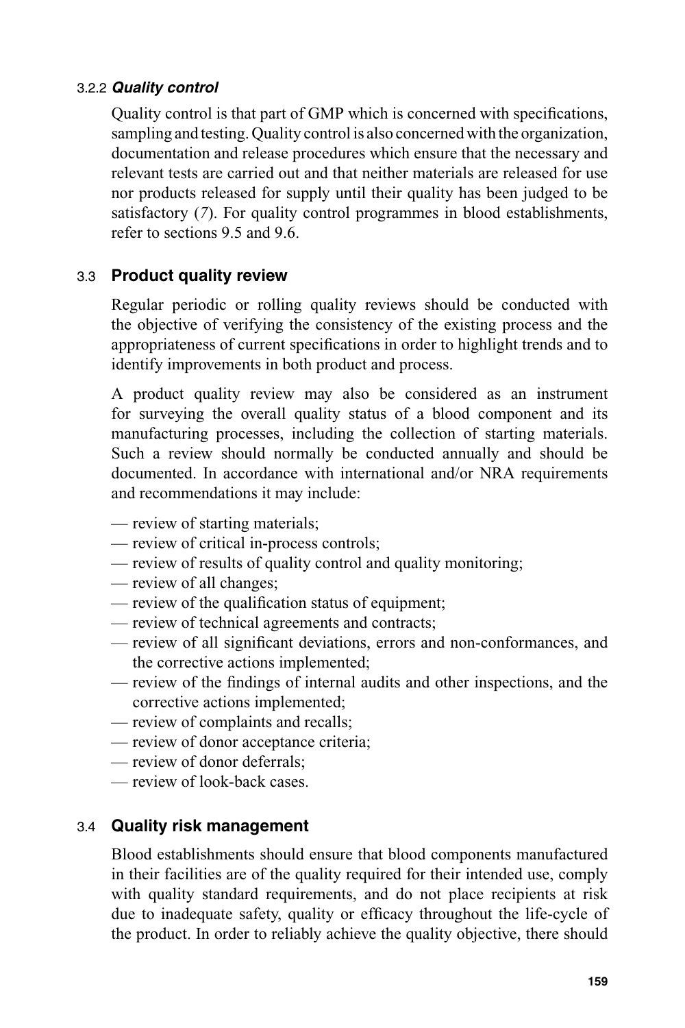#### 3.2.2 *Quality control*

Quality control is that part of GMP which is concerned with specifications, sampling and testing. Quality control is also concerned with the organization, documentation and release procedures which ensure that the necessary and relevant tests are carried out and that neither materials are released for use nor products released for supply until their quality has been judged to be satisfactory (*7*). For quality control programmes in blood establishments, refer to sections 9.5 and 9.6.

### 3.3 Product quality review

Regular periodic or rolling quality reviews should be conducted with the objective of verifying the consistency of the existing process and the appropriateness of current specifications in order to highlight trends and to identify improvements in both product and process.

A product quality review may also be considered as an instrument for surveying the overall quality status of a blood component and its manufacturing processes, including the collection of starting materials. Such a review should normally be conducted annually and should be documented. In accordance with international and/or NRA requirements and recommendations it may include:

- — review of starting materials;
- — review of critical in-process controls;
- — review of results of quality control and quality monitoring;
- — review of all changes;
- — review of the qualification status of equipment;
- — review of technical agreements and contracts;
- — review of all significant deviations, errors and non-conformances, and the corrective actions implemented;
- — review of the findings of internal audits and other inspections, and the corrective actions implemented;
- — review of complaints and recalls;
- — review of donor acceptance criteria;
- — review of donor deferrals;
- — review of look-back cases.

### 3.4 Quality risk management

Blood establishments should ensure that blood components manufactured in their facilities are of the quality required for their intended use, comply with quality standard requirements, and do not place recipients at risk due to inadequate safety, quality or efficacy throughout the life-cycle of the product. In order to reliably achieve the quality objective, there should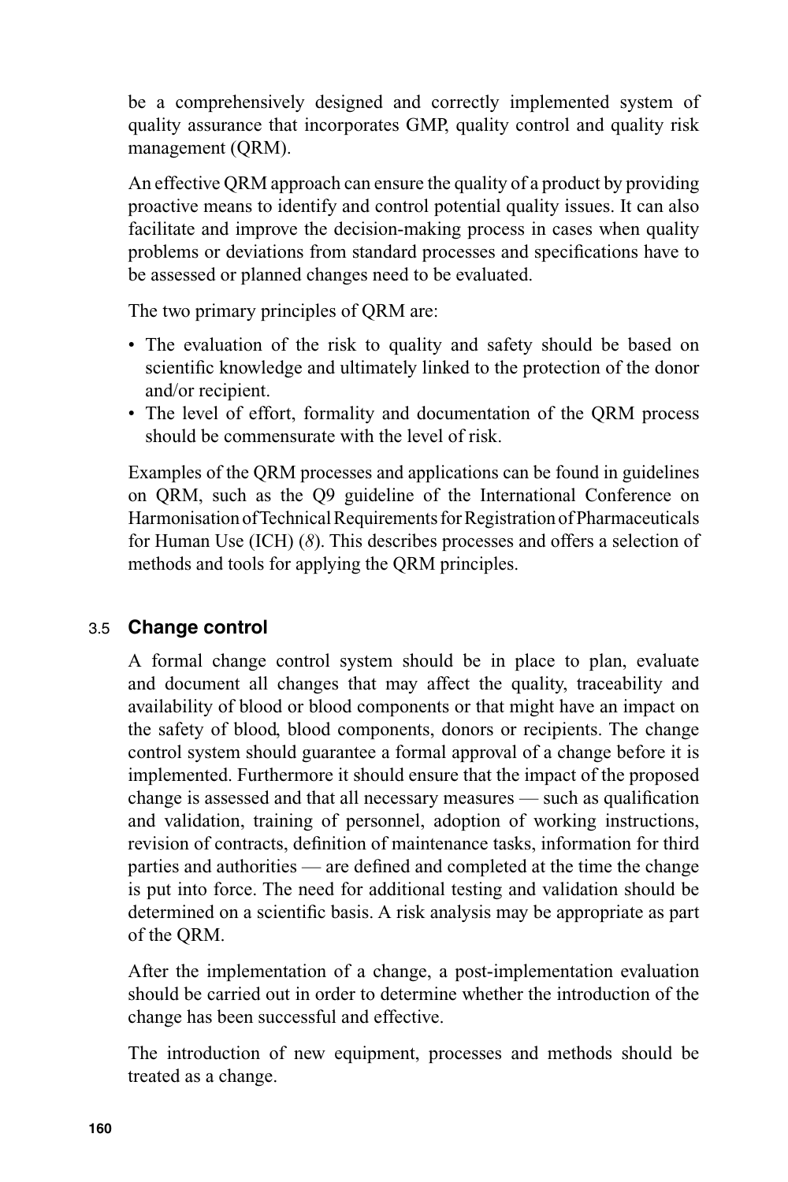be a comprehensively designed and correctly implemented system of quality assurance that incorporates GMP, quality control and quality risk management (QRM).

An effective QRM approach can ensure the quality of a product by providing proactive means to identify and control potential quality issues. It can also facilitate and improve the decision-making process in cases when quality problems or deviations from standard processes and specifications have to be assessed or planned changes need to be evaluated.

The two primary principles of QRM are:

- The evaluation of the risk to quality and safety should be based on scientific knowledge and ultimately linked to the protection of the donor and/or recipient.
- The level of effort, formality and documentation of the QRM process should be commensurate with the level of risk.

Examples of the QRM processes and applications can be found in guidelines on QRM, such as the Q9 guideline of the International Conference on Harmonisation of Technical Requirements for Registration of Pharmaceuticals for Human Use (ICH) (*8*). This describes processes and offers a selection of methods and tools for applying the QRM principles.

### 3.5 Change control

A formal change control system should be in place to plan, evaluate and document all changes that may affect the quality, traceability and availability of blood or blood components or that might have an impact on the safety of blood, blood components, donors or recipients. The change control system should guarantee a formal approval of a change before it is implemented. Furthermore it should ensure that the impact of the proposed change is assessed and that all necessary measures — such as qualification and validation, training of personnel, adoption of working instructions, revision of contracts, definition of maintenance tasks, information for third parties and authorities — are defined and completed at the time the change is put into force. The need for additional testing and validation should be determined on a scientific basis. A risk analysis may be appropriate as part of the QRM.

After the implementation of a change, a post-implementation evaluation should be carried out in order to determine whether the introduction of the change has been successful and effective.

The introduction of new equipment, processes and methods should be treated as a change.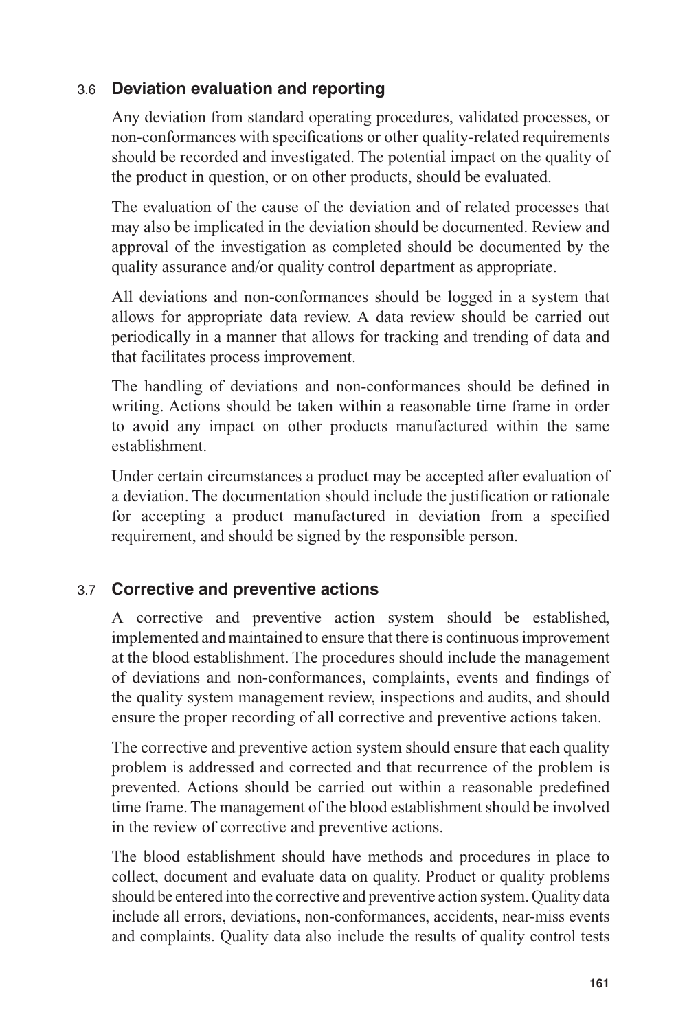### 3.6 Deviation evaluation and reporting

Any deviation from standard operating procedures, validated processes, or non-conformances with specifications or other quality-related requirements should be recorded and investigated. The potential impact on the quality of the product in question, or on other products, should be evaluated.

The evaluation of the cause of the deviation and of related processes that may also be implicated in the deviation should be documented. Review and approval of the investigation as completed should be documented by the quality assurance and/or quality control department as appropriate.

All deviations and non-conformances should be logged in a system that allows for appropriate data review. A data review should be carried out periodically in a manner that allows for tracking and trending of data and that facilitates process improvement.

The handling of deviations and non-conformances should be defined in writing. Actions should be taken within a reasonable time frame in order to avoid any impact on other products manufactured within the same establishment.

Under certain circumstances a product may be accepted after evaluation of a deviation. The documentation should include the justification or rationale for accepting a product manufactured in deviation from a specified requirement, and should be signed by the responsible person.

### 3.7 Corrective and preventive actions

A corrective and preventive action system should be established, implemented and maintained to ensure that there is continuous improvement at the blood establishment. The procedures should include the management of deviations and non-conformances, complaints, events and findings of the quality system management review, inspections and audits, and should ensure the proper recording of all corrective and preventive actions taken.

The corrective and preventive action system should ensure that each quality problem is addressed and corrected and that recurrence of the problem is prevented. Actions should be carried out within a reasonable predefined time frame. The management of the blood establishment should be involved in the review of corrective and preventive actions.

The blood establishment should have methods and procedures in place to collect, document and evaluate data on quality. Product or quality problems should be entered into the corrective and preventive action system. Quality data include all errors, deviations, non-conformances, accidents, near-miss events and complaints. Quality data also include the results of quality control tests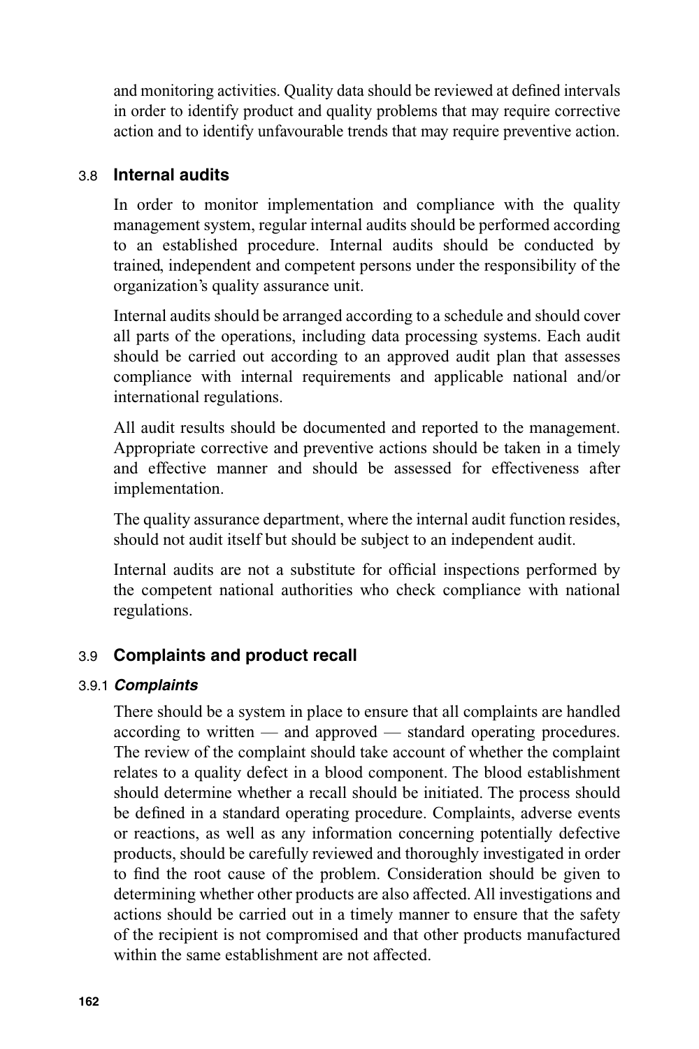and monitoring activities. Quality data should be reviewed at defined intervals in order to identify product and quality problems that may require corrective action and to identify unfavourable trends that may require preventive action.

## 3.8 Internal audits

In order to monitor implementation and compliance with the quality management system, regular internal audits should be performed according to an established procedure. Internal audits should be conducted by trained, independent and competent persons under the responsibility of the organization's quality assurance unit.

Internal audits should be arranged according to a schedule and should cover all parts of the operations, including data processing systems. Each audit should be carried out according to an approved audit plan that assesses compliance with internal requirements and applicable national and/or international regulations.

All audit results should be documented and reported to the management. Appropriate corrective and preventive actions should be taken in a timely and effective manner and should be assessed for effectiveness after implementation.

The quality assurance department, where the internal audit function resides, should not audit itself but should be subject to an independent audit.

Internal audits are not a substitute for official inspections performed by the competent national authorities who check compliance with national regulations.

## 3.9 Complaints and product recall

### 3.9.1 *Complaints*

There should be a system in place to ensure that all complaints are handled according to written — and approved — standard operating procedures. The review of the complaint should take account of whether the complaint relates to a quality defect in a blood component. The blood establishment should determine whether a recall should be initiated. The process should be defined in a standard operating procedure. Complaints, adverse events or reactions, as well as any information concerning potentially defective products, should be carefully reviewed and thoroughly investigated in order to find the root cause of the problem. Consideration should be given to determining whether other products are also affected. All investigations and actions should be carried out in a timely manner to ensure that the safety of the recipient is not compromised and that other products manufactured within the same establishment are not affected.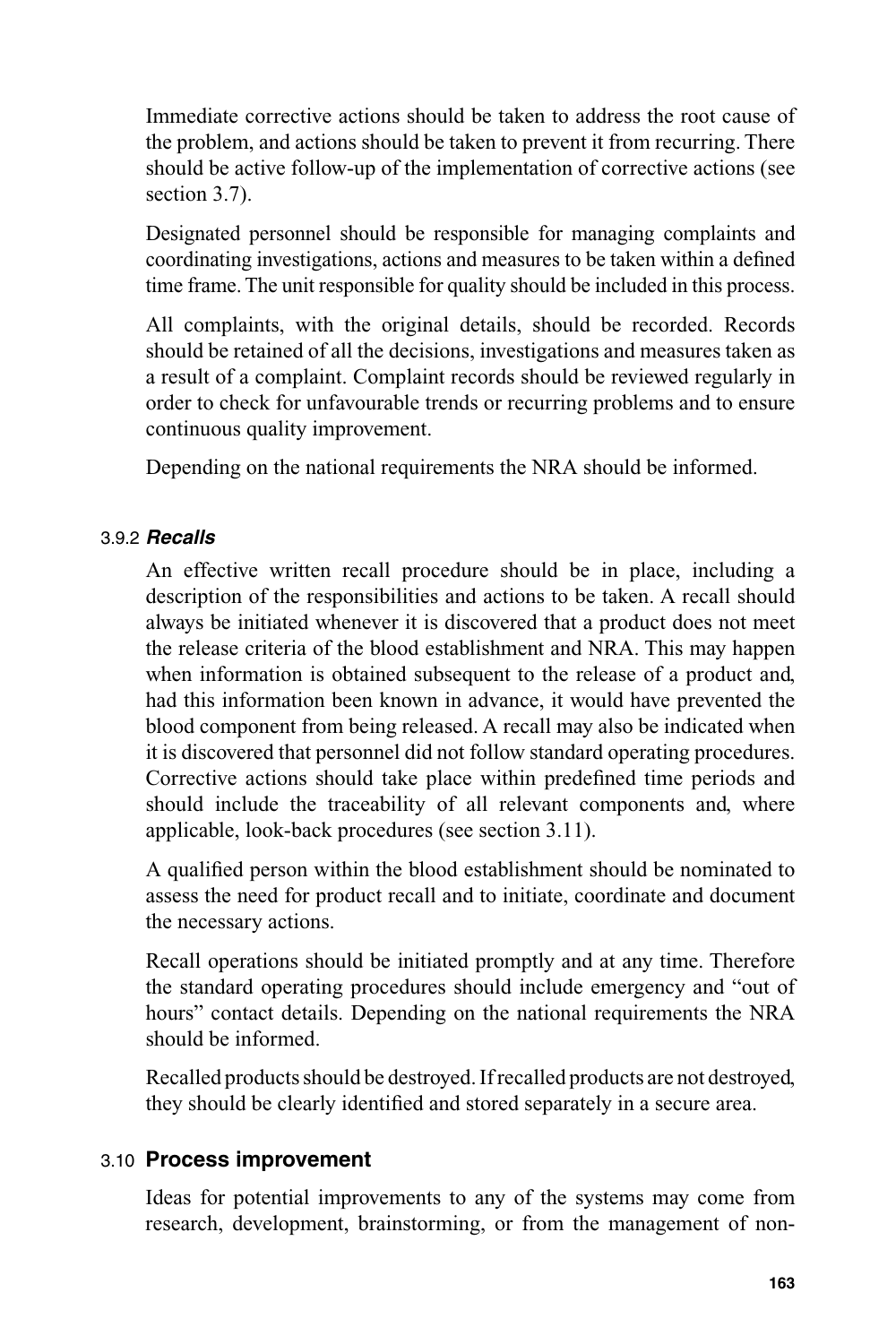Immediate corrective actions should be taken to address the root cause of the problem, and actions should be taken to prevent it from recurring. There should be active follow-up of the implementation of corrective actions (see section 3.7).

Designated personnel should be responsible for managing complaints and coordinating investigations, actions and measures to be taken within a defined time frame. The unit responsible for quality should be included in this process.

All complaints, with the original details, should be recorded. Records should be retained of all the decisions, investigations and measures taken as a result of a complaint. Complaint records should be reviewed regularly in order to check for unfavourable trends or recurring problems and to ensure continuous quality improvement.

Depending on the national requirements the NRA should be informed.

#### 3.9.2 *Recalls*

An effective written recall procedure should be in place, including a description of the responsibilities and actions to be taken. A recall should always be initiated whenever it is discovered that a product does not meet the release criteria of the blood establishment and NRA. This may happen when information is obtained subsequent to the release of a product and, had this information been known in advance, it would have prevented the blood component from being released. A recall may also be indicated when it is discovered that personnel did not follow standard operating procedures. Corrective actions should take place within predefined time periods and should include the traceability of all relevant components and, where applicable, look-back procedures (see section 3.11).

A qualified person within the blood establishment should be nominated to assess the need for product recall and to initiate, coordinate and document the necessary actions.

Recall operations should be initiated promptly and at any time. Therefore the standard operating procedures should include emergency and "out of hours" contact details. Depending on the national requirements the NRA should be informed.

Recalled products should be destroyed. If recalled products are not destroyed, they should be clearly identified and stored separately in a secure area.

### 3.10 Process improvement

Ideas for potential improvements to any of the systems may come from research, development, brainstorming, or from the management of non-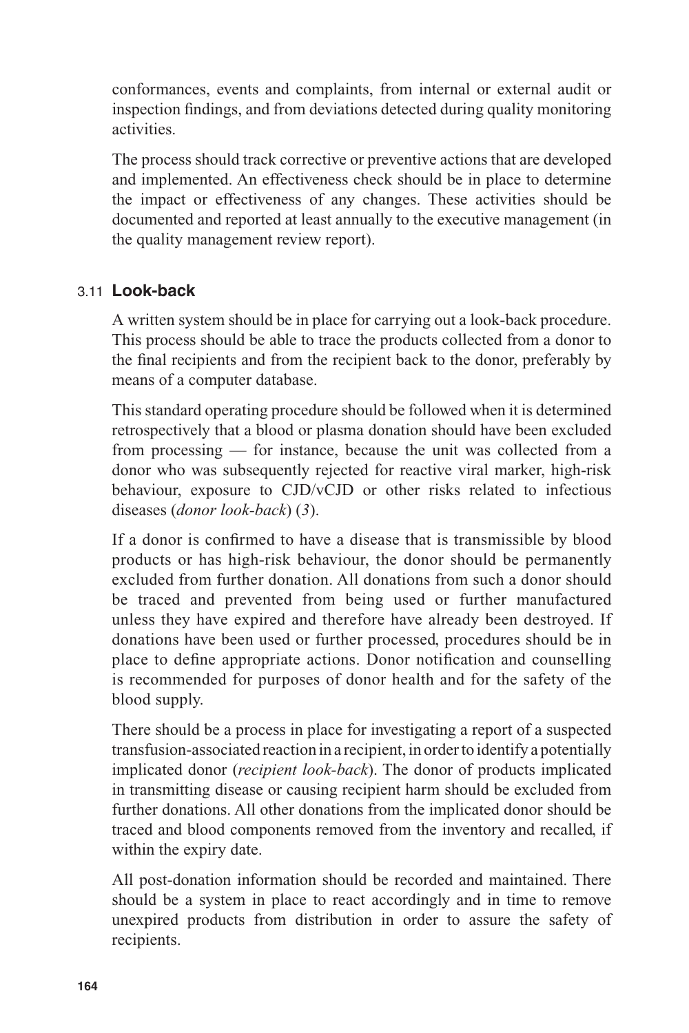conformances, events and complaints, from internal or external audit or inspection findings, and from deviations detected during quality monitoring activities.

The process should track corrective or preventive actions that are developed and implemented. An effectiveness check should be in place to determine the impact or effectiveness of any changes. These activities should be documented and reported at least annually to the executive management (in the quality management review report).

### 3.11 Look-back

A written system should be in place for carrying out a look-back procedure. This process should be able to trace the products collected from a donor to the final recipients and from the recipient back to the donor, preferably by means of a computer database.

This standard operating procedure should be followed when it is determined retrospectively that a blood or plasma donation should have been excluded from processing — for instance, because the unit was collected from a donor who was subsequently rejected for reactive viral marker, high-risk behaviour, exposure to CJD/vCJD or other risks related to infectious diseases (*donor look-back*) (*3*).

If a donor is confirmed to have a disease that is transmissible by blood products or has high-risk behaviour, the donor should be permanently excluded from further donation. All donations from such a donor should be traced and prevented from being used or further manufactured unless they have expired and therefore have already been destroyed. If donations have been used or further processed, procedures should be in place to define appropriate actions. Donor notification and counselling is recommended for purposes of donor health and for the safety of the blood supply.

There should be a process in place for investigating a report of a suspected transfusion-associated reaction in a recipient, in order to identify a potentially implicated donor (*recipient look-back*). The donor of products implicated in transmitting disease or causing recipient harm should be excluded from further donations. All other donations from the implicated donor should be traced and blood components removed from the inventory and recalled, if within the expiry date.

All post-donation information should be recorded and maintained. There should be a system in place to react accordingly and in time to remove unexpired products from distribution in order to assure the safety of recipients.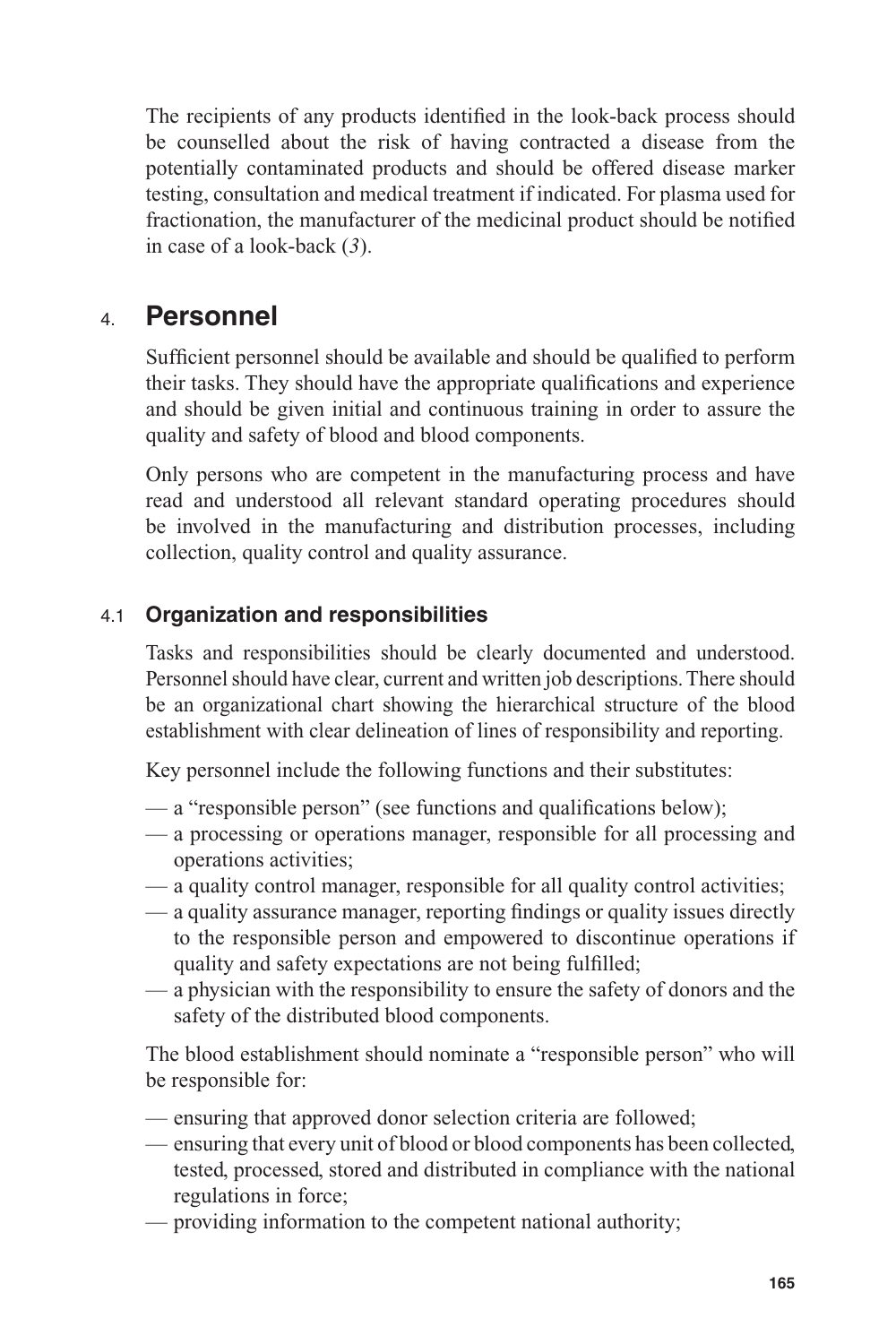The recipients of any products identified in the look-back process should be counselled about the risk of having contracted a disease from the potentially contaminated products and should be offered disease marker testing, consultation and medical treatment if indicated. For plasma used for fractionation, the manufacturer of the medicinal product should be notified in case of a look-back (*3*).

## 4. Personnel

Sufficient personnel should be available and should be qualified to perform their tasks. They should have the appropriate qualifications and experience and should be given initial and continuous training in order to assure the quality and safety of blood and blood components.

Only persons who are competent in the manufacturing process and have read and understood all relevant standard operating procedures should be involved in the manufacturing and distribution processes, including collection, quality control and quality assurance.

### 4.1 Organization and responsibilities

Tasks and responsibilities should be clearly documented and understood. Personnel should have clear, current and written job descriptions. There should be an organizational chart showing the hierarchical structure of the blood establishment with clear delineation of lines of responsibility and reporting.

Key personnel include the following functions and their substitutes:

- a "responsible person" (see functions and qualifications below);
- a processing or operations manager, responsible for all processing and operations activities;
- a quality control manager, responsible for all quality control activities;
- a quality assurance manager, reporting findings or quality issues directly to the responsible person and empowered to discontinue operations if quality and safety expectations are not being fulfilled;
- a physician with the responsibility to ensure the safety of donors and the safety of the distributed blood components.

The blood establishment should nominate a "responsible person" who will be responsible for:

- ensuring that approved donor selection criteria are followed;
- ensuring that every unit of blood or blood components has been collected, tested, processed, stored and distributed in compliance with the national regulations in force;
- providing information to the competent national authority;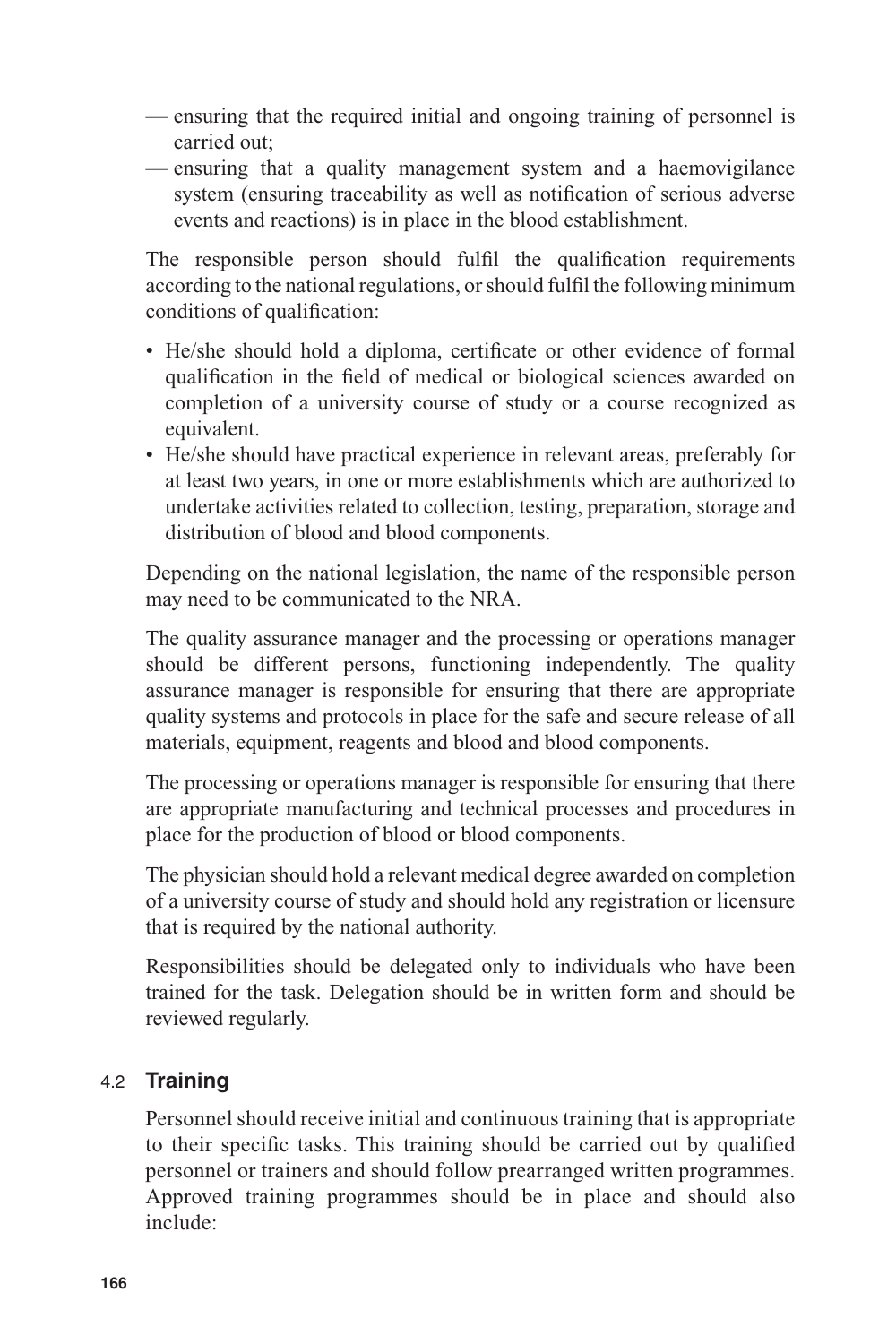- ensuring that the required initial and ongoing training of personnel is carried out;
- ensuring that a quality management system and a haemovigilance system (ensuring traceability as well as notification of serious adverse events and reactions) is in place in the blood establishment.

The responsible person should fulfil the qualification requirements according to the national regulations, or should fulfil the following minimum conditions of qualification:

- He/she should hold a diploma, certificate or other evidence of formal qualification in the field of medical or biological sciences awarded on completion of a university course of study or a course recognized as equivalent.
- He/she should have practical experience in relevant areas, preferably for at least two years, in one or more establishments which are authorized to undertake activities related to collection, testing, preparation, storage and distribution of blood and blood components.

Depending on the national legislation, the name of the responsible person may need to be communicated to the NRA.

The quality assurance manager and the processing or operations manager should be different persons, functioning independently. The quality assurance manager is responsible for ensuring that there are appropriate quality systems and protocols in place for the safe and secure release of all materials, equipment, reagents and blood and blood components.

The processing or operations manager is responsible for ensuring that there are appropriate manufacturing and technical processes and procedures in place for the production of blood or blood components.

The physician should hold a relevant medical degree awarded on completion of a university course of study and should hold any registration or licensure that is required by the national authority.

Responsibilities should be delegated only to individuals who have been trained for the task. Delegation should be in written form and should be reviewed regularly.

### 4.2 Training

Personnel should receive initial and continuous training that is appropriate to their specific tasks. This training should be carried out by qualified personnel or trainers and should follow prearranged written programmes. Approved training programmes should be in place and should also include: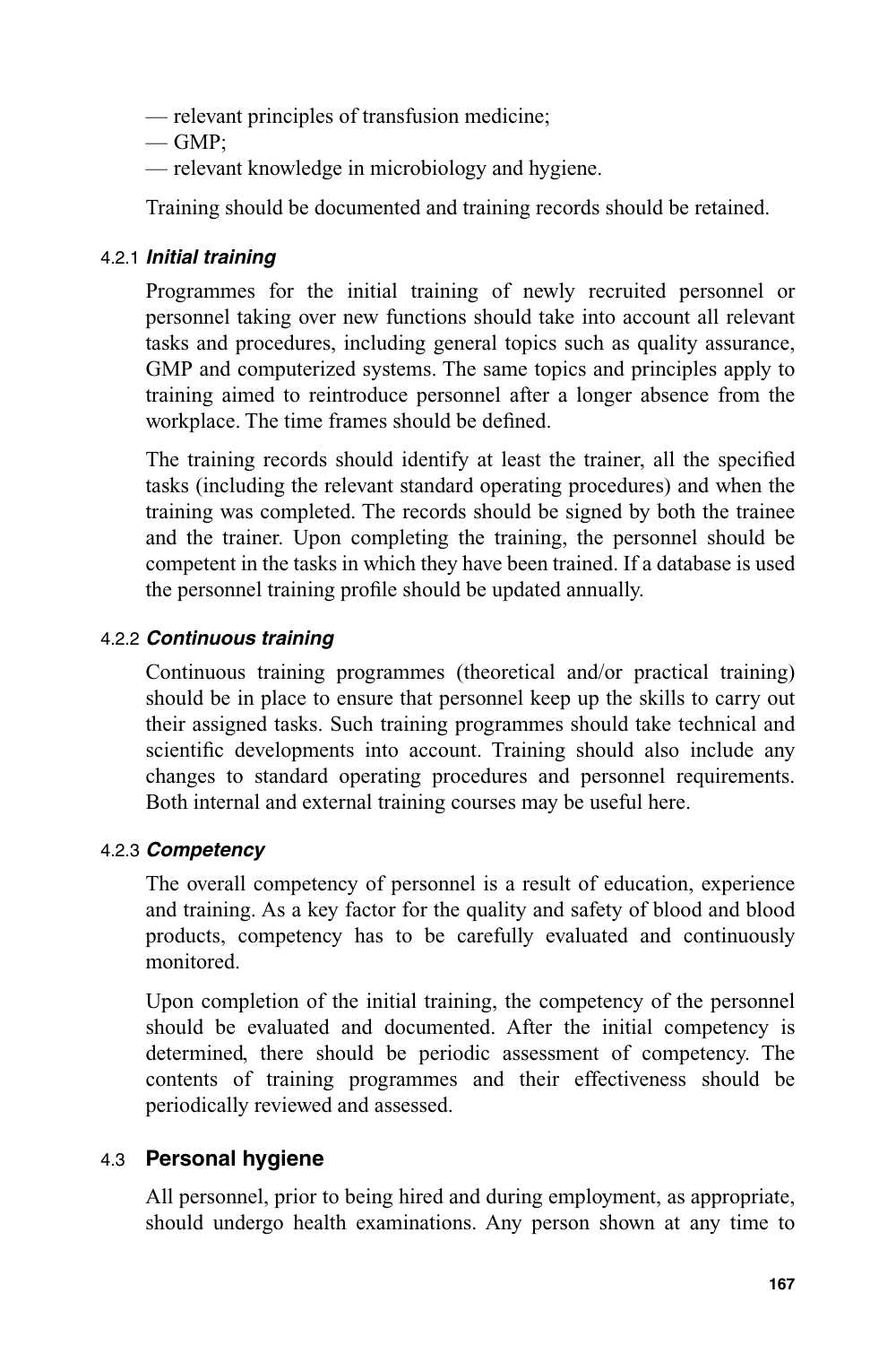— relevant principles of transfusion medicine;
— GMP;
— relevant knowledge in microbiology and hygiene.

Training should be documented and training records should be retained.

#### 4.2.1 *Initial training*

Programmes for the initial training of newly recruited personnel or personnel taking over new functions should take into account all relevant tasks and procedures, including general topics such as quality assurance, GMP and computerized systems. The same topics and principles apply to training aimed to reintroduce personnel after a longer absence from the workplace. The time frames should be defined.

The training records should identify at least the trainer, all the specified tasks (including the relevant standard operating procedures) and when the training was completed. The records should be signed by both the trainee and the trainer. Upon completing the training, the personnel should be competent in the tasks in which they have been trained. If a database is used the personnel training profile should be updated annually.

#### 4.2.2 *Continuous training*

Continuous training programmes (theoretical and/or practical training) should be in place to ensure that personnel keep up the skills to carry out their assigned tasks. Such training programmes should take technical and scientific developments into account. Training should also include any changes to standard operating procedures and personnel requirements. Both internal and external training courses may be useful here.

#### 4.2.3 *Competency*

The overall competency of personnel is a result of education, experience and training. As a key factor for the quality and safety of blood and blood products, competency has to be carefully evaluated and continuously monitored.

Upon completion of the initial training, the competency of the personnel should be evaluated and documented. After the initial competency is determined, there should be periodic assessment of competency. The contents of training programmes and their effectiveness should be periodically reviewed and assessed.

### 4.3 Personal hygiene

All personnel, prior to being hired and during employment, as appropriate, should undergo health examinations. Any person shown at any time to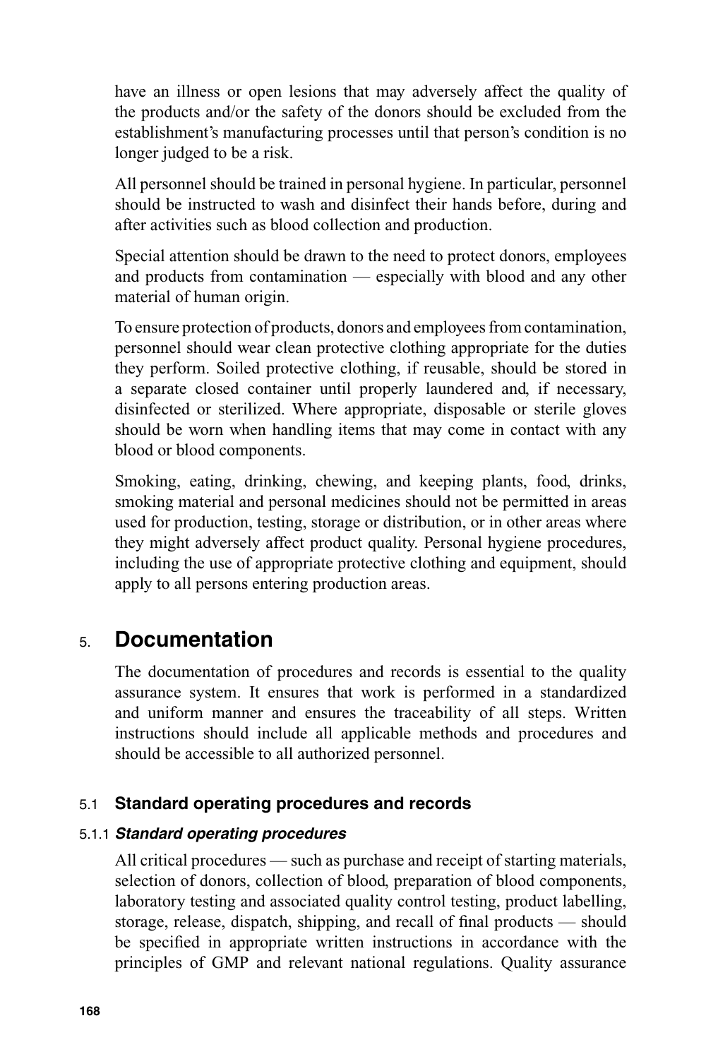have an illness or open lesions that may adversely affect the quality of the products and/or the safety of the donors should be excluded from the establishment's manufacturing processes until that person's condition is no longer judged to be a risk.

All personnel should be trained in personal hygiene. In particular, personnel should be instructed to wash and disinfect their hands before, during and after activities such as blood collection and production.

Special attention should be drawn to the need to protect donors, employees and products from contamination — especially with blood and any other material of human origin.

To ensure protection of products, donors and employees from contamination, personnel should wear clean protective clothing appropriate for the duties they perform. Soiled protective clothing, if reusable, should be stored in a separate closed container until properly laundered and, if necessary, disinfected or sterilized. Where appropriate, disposable or sterile gloves should be worn when handling items that may come in contact with any blood or blood components.

Smoking, eating, drinking, chewing, and keeping plants, food, drinks, smoking material and personal medicines should not be permitted in areas used for production, testing, storage or distribution, or in other areas where they might adversely affect product quality. Personal hygiene procedures, including the use of appropriate protective clothing and equipment, should apply to all persons entering production areas.

# 5. Documentation

The documentation of procedures and records is essential to the quality assurance system. It ensures that work is performed in a standardized and uniform manner and ensures the traceability of all steps. Written instructions should include all applicable methods and procedures and should be accessible to all authorized personnel.

## 5.1 Standard operating procedures and records

### 5.1.1 *Standard operating procedures*

All critical procedures — such as purchase and receipt of starting materials, selection of donors, collection of blood, preparation of blood components, laboratory testing and associated quality control testing, product labelling, storage, release, dispatch, shipping, and recall of final products — should be specified in appropriate written instructions in accordance with the principles of GMP and relevant national regulations. Quality assurance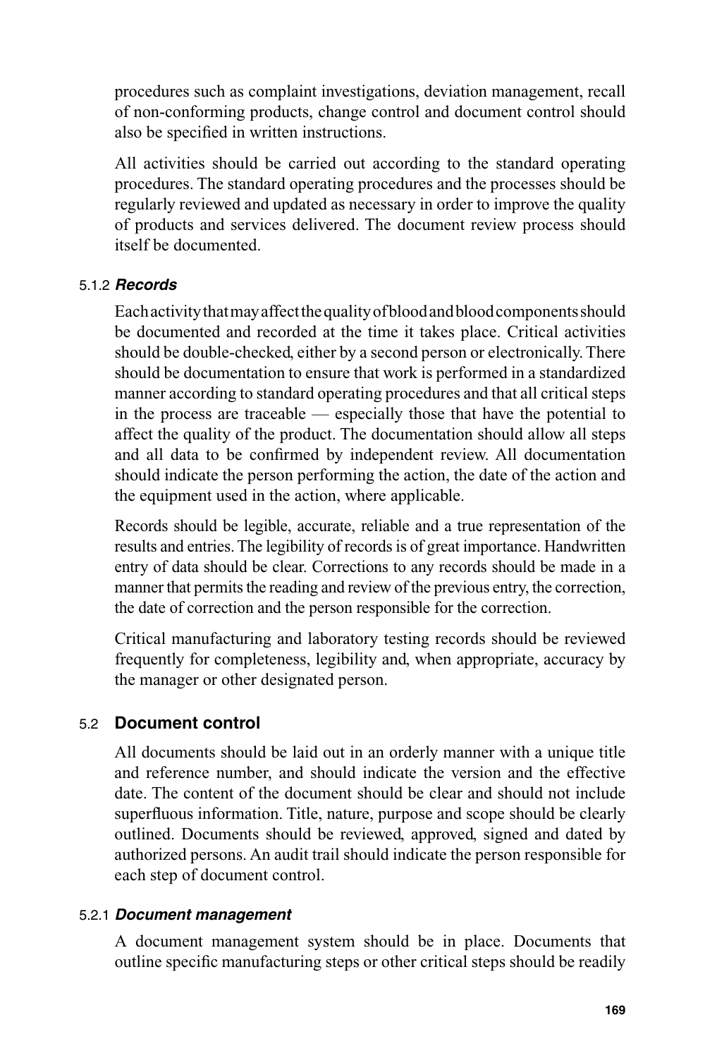procedures such as complaint investigations, deviation management, recall of non-conforming products, change control and document control should also be specified in written instructions.

All activities should be carried out according to the standard operating procedures. The standard operating procedures and the processes should be regularly reviewed and updated as necessary in order to improve the quality of products and services delivered. The document review process should itself be documented.

#### 5.1.2 *Records*

Each activity that may affect the quality of blood and blood components should be documented and recorded at the time it takes place. Critical activities should be double-checked, either by a second person or electronically. There should be documentation to ensure that work is performed in a standardized manner according to standard operating procedures and that all critical steps in the process are traceable — especially those that have the potential to affect the quality of the product. The documentation should allow all steps and all data to be confirmed by independent review. All documentation should indicate the person performing the action, the date of the action and the equipment used in the action, where applicable.

Records should be legible, accurate, reliable and a true representation of the results and entries. The legibility of records is of great importance. Handwritten entry of data should be clear. Corrections to any records should be made in a manner that permits the reading and review of the previous entry, the correction, the date of correction and the person responsible for the correction.

Critical manufacturing and laboratory testing records should be reviewed frequently for completeness, legibility and, when appropriate, accuracy by the manager or other designated person.

### 5.2 Document control

All documents should be laid out in an orderly manner with a unique title and reference number, and should indicate the version and the effective date. The content of the document should be clear and should not include superfluous information. Title, nature, purpose and scope should be clearly outlined. Documents should be reviewed, approved, signed and dated by authorized persons. An audit trail should indicate the person responsible for each step of document control.

#### 5.2.1 *Document management*

A document management system should be in place. Documents that outline specific manufacturing steps or other critical steps should be readily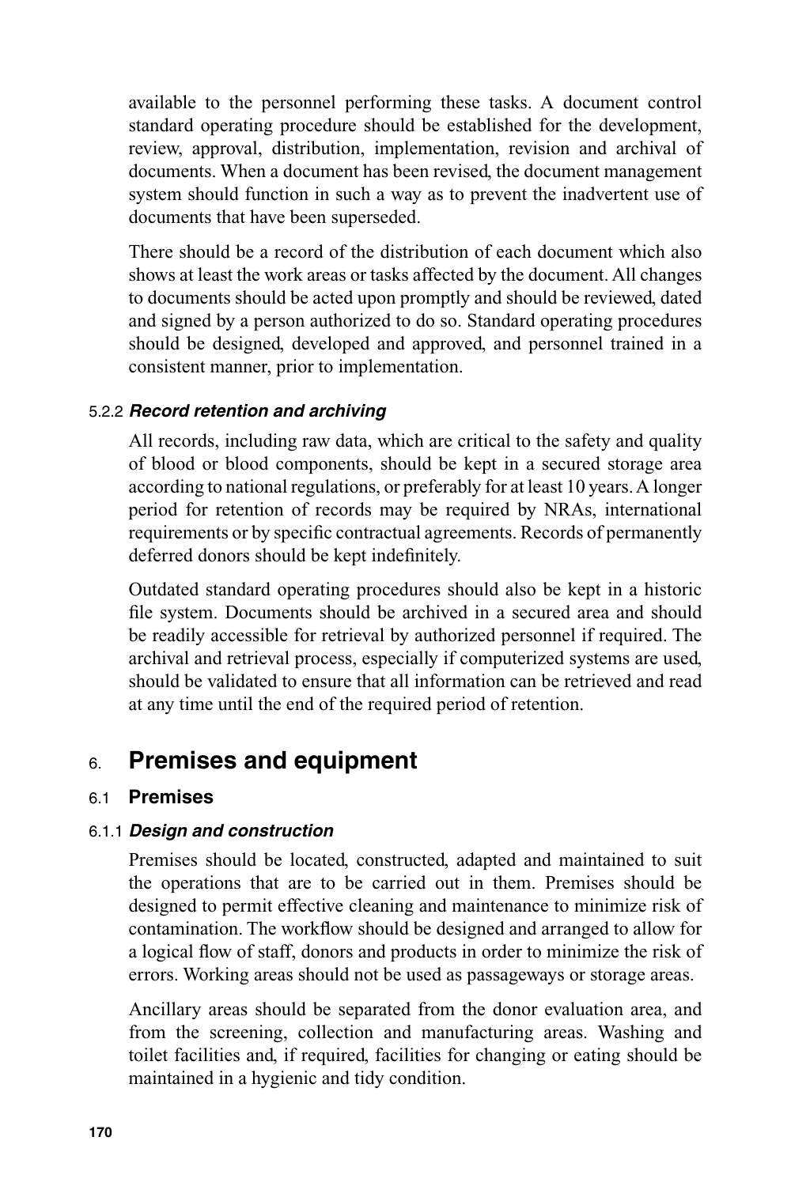available to the personnel performing these tasks. A document control standard operating procedure should be established for the development, review, approval, distribution, implementation, revision and archival of documents. When a document has been revised, the document management system should function in such a way as to prevent the inadvertent use of documents that have been superseded.

There should be a record of the distribution of each document which also shows at least the work areas or tasks affected by the document. All changes to documents should be acted upon promptly and should be reviewed, dated and signed by a person authorized to do so. Standard operating procedures should be designed, developed and approved, and personnel trained in a consistent manner, prior to implementation.

#### 5.2.2 *Record retention and archiving*

All records, including raw data, which are critical to the safety and quality of blood or blood components, should be kept in a secured storage area according to national regulations, or preferably for at least 10 years. A longer period for retention of records may be required by NRAs, international requirements or by specific contractual agreements. Records of permanently deferred donors should be kept indefinitely.

Outdated standard operating procedures should also be kept in a historic file system. Documents should be archived in a secured area and should be readily accessible for retrieval by authorized personnel if required. The archival and retrieval process, especially if computerized systems are used, should be validated to ensure that all information can be retrieved and read at any time until the end of the required period of retention.

## 6. Premises and equipment

### 6.1 Premises

#### 6.1.1 *Design and construction*

Premises should be located, constructed, adapted and maintained to suit the operations that are to be carried out in them. Premises should be designed to permit effective cleaning and maintenance to minimize risk of contamination. The workflow should be designed and arranged to allow for a logical flow of staff, donors and products in order to minimize the risk of errors. Working areas should not be used as passageways or storage areas.

Ancillary areas should be separated from the donor evaluation area, and from the screening, collection and manufacturing areas. Washing and toilet facilities and, if required, facilities for changing or eating should be maintained in a hygienic and tidy condition.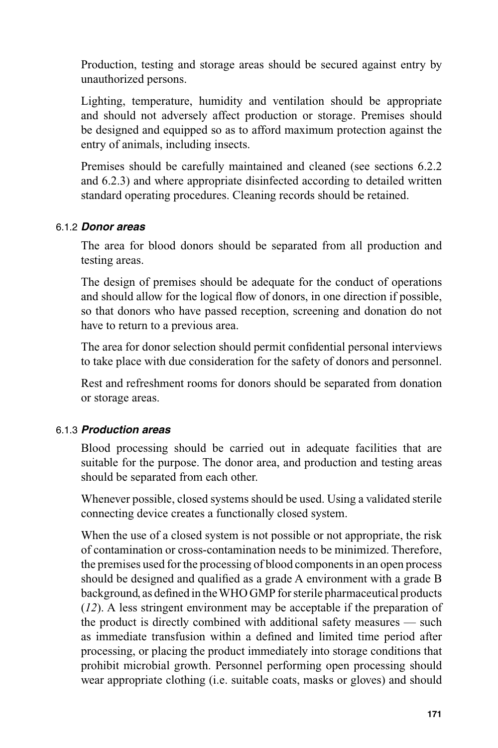Production, testing and storage areas should be secured against entry by unauthorized persons.

Lighting, temperature, humidity and ventilation should be appropriate and should not adversely affect production or storage. Premises should be designed and equipped so as to afford maximum protection against the entry of animals, including insects.

Premises should be carefully maintained and cleaned (see sections 6.2.2 and 6.2.3) and where appropriate disinfected according to detailed written standard operating procedures. Cleaning records should be retained.

### 6.1.2 *Donor areas*

The area for blood donors should be separated from all production and testing areas.

The design of premises should be adequate for the conduct of operations and should allow for the logical flow of donors, in one direction if possible, so that donors who have passed reception, screening and donation do not have to return to a previous area.

The area for donor selection should permit confidential personal interviews to take place with due consideration for the safety of donors and personnel.

Rest and refreshment rooms for donors should be separated from donation or storage areas.

### 6.1.3 *Production areas*

Blood processing should be carried out in adequate facilities that are suitable for the purpose. The donor area, and production and testing areas should be separated from each other.

Whenever possible, closed systems should be used. Using a validated sterile connecting device creates a functionally closed system.

When the use of a closed system is not possible or not appropriate, the risk of contamination or cross-contamination needs to be minimized. Therefore, the premises used for the processing of blood components in an open process should be designed and qualified as a grade A environment with a grade B background, as defined in the WHO GMP for sterile pharmaceutical products (*12*). A less stringent environment may be acceptable if the preparation of the product is directly combined with additional safety measures — such as immediate transfusion within a defined and limited time period after processing, or placing the product immediately into storage conditions that prohibit microbial growth. Personnel performing open processing should wear appropriate clothing (i.e. suitable coats, masks or gloves) and should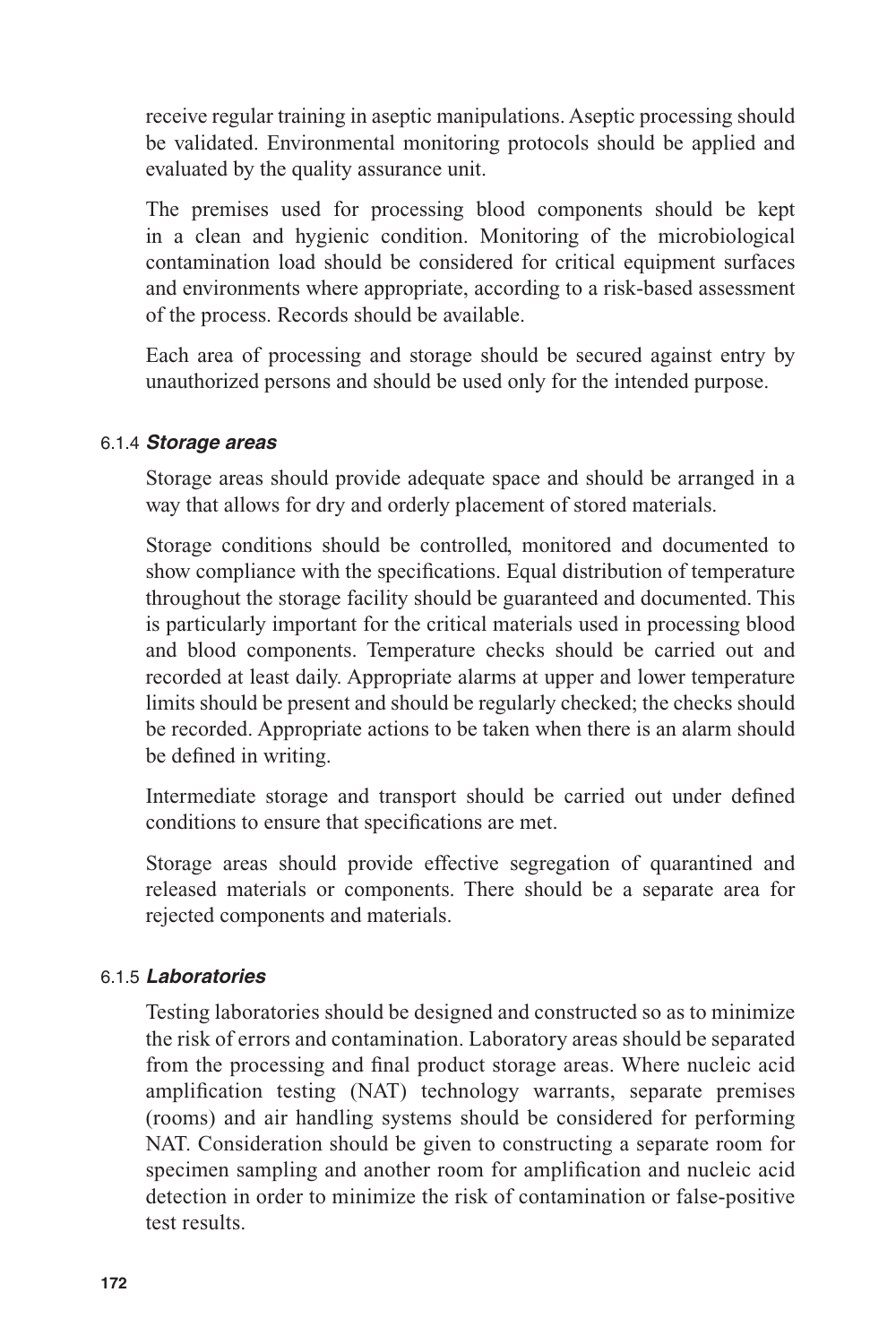receive regular training in aseptic manipulations. Aseptic processing should be validated. Environmental monitoring protocols should be applied and evaluated by the quality assurance unit.

The premises used for processing blood components should be kept in a clean and hygienic condition. Monitoring of the microbiological contamination load should be considered for critical equipment surfaces and environments where appropriate, according to a risk-based assessment of the process. Records should be available.

Each area of processing and storage should be secured against entry by unauthorized persons and should be used only for the intended purpose.

#### 6.1.4 *Storage areas*

Storage areas should provide adequate space and should be arranged in a way that allows for dry and orderly placement of stored materials.

Storage conditions should be controlled, monitored and documented to show compliance with the specifications. Equal distribution of temperature throughout the storage facility should be guaranteed and documented. This is particularly important for the critical materials used in processing blood and blood components. Temperature checks should be carried out and recorded at least daily. Appropriate alarms at upper and lower temperature limits should be present and should be regularly checked; the checks should be recorded. Appropriate actions to be taken when there is an alarm should be defined in writing.

Intermediate storage and transport should be carried out under defined conditions to ensure that specifications are met.

Storage areas should provide effective segregation of quarantined and released materials or components. There should be a separate area for rejected components and materials.

#### 6.1.5 *Laboratories*

Testing laboratories should be designed and constructed so as to minimize the risk of errors and contamination. Laboratory areas should be separated from the processing and final product storage areas. Where nucleic acid amplification testing (NAT) technology warrants, separate premises (rooms) and air handling systems should be considered for performing NAT. Consideration should be given to constructing a separate room for specimen sampling and another room for amplification and nucleic acid detection in order to minimize the risk of contamination or false-positive test results.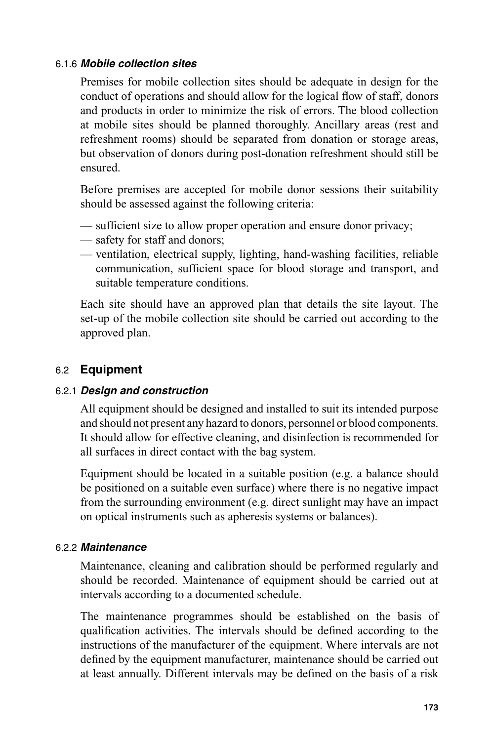#### 6.1.6 *Mobile collection sites*

Premises for mobile collection sites should be adequate in design for the conduct of operations and should allow for the logical flow of staff, donors and products in order to minimize the risk of errors. The blood collection at mobile sites should be planned thoroughly. Ancillary areas (rest and refreshment rooms) should be separated from donation or storage areas, but observation of donors during post-donation refreshment should still be ensured.

Before premises are accepted for mobile donor sessions their suitability should be assessed against the following criteria:

- sufficient size to allow proper operation and ensure donor privacy;
- safety for staff and donors;
- ventilation, electrical supply, lighting, hand-washing facilities, reliable communication, sufficient space for blood storage and transport, and suitable temperature conditions.

Each site should have an approved plan that details the site layout. The set-up of the mobile collection site should be carried out according to the approved plan.

### 6.2 Equipment

#### 6.2.1 *Design and construction*

All equipment should be designed and installed to suit its intended purpose and should not present any hazard to donors, personnel or blood components. It should allow for effective cleaning, and disinfection is recommended for all surfaces in direct contact with the bag system.

Equipment should be located in a suitable position (e.g. a balance should be positioned on a suitable even surface) where there is no negative impact from the surrounding environment (e.g. direct sunlight may have an impact on optical instruments such as apheresis systems or balances).

#### 6.2.2 *Maintenance*

Maintenance, cleaning and calibration should be performed regularly and should be recorded. Maintenance of equipment should be carried out at intervals according to a documented schedule.

The maintenance programmes should be established on the basis of qualification activities. The intervals should be defined according to the instructions of the manufacturer of the equipment. Where intervals are not defined by the equipment manufacturer, maintenance should be carried out at least annually. Different intervals may be defined on the basis of a risk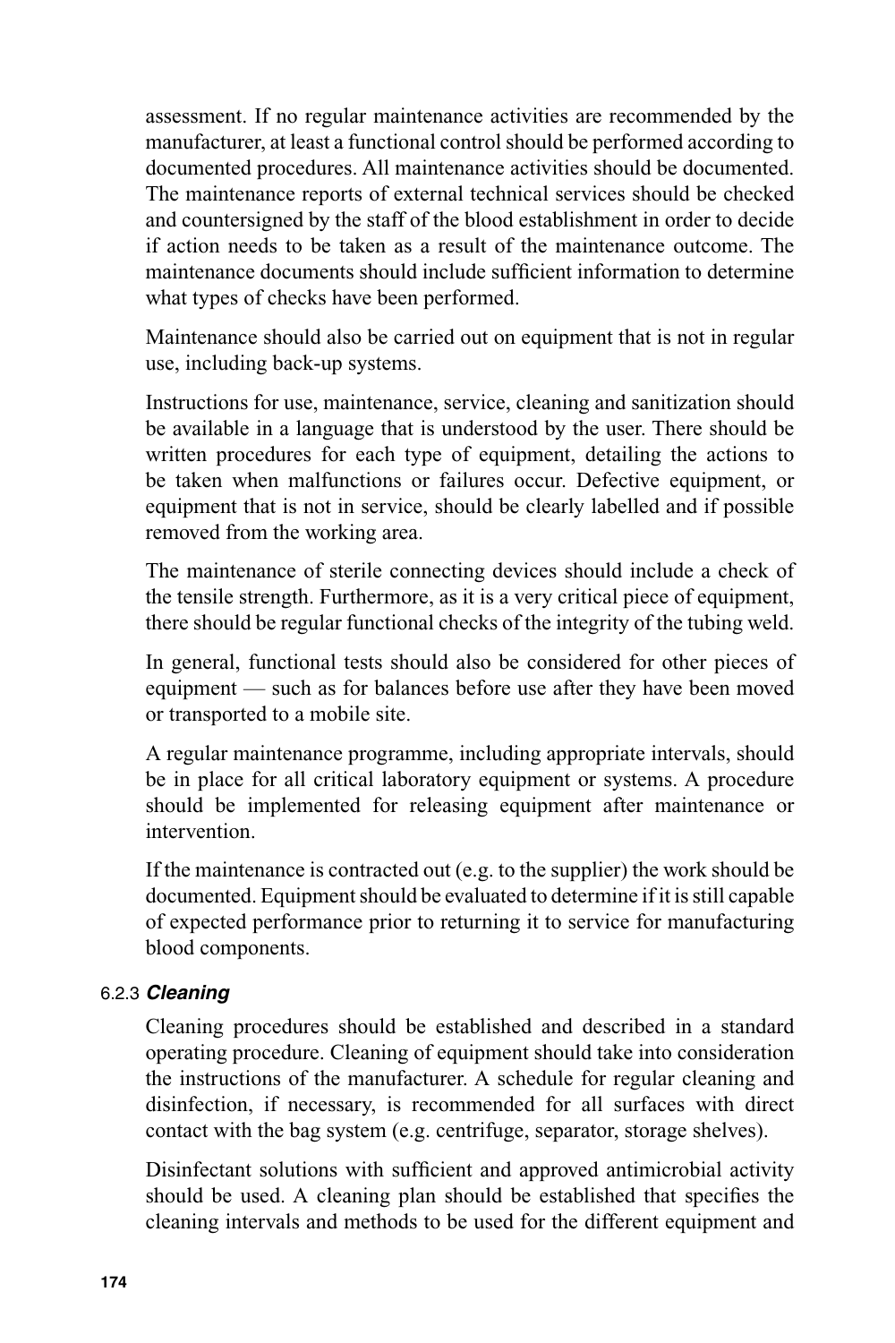assessment. If no regular maintenance activities are recommended by the manufacturer, at least a functional control should be performed according to documented procedures. All maintenance activities should be documented. The maintenance reports of external technical services should be checked and countersigned by the staff of the blood establishment in order to decide if action needs to be taken as a result of the maintenance outcome. The maintenance documents should include sufficient information to determine what types of checks have been performed.

Maintenance should also be carried out on equipment that is not in regular use, including back-up systems.

Instructions for use, maintenance, service, cleaning and sanitization should be available in a language that is understood by the user. There should be written procedures for each type of equipment, detailing the actions to be taken when malfunctions or failures occur. Defective equipment, or equipment that is not in service, should be clearly labelled and if possible removed from the working area.

The maintenance of sterile connecting devices should include a check of the tensile strength. Furthermore, as it is a very critical piece of equipment, there should be regular functional checks of the integrity of the tubing weld.

In general, functional tests should also be considered for other pieces of equipment — such as for balances before use after they have been moved or transported to a mobile site.

A regular maintenance programme, including appropriate intervals, should be in place for all critical laboratory equipment or systems. A procedure should be implemented for releasing equipment after maintenance or intervention.

If the maintenance is contracted out (e.g. to the supplier) the work should be documented. Equipment should be evaluated to determine if it is still capable of expected performance prior to returning it to service for manufacturing blood components.

### 6.2.3 *Cleaning*

Cleaning procedures should be established and described in a standard operating procedure. Cleaning of equipment should take into consideration the instructions of the manufacturer. A schedule for regular cleaning and disinfection, if necessary, is recommended for all surfaces with direct contact with the bag system (e.g. centrifuge, separator, storage shelves).

Disinfectant solutions with sufficient and approved antimicrobial activity should be used. A cleaning plan should be established that specifies the cleaning intervals and methods to be used for the different equipment and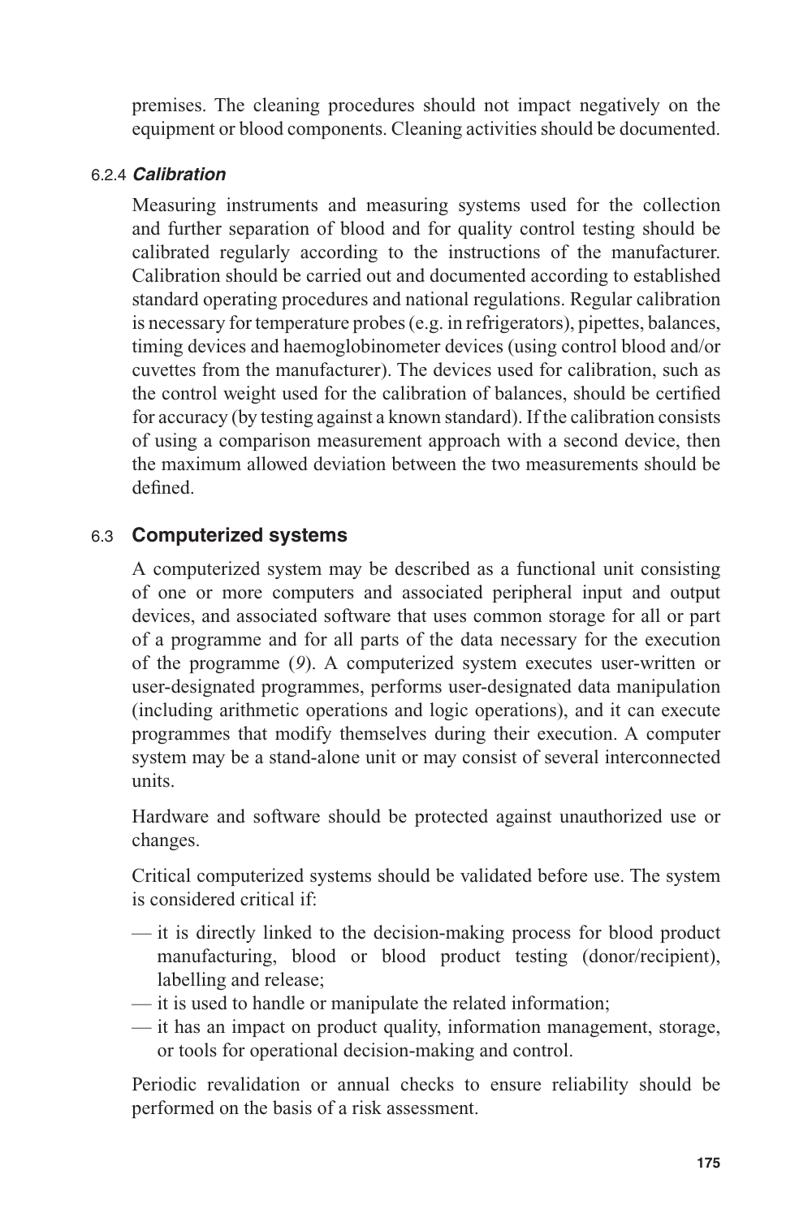premises. The cleaning procedures should not impact negatively on the equipment or blood components. Cleaning activities should be documented.

#### 6.2.4 *Calibration*

Measuring instruments and measuring systems used for the collection and further separation of blood and for quality control testing should be calibrated regularly according to the instructions of the manufacturer. Calibration should be carried out and documented according to established standard operating procedures and national regulations. Regular calibration is necessary for temperature probes (e.g. in refrigerators), pipettes, balances, timing devices and haemoglobinometer devices (using control blood and/or cuvettes from the manufacturer). The devices used for calibration, such as the control weight used for the calibration of balances, should be certified for accuracy (by testing against a known standard). If the calibration consists of using a comparison measurement approach with a second device, then the maximum allowed deviation between the two measurements should be defined.

### 6.3 Computerized systems

A computerized system may be described as a functional unit consisting of one or more computers and associated peripheral input and output devices, and associated software that uses common storage for all or part of a programme and for all parts of the data necessary for the execution of the programme (*9*). A computerized system executes user-written or user-designated programmes, performs user-designated data manipulation (including arithmetic operations and logic operations), and it can execute programmes that modify themselves during their execution. A computer system may be a stand-alone unit or may consist of several interconnected units.

Hardware and software should be protected against unauthorized use or changes.

Critical computerized systems should be validated before use. The system is considered critical if:

- it is directly linked to the decision-making process for blood product manufacturing, blood or blood product testing (donor/recipient), labelling and release;
- it is used to handle or manipulate the related information;
- it has an impact on product quality, information management, storage, or tools for operational decision-making and control.

Periodic revalidation or annual checks to ensure reliability should be performed on the basis of a risk assessment.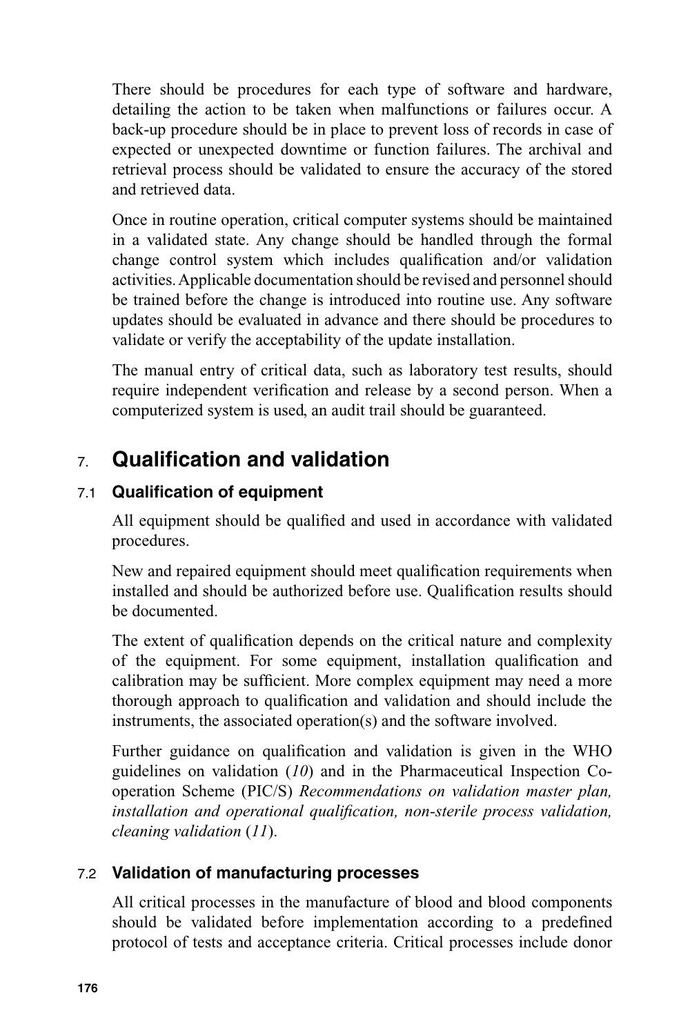There should be procedures for each type of software and hardware, detailing the action to be taken when malfunctions or failures occur. A back-up procedure should be in place to prevent loss of records in case of expected or unexpected downtime or function failures. The archival and retrieval process should be validated to ensure the accuracy of the stored and retrieved data.

Once in routine operation, critical computer systems should be maintained in a validated state. Any change should be handled through the formal change control system which includes qualification and/or validation activities. Applicable documentation should be revised and personnel should be trained before the change is introduced into routine use. Any software updates should be evaluated in advance and there should be procedures to validate or verify the acceptability of the update installation.

The manual entry of critical data, such as laboratory test results, should require independent verification and release by a second person. When a computerized system is used, an audit trail should be guaranteed.

## 7. Qualification and validation

### 7.1 Qualification of equipment

All equipment should be qualified and used in accordance with validated procedures.

New and repaired equipment should meet qualification requirements when installed and should be authorized before use. Qualification results should be documented.

The extent of qualification depends on the critical nature and complexity of the equipment. For some equipment, installation qualification and calibration may be sufficient. More complex equipment may need a more thorough approach to qualification and validation and should include the instruments, the associated operation(s) and the software involved.

Further guidance on qualification and validation is given in the WHO guidelines on validation (*10*) and in the Pharmaceutical Inspection Co-operation Scheme (PIC/S) *Recommendations on validation master plan, installation and operational qualification, non-sterile process validation, cleaning validation* (*11*).

### 7.2 Validation of manufacturing processes

All critical processes in the manufacture of blood and blood components should be validated before implementation according to a predefined protocol of tests and acceptance criteria. Critical processes include donor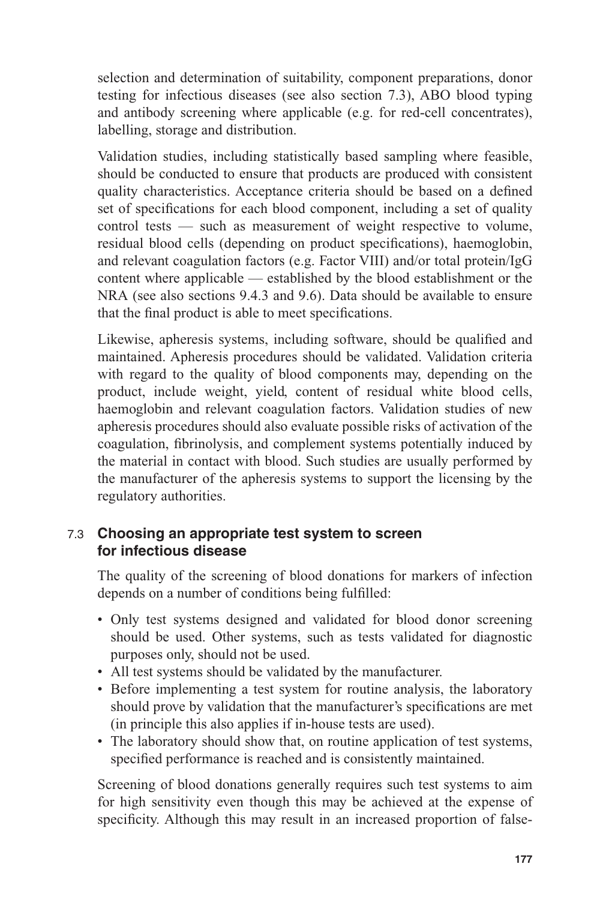selection and determination of suitability, component preparations, donor testing for infectious diseases (see also section 7.3), ABO blood typing and antibody screening where applicable (e.g. for red-cell concentrates), labelling, storage and distribution.

Validation studies, including statistically based sampling where feasible, should be conducted to ensure that products are produced with consistent quality characteristics. Acceptance criteria should be based on a defined set of specifications for each blood component, including a set of quality control tests — such as measurement of weight respective to volume, residual blood cells (depending on product specifications), haemoglobin, and relevant coagulation factors (e.g. Factor VIII) and/or total protein/IgG content where applicable — established by the blood establishment or the NRA (see also sections 9.4.3 and 9.6). Data should be available to ensure that the final product is able to meet specifications.

Likewise, apheresis systems, including software, should be qualified and maintained. Apheresis procedures should be validated. Validation criteria with regard to the quality of blood components may, depending on the product, include weight, yield, content of residual white blood cells, haemoglobin and relevant coagulation factors. Validation studies of new apheresis procedures should also evaluate possible risks of activation of the coagulation, fibrinolysis, and complement systems potentially induced by the material in contact with blood. Such studies are usually performed by the manufacturer of the apheresis systems to support the licensing by the regulatory authorities.

### 7.3 Choosing an appropriate test system to screen for infectious disease

The quality of the screening of blood donations for markers of infection depends on a number of conditions being fulfilled:

- Only test systems designed and validated for blood donor screening should be used. Other systems, such as tests validated for diagnostic purposes only, should not be used.
- All test systems should be validated by the manufacturer.
- Before implementing a test system for routine analysis, the laboratory should prove by validation that the manufacturer's specifications are met (in principle this also applies if in-house tests are used).
- The laboratory should show that, on routine application of test systems, specified performance is reached and is consistently maintained.

Screening of blood donations generally requires such test systems to aim for high sensitivity even though this may be achieved at the expense of specificity. Although this may result in an increased proportion of false-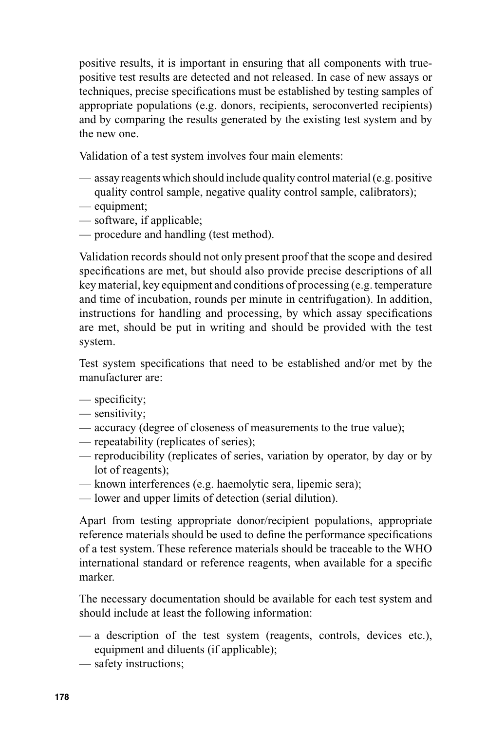positive results, it is important in ensuring that all components with true-positive test results are detected and not released. In case of new assays or techniques, precise specifications must be established by testing samples of appropriate populations (e.g. donors, recipients, seroconverted recipients) and by comparing the results generated by the existing test system and by the new one.

Validation of a test system involves four main elements:

- — assay reagents which should include quality control material (e.g. positive quality control sample, negative quality control sample, calibrators);
- — equipment;
- — software, if applicable;
- — procedure and handling (test method).

Validation records should not only present proof that the scope and desired specifications are met, but should also provide precise descriptions of all key material, key equipment and conditions of processing (e.g. temperature and time of incubation, rounds per minute in centrifugation). In addition, instructions for handling and processing, by which assay specifications are met, should be put in writing and should be provided with the test system.

Test system specifications that need to be established and/or met by the manufacturer are:

- — specificity;
- — sensitivity;
- — accuracy (degree of closeness of measurements to the true value);
- — repeatability (replicates of series);
- — reproducibility (replicates of series, variation by operator, by day or by lot of reagents);
- — known interferences (e.g. haemolytic sera, lipemic sera);
- — lower and upper limits of detection (serial dilution).

Apart from testing appropriate donor/recipient populations, appropriate reference materials should be used to define the performance specifications of a test system. These reference materials should be traceable to the WHO international standard or reference reagents, when available for a specific marker.

The necessary documentation should be available for each test system and should include at least the following information:

- — a description of the test system (reagents, controls, devices etc.), equipment and diluents (if applicable);
- — safety instructions;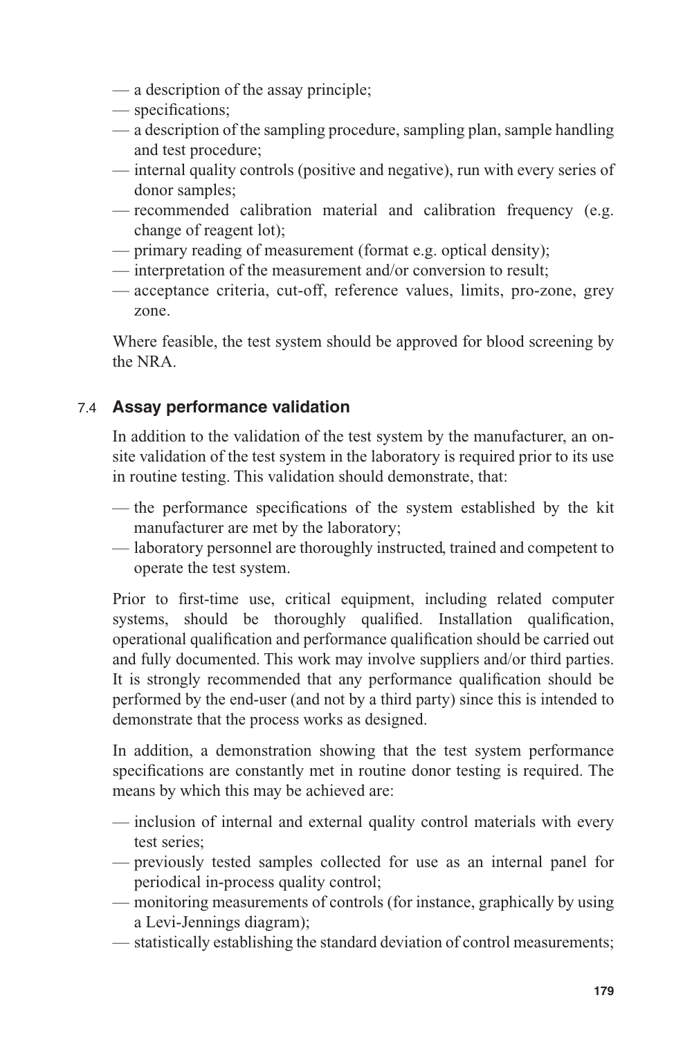- a description of the assay principle;
- specifications;
- a description of the sampling procedure, sampling plan, sample handling and test procedure;
- internal quality controls (positive and negative), run with every series of donor samples;
- recommended calibration material and calibration frequency (e.g. change of reagent lot);
- primary reading of measurement (format e.g. optical density);
- interpretation of the measurement and/or conversion to result;
- acceptance criteria, cut-off, reference values, limits, pro-zone, grey zone.

Where feasible, the test system should be approved for blood screening by the NRA.

### 7.4 Assay performance validation

In addition to the validation of the test system by the manufacturer, an on-site validation of the test system in the laboratory is required prior to its use in routine testing. This validation should demonstrate, that:

- the performance specifications of the system established by the kit manufacturer are met by the laboratory;
- laboratory personnel are thoroughly instructed, trained and competent to operate the test system.

Prior to first-time use, critical equipment, including related computer systems, should be thoroughly qualified. Installation qualification, operational qualification and performance qualification should be carried out and fully documented. This work may involve suppliers and/or third parties. It is strongly recommended that any performance qualification should be performed by the end-user (and not by a third party) since this is intended to demonstrate that the process works as designed.

In addition, a demonstration showing that the test system performance specifications are constantly met in routine donor testing is required. The means by which this may be achieved are:

- inclusion of internal and external quality control materials with every test series;
- previously tested samples collected for use as an internal panel for periodical in-process quality control;
- monitoring measurements of controls (for instance, graphically by using a Levi-Jennings diagram);
- statistically establishing the standard deviation of control measurements;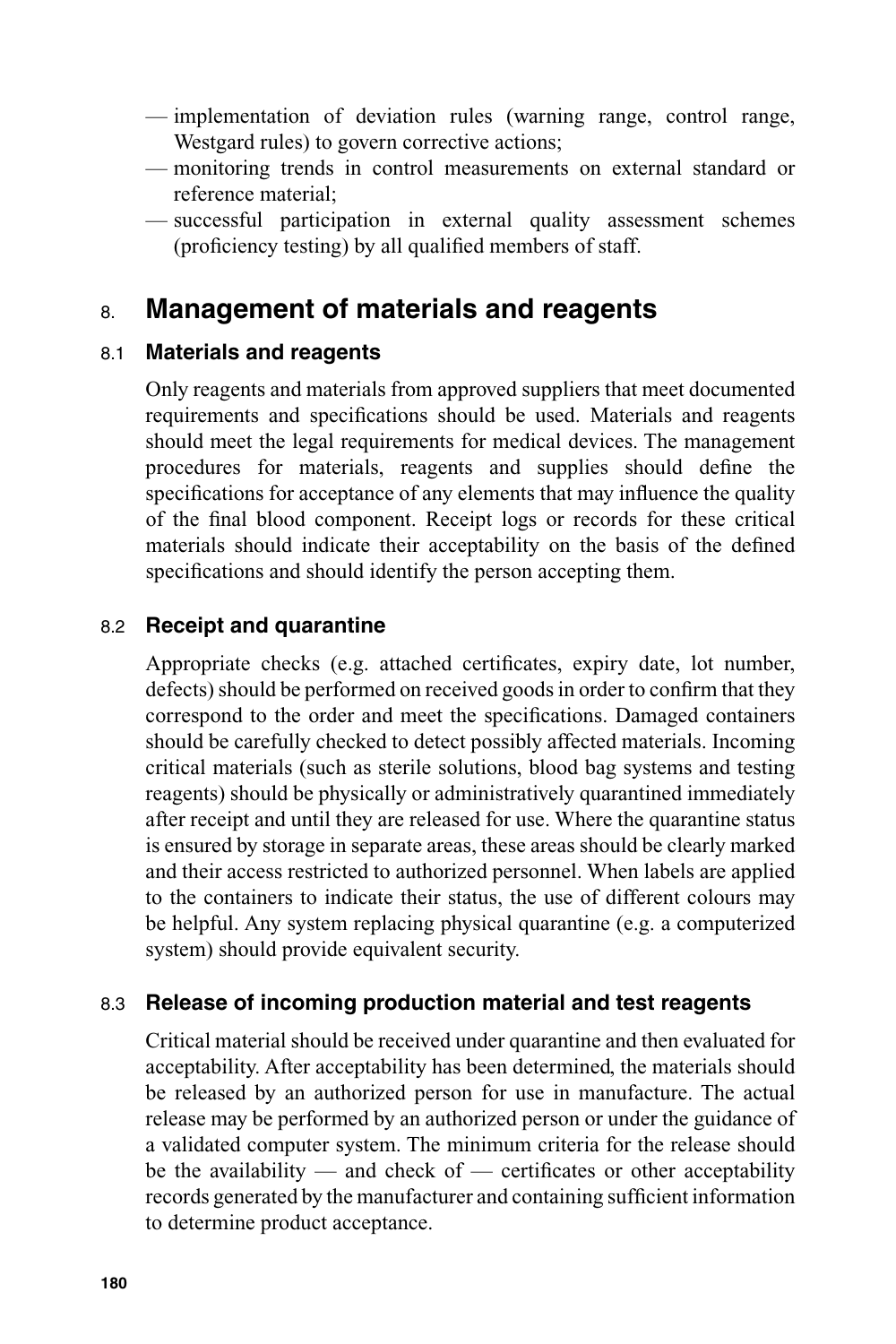- implementation of deviation rules (warning range, control range, Westgard rules) to govern corrective actions;
- monitoring trends in control measurements on external standard or reference material;
- successful participation in external quality assessment schemes (proficiency testing) by all qualified members of staff.

## 8. Management of materials and reagents

### 8.1 Materials and reagents

Only reagents and materials from approved suppliers that meet documented requirements and specifications should be used. Materials and reagents should meet the legal requirements for medical devices. The management procedures for materials, reagents and supplies should define the specifications for acceptance of any elements that may influence the quality of the final blood component. Receipt logs or records for these critical materials should indicate their acceptability on the basis of the defined specifications and should identify the person accepting them.

### 8.2 Receipt and quarantine

Appropriate checks (e.g. attached certificates, expiry date, lot number, defects) should be performed on received goods in order to confirm that they correspond to the order and meet the specifications. Damaged containers should be carefully checked to detect possibly affected materials. Incoming critical materials (such as sterile solutions, blood bag systems and testing reagents) should be physically or administratively quarantined immediately after receipt and until they are released for use. Where the quarantine status is ensured by storage in separate areas, these areas should be clearly marked and their access restricted to authorized personnel. When labels are applied to the containers to indicate their status, the use of different colours may be helpful. Any system replacing physical quarantine (e.g. a computerized system) should provide equivalent security.

### 8.3 Release of incoming production material and test reagents

Critical material should be received under quarantine and then evaluated for acceptability. After acceptability has been determined, the materials should be released by an authorized person for use in manufacture. The actual release may be performed by an authorized person or under the guidance of a validated computer system. The minimum criteria for the release should be the availability — and check of — certificates or other acceptability records generated by the manufacturer and containing sufficient information to determine product acceptance.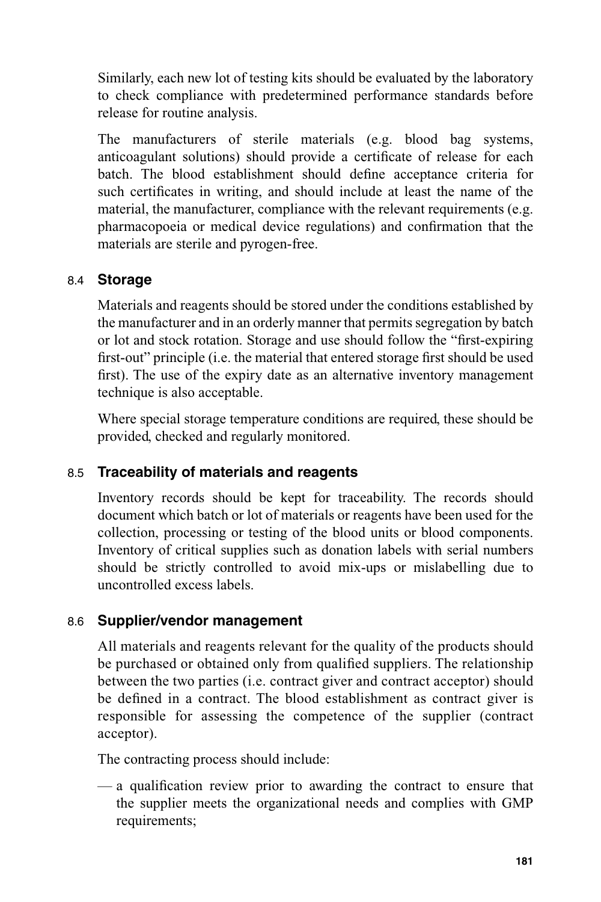Similarly, each new lot of testing kits should be evaluated by the laboratory to check compliance with predetermined performance standards before release for routine analysis.

The manufacturers of sterile materials (e.g. blood bag systems, anticoagulant solutions) should provide a certificate of release for each batch. The blood establishment should define acceptance criteria for such certificates in writing, and should include at least the name of the material, the manufacturer, compliance with the relevant requirements (e.g. pharmacopoeia or medical device regulations) and confirmation that the materials are sterile and pyrogen-free.

### 8.4 Storage

Materials and reagents should be stored under the conditions established by the manufacturer and in an orderly manner that permits segregation by batch or lot and stock rotation. Storage and use should follow the "first-expiring first-out" principle (i.e. the material that entered storage first should be used first). The use of the expiry date as an alternative inventory management technique is also acceptable.

Where special storage temperature conditions are required, these should be provided, checked and regularly monitored.

### 8.5 Traceability of materials and reagents

Inventory records should be kept for traceability. The records should document which batch or lot of materials or reagents have been used for the collection, processing or testing of the blood units or blood components. Inventory of critical supplies such as donation labels with serial numbers should be strictly controlled to avoid mix-ups or mislabelling due to uncontrolled excess labels.

### 8.6 Supplier/vendor management

All materials and reagents relevant for the quality of the products should be purchased or obtained only from qualified suppliers. The relationship between the two parties (i.e. contract giver and contract acceptor) should be defined in a contract. The blood establishment as contract giver is responsible for assessing the competence of the supplier (contract acceptor).

The contracting process should include:

— a qualification review prior to awarding the contract to ensure that the supplier meets the organizational needs and complies with GMP requirements;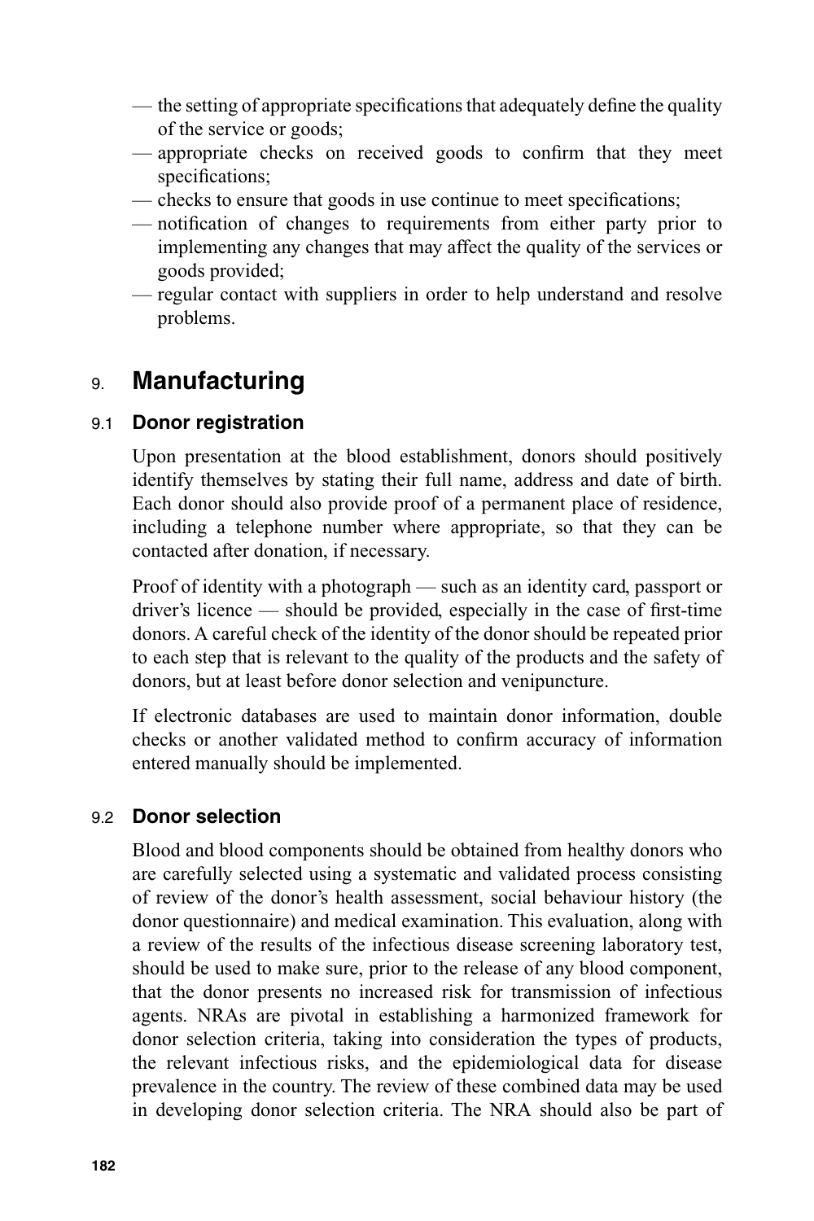- the setting of appropriate specifications that adequately define the quality of the service or goods;
- appropriate checks on received goods to confirm that they meet specifications;
- checks to ensure that goods in use continue to meet specifications;
- notification of changes to requirements from either party prior to implementing any changes that may affect the quality of the services or goods provided;
- regular contact with suppliers in order to help understand and resolve problems.

# 9. Manufacturing

## 9.1 Donor registration

Upon presentation at the blood establishment, donors should positively identify themselves by stating their full name, address and date of birth. Each donor should also provide proof of a permanent place of residence, including a telephone number where appropriate, so that they can be contacted after donation, if necessary.

Proof of identity with a photograph — such as an identity card, passport or driver's licence — should be provided, especially in the case of first-time donors. A careful check of the identity of the donor should be repeated prior to each step that is relevant to the quality of the products and the safety of donors, but at least before donor selection and venipuncture.

If electronic databases are used to maintain donor information, double checks or another validated method to confirm accuracy of information entered manually should be implemented.

## 9.2 Donor selection

Blood and blood components should be obtained from healthy donors who are carefully selected using a systematic and validated process consisting of review of the donor's health assessment, social behaviour history (the donor questionnaire) and medical examination. This evaluation, along with a review of the results of the infectious disease screening laboratory test, should be used to make sure, prior to the release of any blood component, that the donor presents no increased risk for transmission of infectious agents. NRAs are pivotal in establishing a harmonized framework for donor selection criteria, taking into consideration the types of products, the relevant infectious risks, and the epidemiological data for disease prevalence in the country. The review of these combined data may be used in developing donor selection criteria. The NRA should also be part of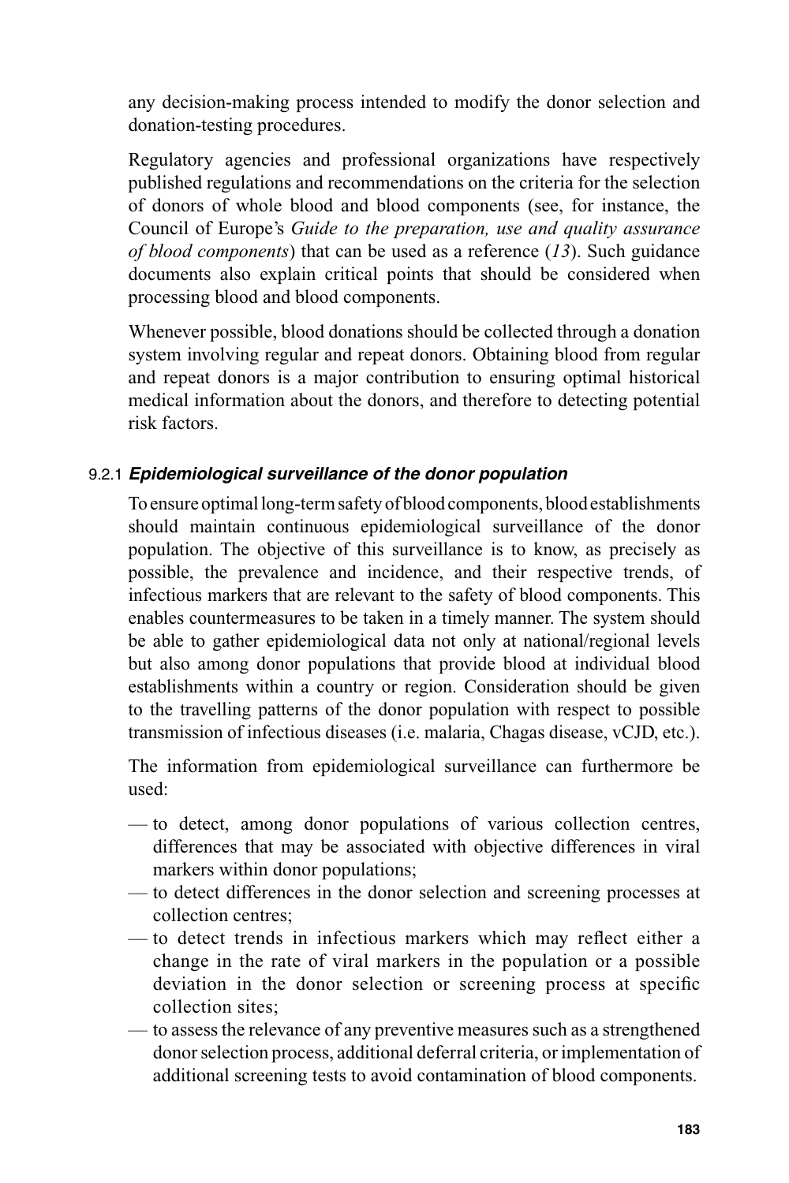any decision-making process intended to modify the donor selection and donation-testing procedures.

Regulatory agencies and professional organizations have respectively published regulations and recommendations on the criteria for the selection of donors of whole blood and blood components (see, for instance, the Council of Europe's *Guide to the preparation, use and quality assurance of blood components*) that can be used as a reference (*13*). Such guidance documents also explain critical points that should be considered when processing blood and blood components.

Whenever possible, blood donations should be collected through a donation system involving regular and repeat donors. Obtaining blood from regular and repeat donors is a major contribution to ensuring optimal historical medical information about the donors, and therefore to detecting potential risk factors.

### 9.2.1 *Epidemiological surveillance of the donor population*

To ensure optimal long-term safety of blood components, blood establishments should maintain continuous epidemiological surveillance of the donor population. The objective of this surveillance is to know, as precisely as possible, the prevalence and incidence, and their respective trends, of infectious markers that are relevant to the safety of blood components. This enables countermeasures to be taken in a timely manner. The system should be able to gather epidemiological data not only at national/regional levels but also among donor populations that provide blood at individual blood establishments within a country or region. Consideration should be given to the travelling patterns of the donor population with respect to possible transmission of infectious diseases (i.e. malaria, Chagas disease, vCJD, etc.).

The information from epidemiological surveillance can furthermore be used:

- to detect, among donor populations of various collection centres, differences that may be associated with objective differences in viral markers within donor populations;
- to detect differences in the donor selection and screening processes at collection centres;
- to detect trends in infectious markers which may reflect either a change in the rate of viral markers in the population or a possible deviation in the donor selection or screening process at specific collection sites;
- to assess the relevance of any preventive measures such as a strengthened donor selection process, additional deferral criteria, or implementation of additional screening tests to avoid contamination of blood components.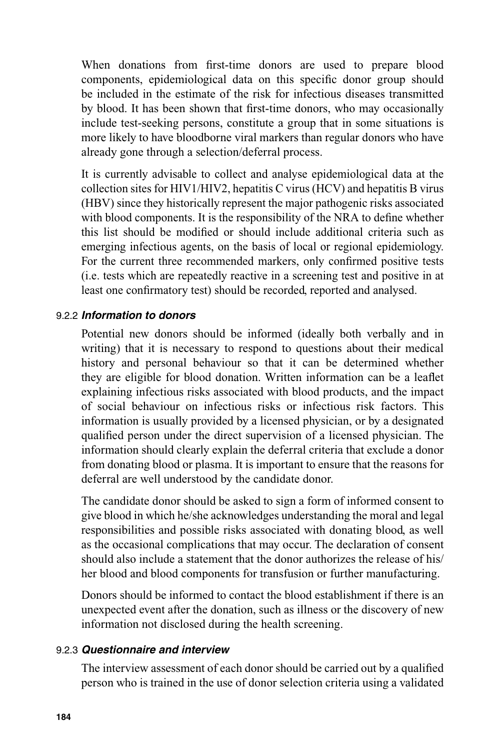When donations from first-time donors are used to prepare blood components, epidemiological data on this specific donor group should be included in the estimate of the risk for infectious diseases transmitted by blood. It has been shown that first-time donors, who may occasionally include test-seeking persons, constitute a group that in some situations is more likely to have bloodborne viral markers than regular donors who have already gone through a selection/deferral process.

It is currently advisable to collect and analyse epidemiological data at the collection sites for HIV1/HIV2, hepatitis C virus (HCV) and hepatitis B virus (HBV) since they historically represent the major pathogenic risks associated with blood components. It is the responsibility of the NRA to define whether this list should be modified or should include additional criteria such as emerging infectious agents, on the basis of local or regional epidemiology. For the current three recommended markers, only confirmed positive tests (i.e. tests which are repeatedly reactive in a screening test and positive in at least one confirmatory test) should be recorded, reported and analysed.

#### 9.2.2 *Information to donors*

Potential new donors should be informed (ideally both verbally and in writing) that it is necessary to respond to questions about their medical history and personal behaviour so that it can be determined whether they are eligible for blood donation. Written information can be a leaflet explaining infectious risks associated with blood products, and the impact of social behaviour on infectious risks or infectious risk factors. This information is usually provided by a licensed physician, or by a designated qualified person under the direct supervision of a licensed physician. The information should clearly explain the deferral criteria that exclude a donor from donating blood or plasma. It is important to ensure that the reasons for deferral are well understood by the candidate donor.

The candidate donor should be asked to sign a form of informed consent to give blood in which he/she acknowledges understanding the moral and legal responsibilities and possible risks associated with donating blood, as well as the occasional complications that may occur. The declaration of consent should also include a statement that the donor authorizes the release of his/her blood and blood components for transfusion or further manufacturing.

Donors should be informed to contact the blood establishment if there is an unexpected event after the donation, such as illness or the discovery of new information not disclosed during the health screening.

#### 9.2.3 *Questionnaire and interview*

The interview assessment of each donor should be carried out by a qualified person who is trained in the use of donor selection criteria using a validated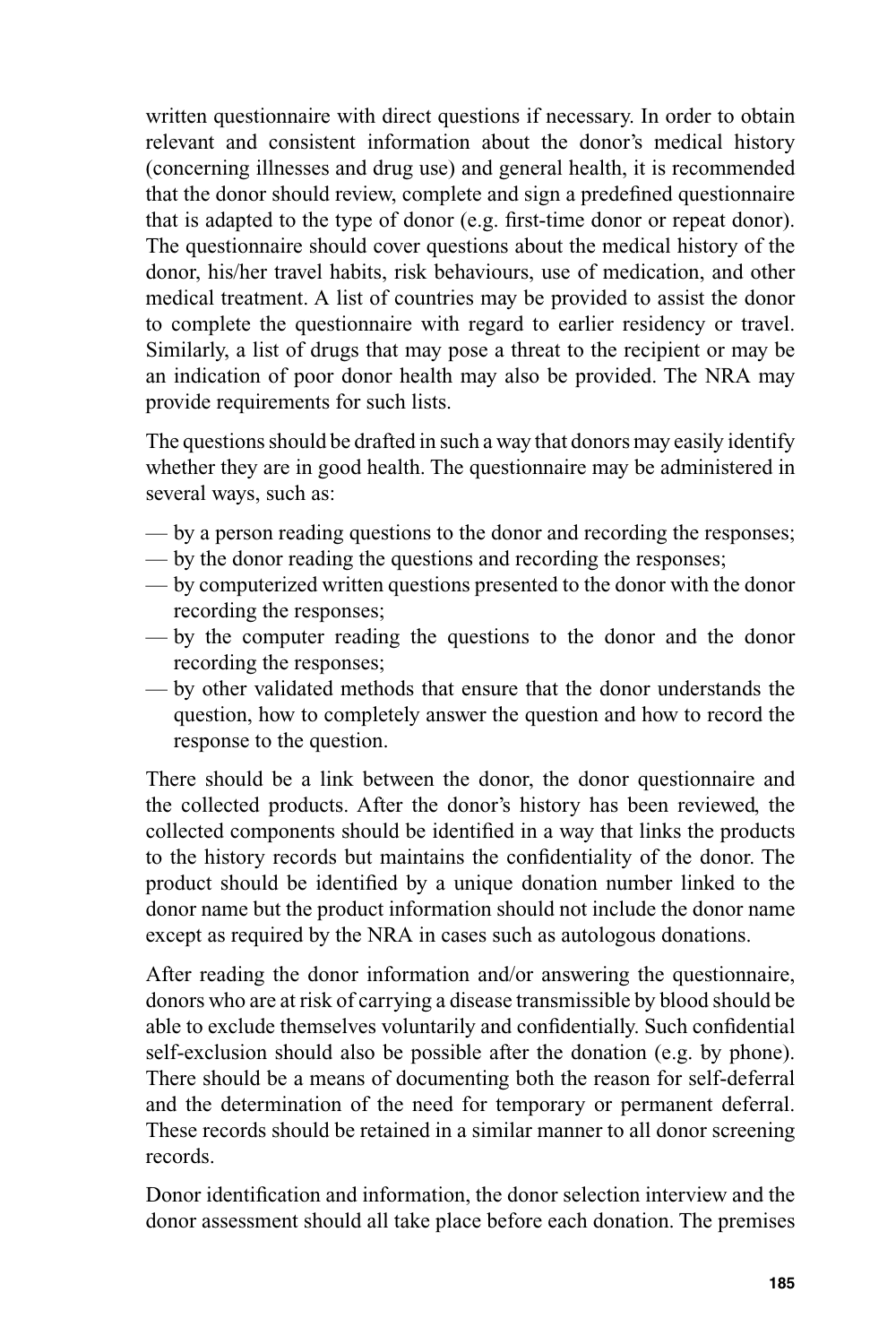written questionnaire with direct questions if necessary. In order to obtain relevant and consistent information about the donor's medical history (concerning illnesses and drug use) and general health, it is recommended that the donor should review, complete and sign a predefined questionnaire that is adapted to the type of donor (e.g. first-time donor or repeat donor). The questionnaire should cover questions about the medical history of the donor, his/her travel habits, risk behaviours, use of medication, and other medical treatment. A list of countries may be provided to assist the donor to complete the questionnaire with regard to earlier residency or travel. Similarly, a list of drugs that may pose a threat to the recipient or may be an indication of poor donor health may also be provided. The NRA may provide requirements for such lists.

The questions should be drafted in such a way that donors may easily identify whether they are in good health. The questionnaire may be administered in several ways, such as:

- by a person reading questions to the donor and recording the responses;
- by the donor reading the questions and recording the responses;
- by computerized written questions presented to the donor with the donor recording the responses;
- by the computer reading the questions to the donor and the donor recording the responses;
- by other validated methods that ensure that the donor understands the question, how to completely answer the question and how to record the response to the question.

There should be a link between the donor, the donor questionnaire and the collected products. After the donor's history has been reviewed, the collected components should be identified in a way that links the products to the history records but maintains the confidentiality of the donor. The product should be identified by a unique donation number linked to the donor name but the product information should not include the donor name except as required by the NRA in cases such as autologous donations.

After reading the donor information and/or answering the questionnaire, donors who are at risk of carrying a disease transmissible by blood should be able to exclude themselves voluntarily and confidentially. Such confidential self-exclusion should also be possible after the donation (e.g. by phone). There should be a means of documenting both the reason for self-deferral and the determination of the need for temporary or permanent deferral. These records should be retained in a similar manner to all donor screening records.

Donor identification and information, the donor selection interview and the donor assessment should all take place before each donation. The premises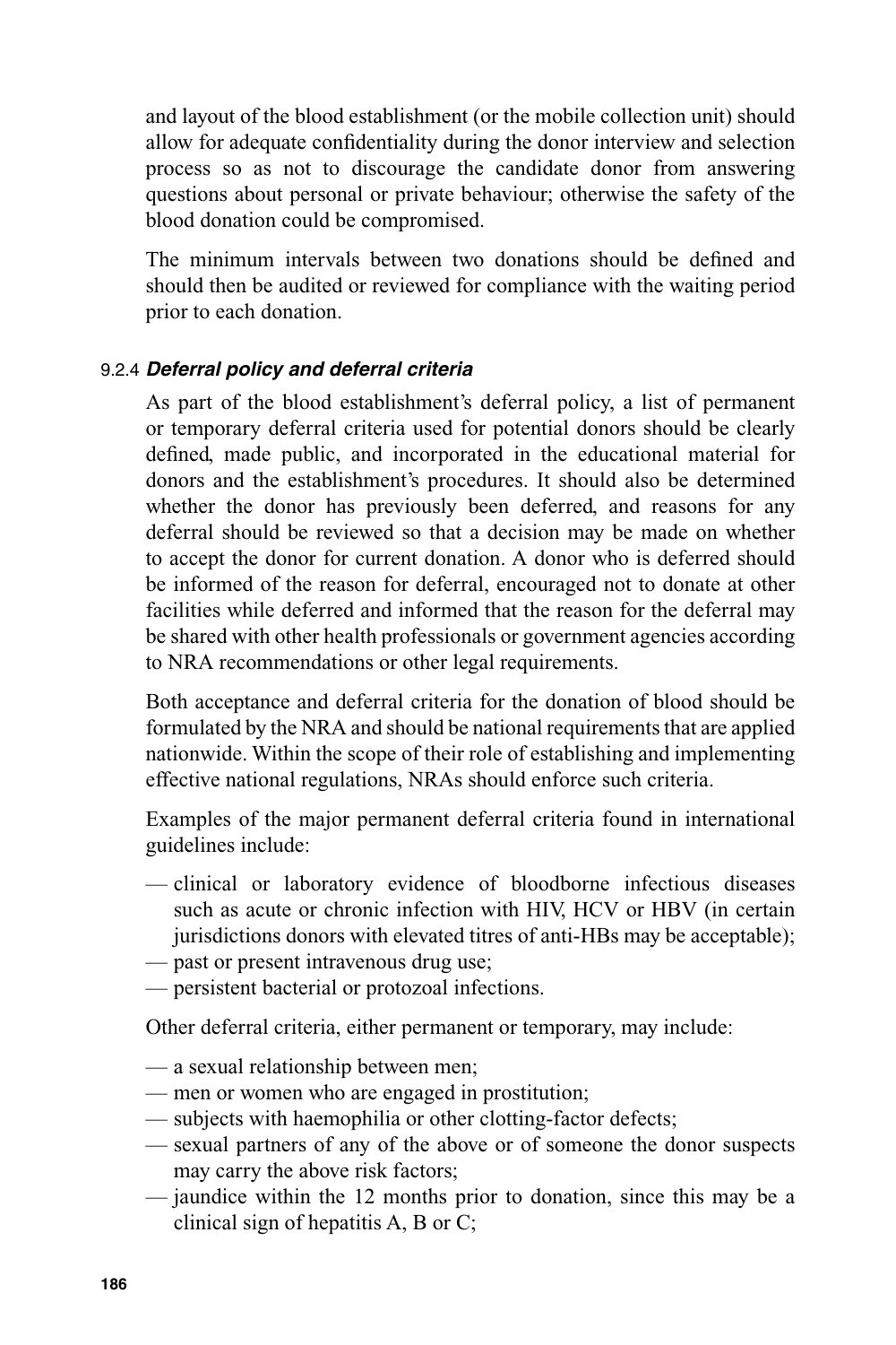and layout of the blood establishment (or the mobile collection unit) should allow for adequate confidentiality during the donor interview and selection process so as not to discourage the candidate donor from answering questions about personal or private behaviour; otherwise the safety of the blood donation could be compromised.

The minimum intervals between two donations should be defined and should then be audited or reviewed for compliance with the waiting period prior to each donation.

### 9.2.4 *Deferral policy and deferral criteria*

As part of the blood establishment's deferral policy, a list of permanent or temporary deferral criteria used for potential donors should be clearly defined, made public, and incorporated in the educational material for donors and the establishment's procedures. It should also be determined whether the donor has previously been deferred, and reasons for any deferral should be reviewed so that a decision may be made on whether to accept the donor for current donation. A donor who is deferred should be informed of the reason for deferral, encouraged not to donate at other facilities while deferred and informed that the reason for the deferral may be shared with other health professionals or government agencies according to NRA recommendations or other legal requirements.

Both acceptance and deferral criteria for the donation of blood should be formulated by the NRA and should be national requirements that are applied nationwide. Within the scope of their role of establishing and implementing effective national regulations, NRAs should enforce such criteria.

Examples of the major permanent deferral criteria found in international guidelines include:

- clinical or laboratory evidence of bloodborne infectious diseases such as acute or chronic infection with HIV, HCV or HBV (in certain jurisdictions donors with elevated titres of anti-HBs may be acceptable);
- past or present intravenous drug use;
- persistent bacterial or protozoal infections.

Other deferral criteria, either permanent or temporary, may include:

- a sexual relationship between men;
- men or women who are engaged in prostitution;
- subjects with haemophilia or other clotting-factor defects;
- sexual partners of any of the above or of someone the donor suspects may carry the above risk factors;
- jaundice within the 12 months prior to donation, since this may be a clinical sign of hepatitis A, B or C;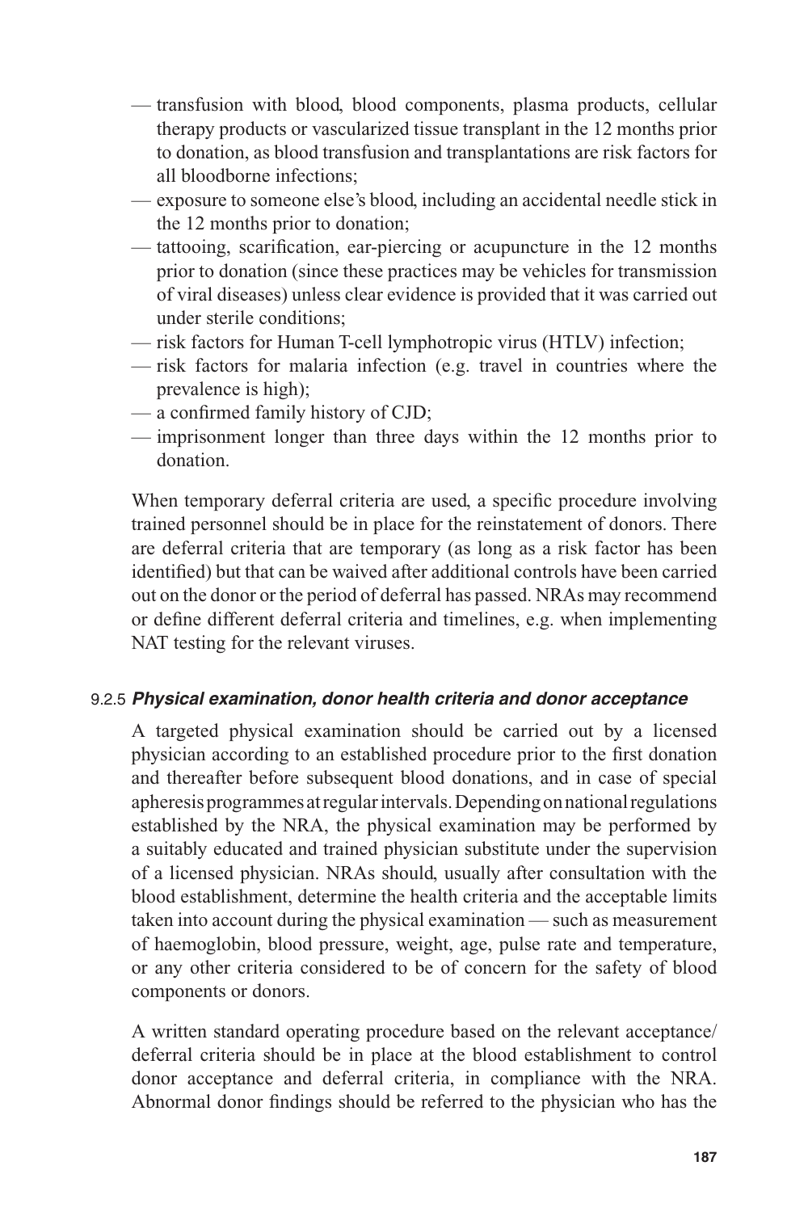- transfusion with blood, blood components, plasma products, cellular therapy products or vascularized tissue transplant in the 12 months prior to donation, as blood transfusion and transplantations are risk factors for all bloodborne infections;
- exposure to someone else's blood, including an accidental needle stick in the 12 months prior to donation;
- tattooing, scarification, ear-piercing or acupuncture in the 12 months prior to donation (since these practices may be vehicles for transmission of viral diseases) unless clear evidence is provided that it was carried out under sterile conditions;
- risk factors for Human T-cell lymphotropic virus (HTLV) infection;
- risk factors for malaria infection (e.g. travel in countries where the prevalence is high);
- a confirmed family history of CJD;
- imprisonment longer than three days within the 12 months prior to donation.

When temporary deferral criteria are used, a specific procedure involving trained personnel should be in place for the reinstatement of donors. There are deferral criteria that are temporary (as long as a risk factor has been identified) but that can be waived after additional controls have been carried out on the donor or the period of deferral has passed. NRAs may recommend or define different deferral criteria and timelines, e.g. when implementing NAT testing for the relevant viruses.

#### 9.2.5 *Physical examination, donor health criteria and donor acceptance*

A targeted physical examination should be carried out by a licensed physician according to an established procedure prior to the first donation and thereafter before subsequent blood donations, and in case of special apheresis programmes at regular intervals. Depending on national regulations established by the NRA, the physical examination may be performed by a suitably educated and trained physician substitute under the supervision of a licensed physician. NRAs should, usually after consultation with the blood establishment, determine the health criteria and the acceptable limits taken into account during the physical examination — such as measurement of haemoglobin, blood pressure, weight, age, pulse rate and temperature, or any other criteria considered to be of concern for the safety of blood components or donors.

A written standard operating procedure based on the relevant acceptance/deferral criteria should be in place at the blood establishment to control donor acceptance and deferral criteria, in compliance with the NRA. Abnormal donor findings should be referred to the physician who has the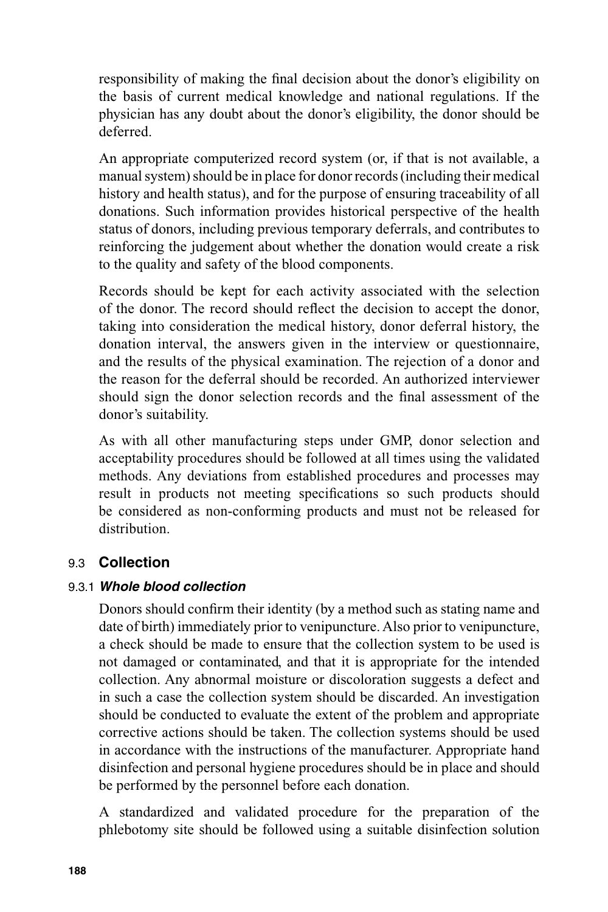responsibility of making the final decision about the donor's eligibility on the basis of current medical knowledge and national regulations. If the physician has any doubt about the donor's eligibility, the donor should be deferred.

An appropriate computerized record system (or, if that is not available, a manual system) should be in place for donor records (including their medical history and health status), and for the purpose of ensuring traceability of all donations. Such information provides historical perspective of the health status of donors, including previous temporary deferrals, and contributes to reinforcing the judgement about whether the donation would create a risk to the quality and safety of the blood components.

Records should be kept for each activity associated with the selection of the donor. The record should reflect the decision to accept the donor, taking into consideration the medical history, donor deferral history, the donation interval, the answers given in the interview or questionnaire, and the results of the physical examination. The rejection of a donor and the reason for the deferral should be recorded. An authorized interviewer should sign the donor selection records and the final assessment of the donor's suitability.

As with all other manufacturing steps under GMP, donor selection and acceptability procedures should be followed at all times using the validated methods. Any deviations from established procedures and processes may result in products not meeting specifications so such products should be considered as non-conforming products and must not be released for distribution.

## 9.3 Collection

### 9.3.1 *Whole blood collection*

Donors should confirm their identity (by a method such as stating name and date of birth) immediately prior to venipuncture. Also prior to venipuncture, a check should be made to ensure that the collection system to be used is not damaged or contaminated, and that it is appropriate for the intended collection. Any abnormal moisture or discoloration suggests a defect and in such a case the collection system should be discarded. An investigation should be conducted to evaluate the extent of the problem and appropriate corrective actions should be taken. The collection systems should be used in accordance with the instructions of the manufacturer. Appropriate hand disinfection and personal hygiene procedures should be in place and should be performed by the personnel before each donation.

A standardized and validated procedure for the preparation of the phlebotomy site should be followed using a suitable disinfection solution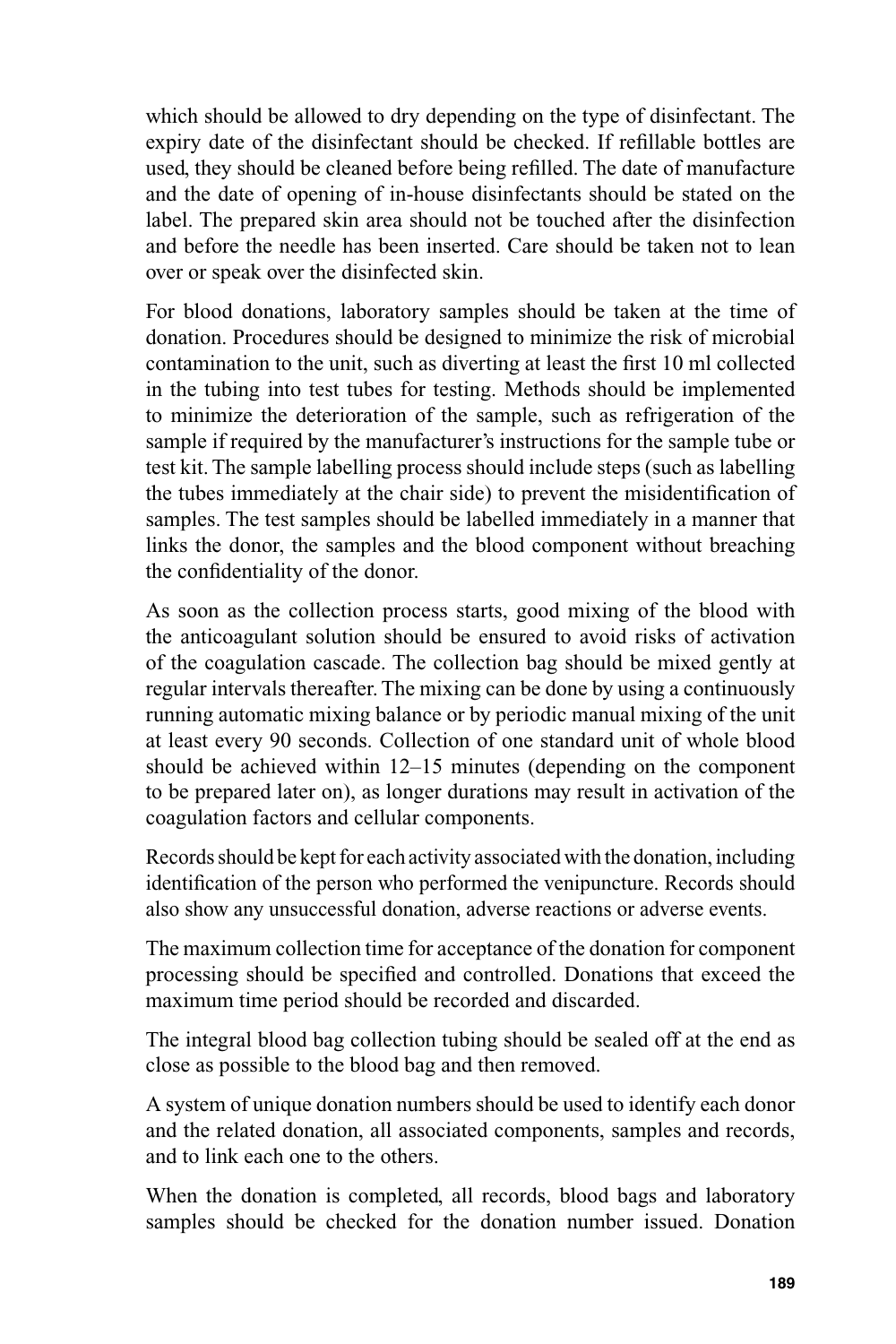which should be allowed to dry depending on the type of disinfectant. The expiry date of the disinfectant should be checked. If refillable bottles are used, they should be cleaned before being refilled. The date of manufacture and the date of opening of in-house disinfectants should be stated on the label. The prepared skin area should not be touched after the disinfection and before the needle has been inserted. Care should be taken not to lean over or speak over the disinfected skin.

For blood donations, laboratory samples should be taken at the time of donation. Procedures should be designed to minimize the risk of microbial contamination to the unit, such as diverting at least the first 10 ml collected in the tubing into test tubes for testing. Methods should be implemented to minimize the deterioration of the sample, such as refrigeration of the sample if required by the manufacturer's instructions for the sample tube or test kit. The sample labelling process should include steps (such as labelling the tubes immediately at the chair side) to prevent the misidentification of samples. The test samples should be labelled immediately in a manner that links the donor, the samples and the blood component without breaching the confidentiality of the donor.

As soon as the collection process starts, good mixing of the blood with the anticoagulant solution should be ensured to avoid risks of activation of the coagulation cascade. The collection bag should be mixed gently at regular intervals thereafter. The mixing can be done by using a continuously running automatic mixing balance or by periodic manual mixing of the unit at least every 90 seconds. Collection of one standard unit of whole blood should be achieved within 12–15 minutes (depending on the component to be prepared later on), as longer durations may result in activation of the coagulation factors and cellular components.

Records should be kept for each activity associated with the donation, including identification of the person who performed the venipuncture. Records should also show any unsuccessful donation, adverse reactions or adverse events.

The maximum collection time for acceptance of the donation for component processing should be specified and controlled. Donations that exceed the maximum time period should be recorded and discarded.

The integral blood bag collection tubing should be sealed off at the end as close as possible to the blood bag and then removed.

A system of unique donation numbers should be used to identify each donor and the related donation, all associated components, samples and records, and to link each one to the others.

When the donation is completed, all records, blood bags and laboratory samples should be checked for the donation number issued. Donation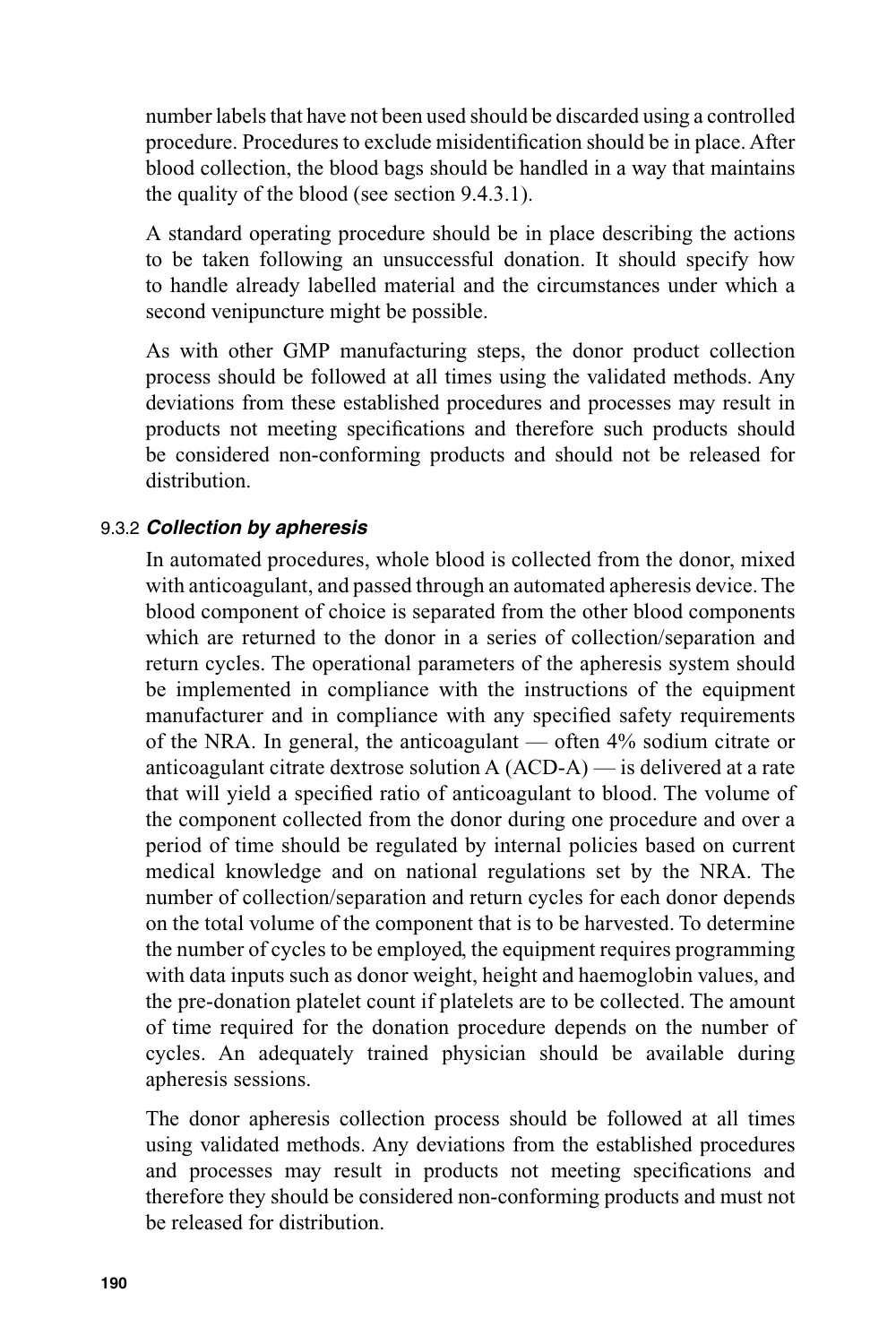number labels that have not been used should be discarded using a controlled procedure. Procedures to exclude misidentification should be in place. After blood collection, the blood bags should be handled in a way that maintains the quality of the blood (see section 9.4.3.1).

A standard operating procedure should be in place describing the actions to be taken following an unsuccessful donation. It should specify how to handle already labelled material and the circumstances under which a second venipuncture might be possible.

As with other GMP manufacturing steps, the donor product collection process should be followed at all times using the validated methods. Any deviations from these established procedures and processes may result in products not meeting specifications and therefore such products should be considered non-conforming products and should not be released for distribution.

### 9.3.2 *Collection by apheresis*

In automated procedures, whole blood is collected from the donor, mixed with anticoagulant, and passed through an automated apheresis device. The blood component of choice is separated from the other blood components which are returned to the donor in a series of collection/separation and return cycles. The operational parameters of the apheresis system should be implemented in compliance with the instructions of the equipment manufacturer and in compliance with any specified safety requirements of the NRA. In general, the anticoagulant — often 4% sodium citrate or anticoagulant citrate dextrose solution A (ACD-A) — is delivered at a rate that will yield a specified ratio of anticoagulant to blood. The volume of the component collected from the donor during one procedure and over a period of time should be regulated by internal policies based on current medical knowledge and on national regulations set by the NRA. The number of collection/separation and return cycles for each donor depends on the total volume of the component that is to be harvested. To determine the number of cycles to be employed, the equipment requires programming with data inputs such as donor weight, height and haemoglobin values, and the pre-donation platelet count if platelets are to be collected. The amount of time required for the donation procedure depends on the number of cycles. An adequately trained physician should be available during apheresis sessions.

The donor apheresis collection process should be followed at all times using validated methods. Any deviations from the established procedures and processes may result in products not meeting specifications and therefore they should be considered non-conforming products and must not be released for distribution.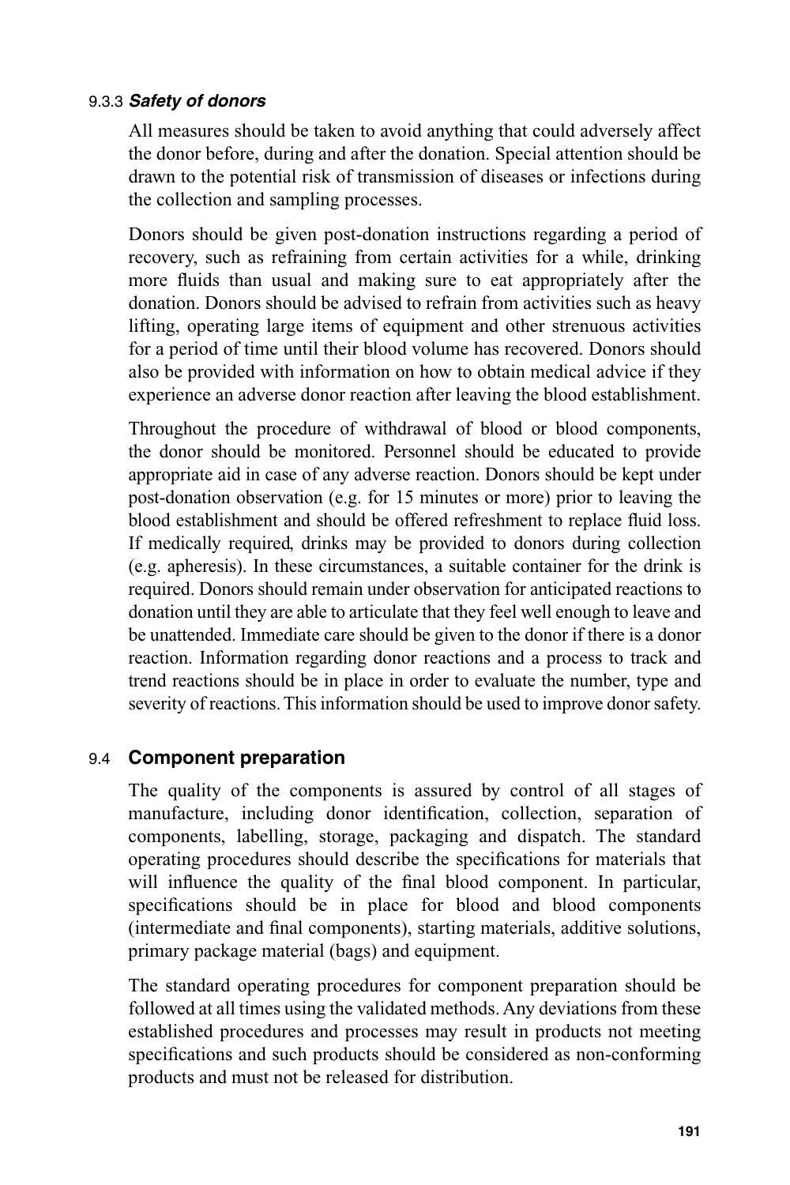#### 9.3.3 *Safety of donors*

All measures should be taken to avoid anything that could adversely affect the donor before, during and after the donation. Special attention should be drawn to the potential risk of transmission of diseases or infections during the collection and sampling processes.

Donors should be given post-donation instructions regarding a period of recovery, such as refraining from certain activities for a while, drinking more fluids than usual and making sure to eat appropriately after the donation. Donors should be advised to refrain from activities such as heavy lifting, operating large items of equipment and other strenuous activities for a period of time until their blood volume has recovered. Donors should also be provided with information on how to obtain medical advice if they experience an adverse donor reaction after leaving the blood establishment.

Throughout the procedure of withdrawal of blood or blood components, the donor should be monitored. Personnel should be educated to provide appropriate aid in case of any adverse reaction. Donors should be kept under post-donation observation (e.g. for 15 minutes or more) prior to leaving the blood establishment and should be offered refreshment to replace fluid loss. If medically required, drinks may be provided to donors during collection (e.g. apheresis). In these circumstances, a suitable container for the drink is required. Donors should remain under observation for anticipated reactions to donation until they are able to articulate that they feel well enough to leave and be unattended. Immediate care should be given to the donor if there is a donor reaction. Information regarding donor reactions and a process to track and trend reactions should be in place in order to evaluate the number, type and severity of reactions. This information should be used to improve donor safety.

### 9.4 Component preparation

The quality of the components is assured by control of all stages of manufacture, including donor identification, collection, separation of components, labelling, storage, packaging and dispatch. The standard operating procedures should describe the specifications for materials that will influence the quality of the final blood component. In particular, specifications should be in place for blood and blood components (intermediate and final components), starting materials, additive solutions, primary package material (bags) and equipment.

The standard operating procedures for component preparation should be followed at all times using the validated methods. Any deviations from these established procedures and processes may result in products not meeting specifications and such products should be considered as non-conforming products and must not be released for distribution.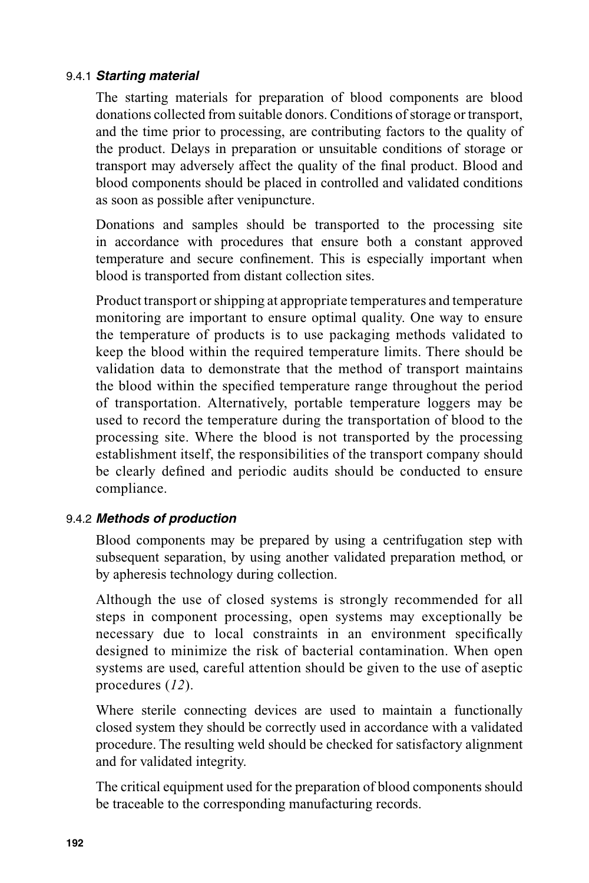#### 9.4.1 *Starting material*

The starting materials for preparation of blood components are blood donations collected from suitable donors. Conditions of storage or transport, and the time prior to processing, are contributing factors to the quality of the product. Delays in preparation or unsuitable conditions of storage or transport may adversely affect the quality of the final product. Blood and blood components should be placed in controlled and validated conditions as soon as possible after venipuncture.

Donations and samples should be transported to the processing site in accordance with procedures that ensure both a constant approved temperature and secure confinement. This is especially important when blood is transported from distant collection sites.

Product transport or shipping at appropriate temperatures and temperature monitoring are important to ensure optimal quality. One way to ensure the temperature of products is to use packaging methods validated to keep the blood within the required temperature limits. There should be validation data to demonstrate that the method of transport maintains the blood within the specified temperature range throughout the period of transportation. Alternatively, portable temperature loggers may be used to record the temperature during the transportation of blood to the processing site. Where the blood is not transported by the processing establishment itself, the responsibilities of the transport company should be clearly defined and periodic audits should be conducted to ensure compliance.

#### 9.4.2 *Methods of production*

Blood components may be prepared by using a centrifugation step with subsequent separation, by using another validated preparation method, or by apheresis technology during collection.

Although the use of closed systems is strongly recommended for all steps in component processing, open systems may exceptionally be necessary due to local constraints in an environment specifically designed to minimize the risk of bacterial contamination. When open systems are used, careful attention should be given to the use of aseptic procedures (*12*).

Where sterile connecting devices are used to maintain a functionally closed system they should be correctly used in accordance with a validated procedure. The resulting weld should be checked for satisfactory alignment and for validated integrity.

The critical equipment used for the preparation of blood components should be traceable to the corresponding manufacturing records.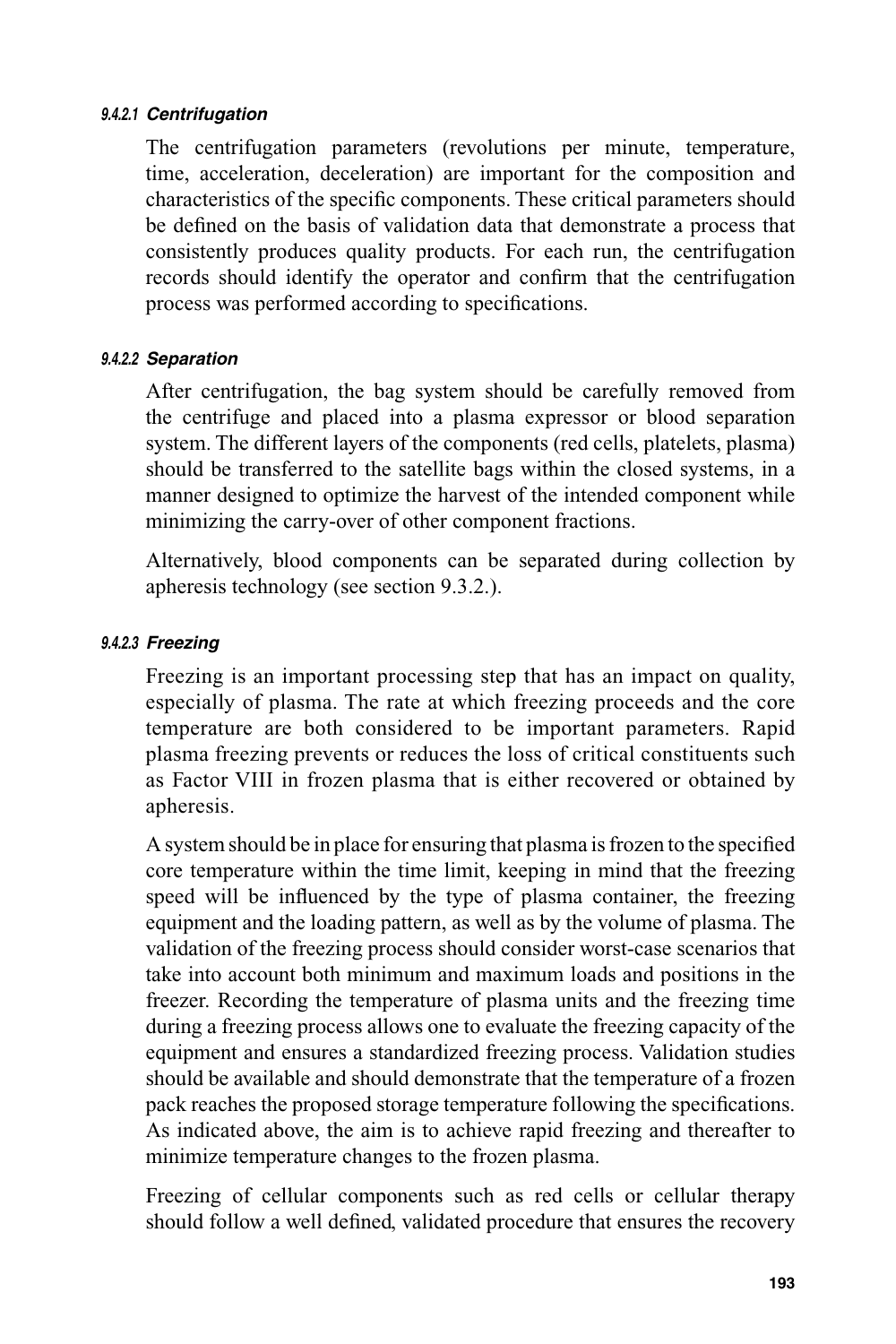#### 9.4.2.1 *Centrifugation*

The centrifugation parameters (revolutions per minute, temperature, time, acceleration, deceleration) are important for the composition and characteristics of the specific components. These critical parameters should be defined on the basis of validation data that demonstrate a process that consistently produces quality products. For each run, the centrifugation records should identify the operator and confirm that the centrifugation process was performed according to specifications.

#### 9.4.2.2 *Separation*

After centrifugation, the bag system should be carefully removed from the centrifuge and placed into a plasma expressor or blood separation system. The different layers of the components (red cells, platelets, plasma) should be transferred to the satellite bags within the closed systems, in a manner designed to optimize the harvest of the intended component while minimizing the carry-over of other component fractions.

Alternatively, blood components can be separated during collection by apheresis technology (see section 9.3.2.).

#### 9.4.2.3 *Freezing*

Freezing is an important processing step that has an impact on quality, especially of plasma. The rate at which freezing proceeds and the core temperature are both considered to be important parameters. Rapid plasma freezing prevents or reduces the loss of critical constituents such as Factor VIII in frozen plasma that is either recovered or obtained by apheresis.

A system should be in place for ensuring that plasma is frozen to the specified core temperature within the time limit, keeping in mind that the freezing speed will be influenced by the type of plasma container, the freezing equipment and the loading pattern, as well as by the volume of plasma. The validation of the freezing process should consider worst-case scenarios that take into account both minimum and maximum loads and positions in the freezer. Recording the temperature of plasma units and the freezing time during a freezing process allows one to evaluate the freezing capacity of the equipment and ensures a standardized freezing process. Validation studies should be available and should demonstrate that the temperature of a frozen pack reaches the proposed storage temperature following the specifications. As indicated above, the aim is to achieve rapid freezing and thereafter to minimize temperature changes to the frozen plasma.

Freezing of cellular components such as red cells or cellular therapy should follow a well defined, validated procedure that ensures the recovery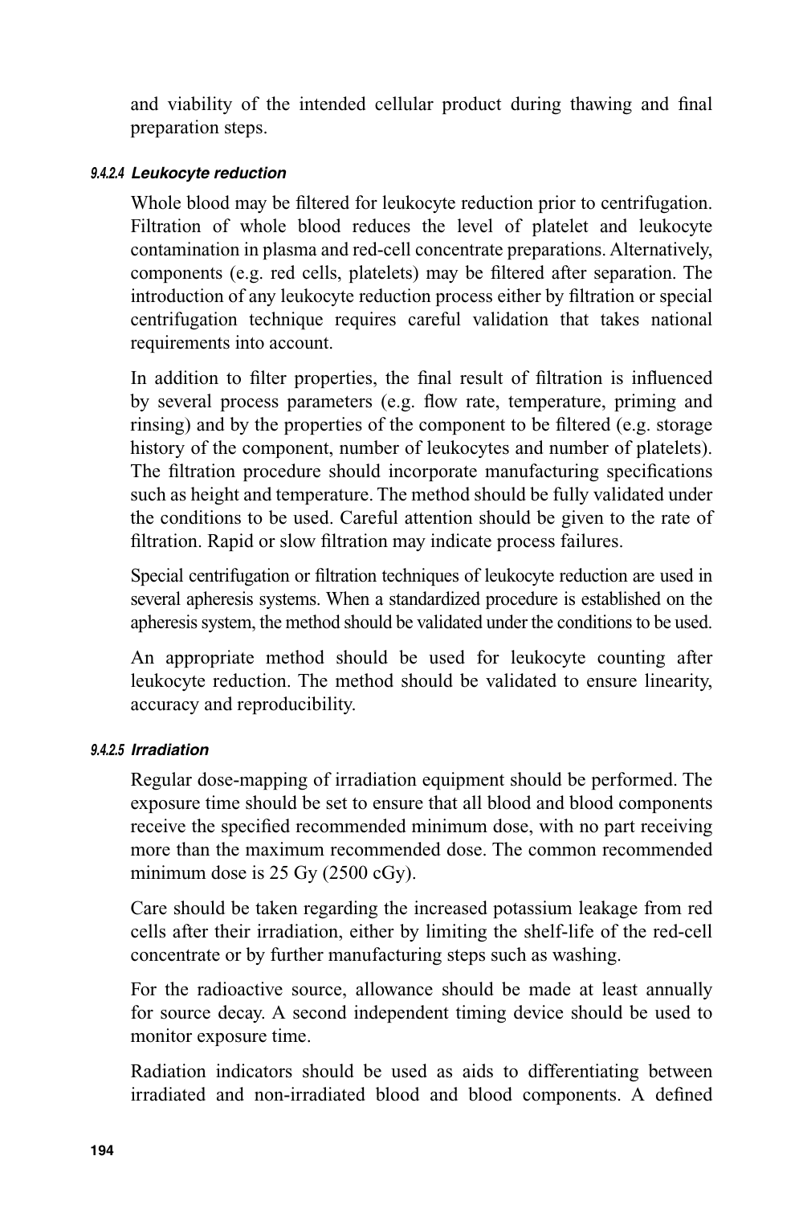and viability of the intended cellular product during thawing and final preparation steps.

#### 9.4.2.4 *Leukocyte reduction*

Whole blood may be filtered for leukocyte reduction prior to centrifugation. Filtration of whole blood reduces the level of platelet and leukocyte contamination in plasma and red-cell concentrate preparations. Alternatively, components (e.g. red cells, platelets) may be filtered after separation. The introduction of any leukocyte reduction process either by filtration or special centrifugation technique requires careful validation that takes national requirements into account.

In addition to filter properties, the final result of filtration is influenced by several process parameters (e.g. flow rate, temperature, priming and rinsing) and by the properties of the component to be filtered (e.g. storage history of the component, number of leukocytes and number of platelets). The filtration procedure should incorporate manufacturing specifications such as height and temperature. The method should be fully validated under the conditions to be used. Careful attention should be given to the rate of filtration. Rapid or slow filtration may indicate process failures.

Special centrifugation or filtration techniques of leukocyte reduction are used in several apheresis systems. When a standardized procedure is established on the apheresis system, the method should be validated under the conditions to be used.

An appropriate method should be used for leukocyte counting after leukocyte reduction. The method should be validated to ensure linearity, accuracy and reproducibility.

#### 9.4.2.5 *Irradiation*

Regular dose-mapping of irradiation equipment should be performed. The exposure time should be set to ensure that all blood and blood components receive the specified recommended minimum dose, with no part receiving more than the maximum recommended dose. The common recommended minimum dose is 25 Gy (2500 cGy).

Care should be taken regarding the increased potassium leakage from red cells after their irradiation, either by limiting the shelf-life of the red-cell concentrate or by further manufacturing steps such as washing.

For the radioactive source, allowance should be made at least annually for source decay. A second independent timing device should be used to monitor exposure time.

Radiation indicators should be used as aids to differentiating between irradiated and non-irradiated blood and blood components. A defined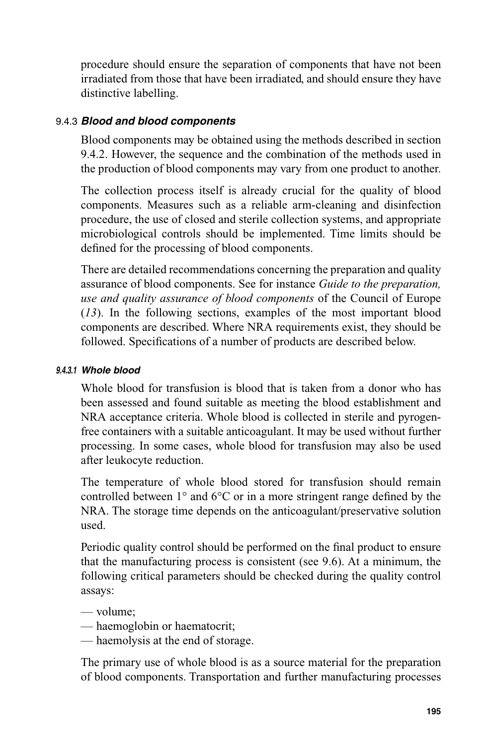procedure should ensure the separation of components that have not been irradiated from those that have been irradiated, and should ensure they have distinctive labelling.

### 9.4.3 *Blood and blood components*

Blood components may be obtained using the methods described in section 9.4.2. However, the sequence and the combination of the methods used in the production of blood components may vary from one product to another.

The collection process itself is already crucial for the quality of blood components. Measures such as a reliable arm-cleaning and disinfection procedure, the use of closed and sterile collection systems, and appropriate microbiological controls should be implemented. Time limits should be defined for the processing of blood components.

There are detailed recommendations concerning the preparation and quality assurance of blood components. See for instance *Guide to the preparation, use and quality assurance of blood components* of the Council of Europe (*13*). In the following sections, examples of the most important blood components are described. Where NRA requirements exist, they should be followed. Specifications of a number of products are described below.

#### *9.4.3.1 Whole blood*

Whole blood for transfusion is blood that is taken from a donor who has been assessed and found suitable as meeting the blood establishment and NRA acceptance criteria. Whole blood is collected in sterile and pyrogen-free containers with a suitable anticoagulant. It may be used without further processing. In some cases, whole blood for transfusion may also be used after leukocyte reduction.

The temperature of whole blood stored for transfusion should remain controlled between 1° and 6°C or in a more stringent range defined by the NRA. The storage time depends on the anticoagulant/preservative solution used.

Periodic quality control should be performed on the final product to ensure that the manufacturing process is consistent (see 9.6). At a minimum, the following critical parameters should be checked during the quality control assays:

- volume;
- haemoglobin or haematocrit;
- haemolysis at the end of storage.

The primary use of whole blood is as a source material for the preparation of blood components. Transportation and further manufacturing processes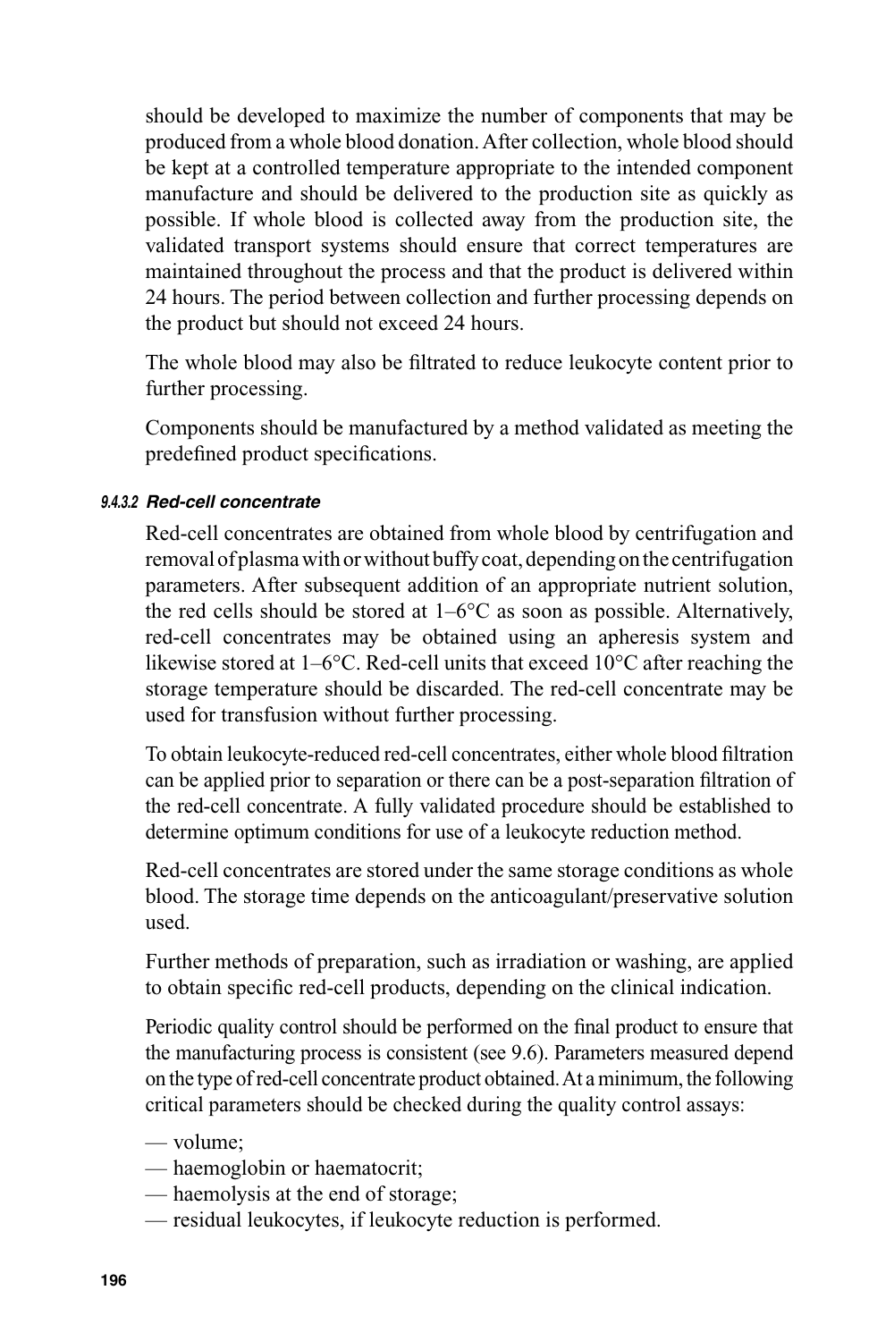should be developed to maximize the number of components that may be produced from a whole blood donation. After collection, whole blood should be kept at a controlled temperature appropriate to the intended component manufacture and should be delivered to the production site as quickly as possible. If whole blood is collected away from the production site, the validated transport systems should ensure that correct temperatures are maintained throughout the process and that the product is delivered within 24 hours. The period between collection and further processing depends on the product but should not exceed 24 hours.

The whole blood may also be filtrated to reduce leukocyte content prior to further processing.

Components should be manufactured by a method validated as meeting the predefined product specifications.

#### 9.4.3.2 *Red-cell concentrate*

Red-cell concentrates are obtained from whole blood by centrifugation and removal of plasma with or without buffy coat, depending on the centrifugation parameters. After subsequent addition of an appropriate nutrient solution, the red cells should be stored at 1–6°C as soon as possible. Alternatively, red-cell concentrates may be obtained using an apheresis system and likewise stored at 1–6°C. Red-cell units that exceed 10°C after reaching the storage temperature should be discarded. The red-cell concentrate may be used for transfusion without further processing.

To obtain leukocyte-reduced red-cell concentrates, either whole blood filtration can be applied prior to separation or there can be a post-separation filtration of the red-cell concentrate. A fully validated procedure should be established to determine optimum conditions for use of a leukocyte reduction method.

Red-cell concentrates are stored under the same storage conditions as whole blood. The storage time depends on the anticoagulant/preservative solution used.

Further methods of preparation, such as irradiation or washing, are applied to obtain specific red-cell products, depending on the clinical indication.

Periodic quality control should be performed on the final product to ensure that the manufacturing process is consistent (see 9.6). Parameters measured depend on the type of red-cell concentrate product obtained. At a minimum, the following critical parameters should be checked during the quality control assays:

- volume;
- haemoglobin or haematocrit;
- haemolysis at the end of storage;
- residual leukocytes, if leukocyte reduction is performed.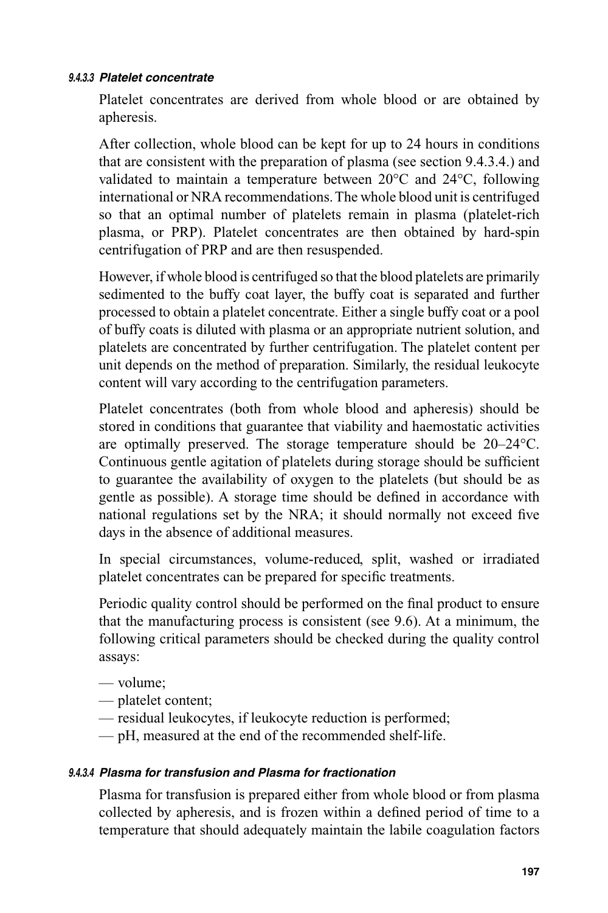#### 9.4.3.3 *Platelet concentrate*

Platelet concentrates are derived from whole blood or are obtained by apheresis.

After collection, whole blood can be kept for up to 24 hours in conditions that are consistent with the preparation of plasma (see section 9.4.3.4.) and validated to maintain a temperature between 20°C and 24°C, following international or NRA recommendations. The whole blood unit is centrifuged so that an optimal number of platelets remain in plasma (platelet-rich plasma, or PRP). Platelet concentrates are then obtained by hard-spin centrifugation of PRP and are then resuspended.

However, if whole blood is centrifuged so that the blood platelets are primarily sedimented to the buffy coat layer, the buffy coat is separated and further processed to obtain a platelet concentrate. Either a single buffy coat or a pool of buffy coats is diluted with plasma or an appropriate nutrient solution, and platelets are concentrated by further centrifugation. The platelet content per unit depends on the method of preparation. Similarly, the residual leukocyte content will vary according to the centrifugation parameters.

Platelet concentrates (both from whole blood and apheresis) should be stored in conditions that guarantee that viability and haemostatic activities are optimally preserved. The storage temperature should be 20–24°C. Continuous gentle agitation of platelets during storage should be sufficient to guarantee the availability of oxygen to the platelets (but should be as gentle as possible). A storage time should be defined in accordance with national regulations set by the NRA; it should normally not exceed five days in the absence of additional measures.

In special circumstances, volume-reduced, split, washed or irradiated platelet concentrates can be prepared for specific treatments.

Periodic quality control should be performed on the final product to ensure that the manufacturing process is consistent (see 9.6). At a minimum, the following critical parameters should be checked during the quality control assays:

— volume;
— platelet content;
— residual leukocytes, if leukocyte reduction is performed;
— pH, measured at the end of the recommended shelf-life.

#### 9.4.3.4 *Plasma for transfusion and Plasma for fractionation*

Plasma for transfusion is prepared either from whole blood or from plasma collected by apheresis, and is frozen within a defined period of time to a temperature that should adequately maintain the labile coagulation factors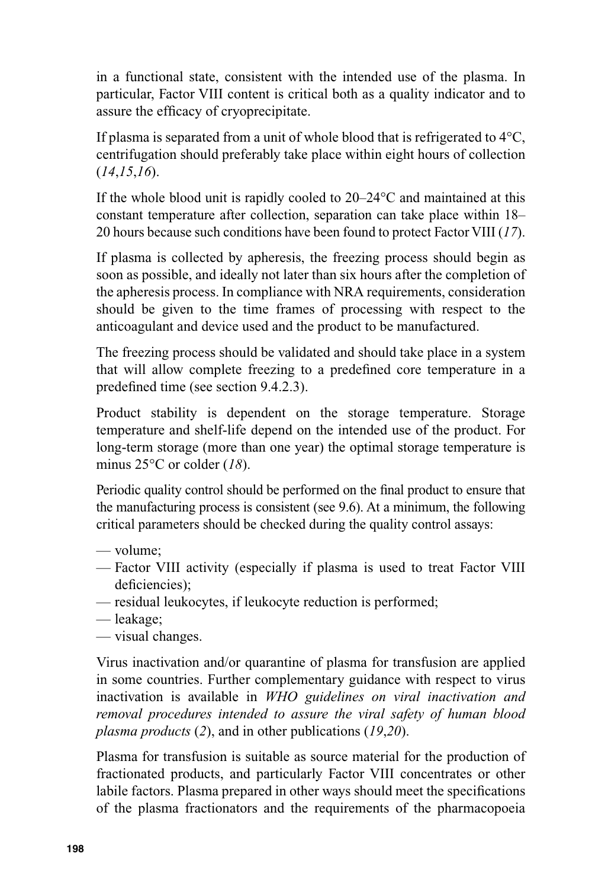in a functional state, consistent with the intended use of the plasma. In particular, Factor VIII content is critical both as a quality indicator and to assure the efficacy of cryoprecipitate.

If plasma is separated from a unit of whole blood that is refrigerated to 4°C, centrifugation should preferably take place within eight hours of collection (*14*,*15*,*16*).

If the whole blood unit is rapidly cooled to 20–24°C and maintained at this constant temperature after collection, separation can take place within 18–20 hours because such conditions have been found to protect Factor VIII (*17*).

If plasma is collected by apheresis, the freezing process should begin as soon as possible, and ideally not later than six hours after the completion of the apheresis process. In compliance with NRA requirements, consideration should be given to the time frames of processing with respect to the anticoagulant and device used and the product to be manufactured.

The freezing process should be validated and should take place in a system that will allow complete freezing to a predefined core temperature in a predefined time (see section 9.4.2.3).

Product stability is dependent on the storage temperature. Storage temperature and shelf-life depend on the intended use of the product. For long-term storage (more than one year) the optimal storage temperature is minus 25°C or colder (*18*).

Periodic quality control should be performed on the final product to ensure that the manufacturing process is consistent (see 9.6). At a minimum, the following critical parameters should be checked during the quality control assays:

- — volume;
- — Factor VIII activity (especially if plasma is used to treat Factor VIII deficiencies);
- — residual leukocytes, if leukocyte reduction is performed;
- — leakage;
- — visual changes.

Virus inactivation and/or quarantine of plasma for transfusion are applied in some countries. Further complementary guidance with respect to virus inactivation is available in *WHO guidelines on viral inactivation and removal procedures intended to assure the viral safety of human blood plasma products* (*2*), and in other publications (*19*,*20*).

Plasma for transfusion is suitable as source material for the production of fractionated products, and particularly Factor VIII concentrates or other labile factors. Plasma prepared in other ways should meet the specifications of the plasma fractionators and the requirements of the pharmacopoeia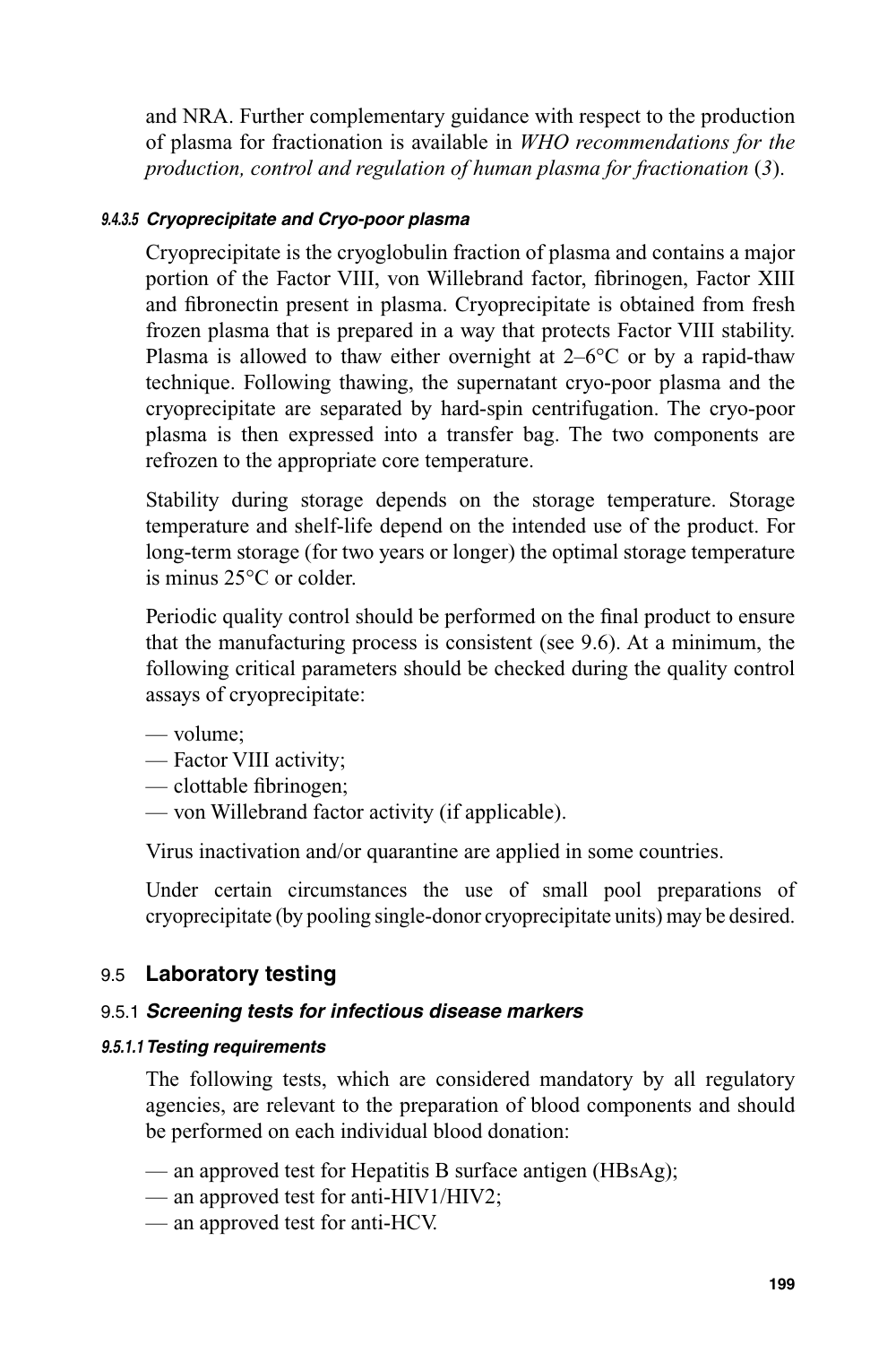and NRA. Further complementary guidance with respect to the production of plasma for fractionation is available in *WHO recommendations for the production, control and regulation of human plasma for fractionation* (*3*).

#### 9.4.3.5 *Cryoprecipitate and Cryo-poor plasma*

Cryoprecipitate is the cryoglobulin fraction of plasma and contains a major portion of the Factor VIII, von Willebrand factor, fibrinogen, Factor XIII and fibronectin present in plasma. Cryoprecipitate is obtained from fresh frozen plasma that is prepared in a way that protects Factor VIII stability. Plasma is allowed to thaw either overnight at 2–6°C or by a rapid-thaw technique. Following thawing, the supernatant cryo-poor plasma and the cryoprecipitate are separated by hard-spin centrifugation. The cryo-poor plasma is then expressed into a transfer bag. The two components are refrozen to the appropriate core temperature.

Stability during storage depends on the storage temperature. Storage temperature and shelf-life depend on the intended use of the product. For long-term storage (for two years or longer) the optimal storage temperature is minus 25°C or colder.

Periodic quality control should be performed on the final product to ensure that the manufacturing process is consistent (see 9.6). At a minimum, the following critical parameters should be checked during the quality control assays of cryoprecipitate:

— volume;
— Factor VIII activity;
— clottable fibrinogen;
— von Willebrand factor activity (if applicable).

Virus inactivation and/or quarantine are applied in some countries.

Under certain circumstances the use of small pool preparations of cryoprecipitate (by pooling single-donor cryoprecipitate units) may be desired.

## 9.5 Laboratory testing

### 9.5.1 *Screening tests for infectious disease markers*

#### 9.5.1.1 *Testing requirements*

The following tests, which are considered mandatory by all regulatory agencies, are relevant to the preparation of blood components and should be performed on each individual blood donation:

— an approved test for Hepatitis B surface antigen (HBsAg);
— an approved test for anti-HIV1/HIV2;
— an approved test for anti-HCV.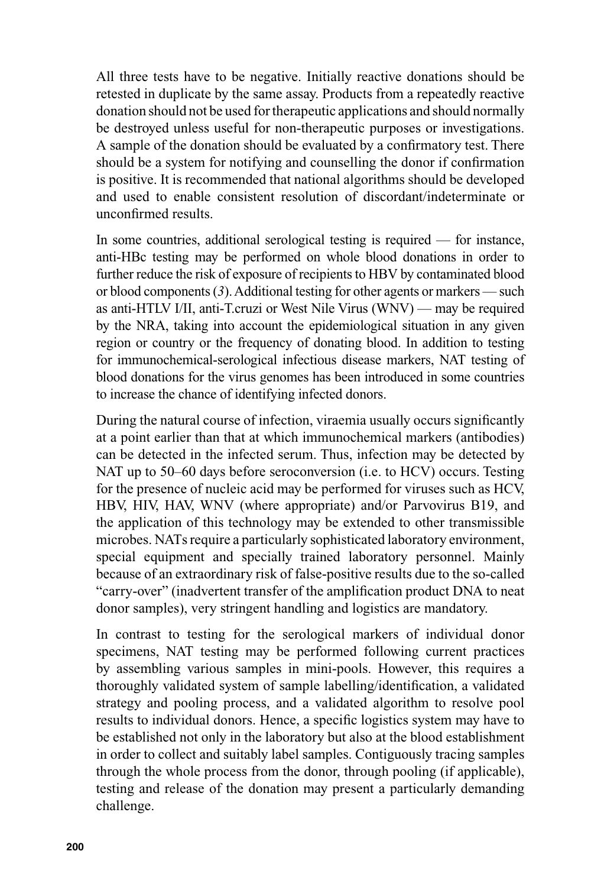All three tests have to be negative. Initially reactive donations should be retested in duplicate by the same assay. Products from a repeatedly reactive donation should not be used for therapeutic applications and should normally be destroyed unless useful for non-therapeutic purposes or investigations. A sample of the donation should be evaluated by a confirmatory test. There should be a system for notifying and counselling the donor if confirmation is positive. It is recommended that national algorithms should be developed and used to enable consistent resolution of discordant/indeterminate or unconfirmed results.

In some countries, additional serological testing is required — for instance, anti-HBc testing may be performed on whole blood donations in order to further reduce the risk of exposure of recipients to HBV by contaminated blood or blood components (*3*). Additional testing for other agents or markers — such as anti-HTLV I/II, anti-T.cruzi or West Nile Virus (WNV) — may be required by the NRA, taking into account the epidemiological situation in any given region or country or the frequency of donating blood. In addition to testing for immunochemical-serological infectious disease markers, NAT testing of blood donations for the virus genomes has been introduced in some countries to increase the chance of identifying infected donors.

During the natural course of infection, viraemia usually occurs significantly at a point earlier than that at which immunochemical markers (antibodies) can be detected in the infected serum. Thus, infection may be detected by NAT up to 50–60 days before seroconversion (i.e. to HCV) occurs. Testing for the presence of nucleic acid may be performed for viruses such as HCV, HBV, HIV, HAV, WNV (where appropriate) and/or Parvovirus B19, and the application of this technology may be extended to other transmissible microbes. NATs require a particularly sophisticated laboratory environment, special equipment and specially trained laboratory personnel. Mainly because of an extraordinary risk of false-positive results due to the so-called "carry-over" (inadvertent transfer of the amplification product DNA to neat donor samples), very stringent handling and logistics are mandatory.

In contrast to testing for the serological markers of individual donor specimens, NAT testing may be performed following current practices by assembling various samples in mini-pools. However, this requires a thoroughly validated system of sample labelling/identification, a validated strategy and pooling process, and a validated algorithm to resolve pool results to individual donors. Hence, a specific logistics system may have to be established not only in the laboratory but also at the blood establishment in order to collect and suitably label samples. Contiguously tracing samples through the whole process from the donor, through pooling (if applicable), testing and release of the donation may present a particularly demanding challenge.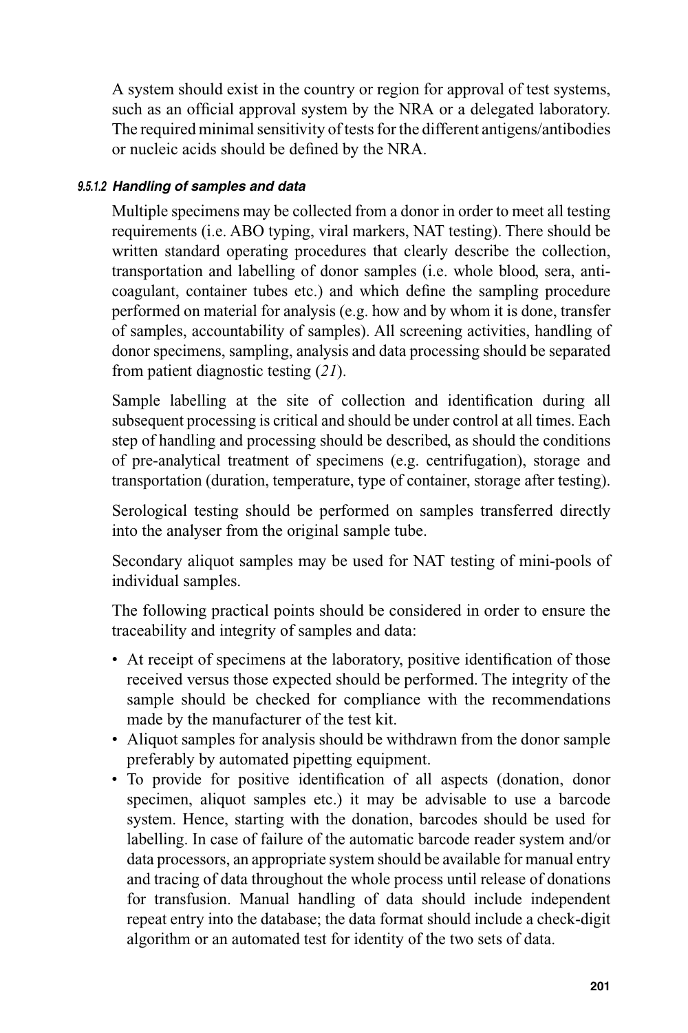A system should exist in the country or region for approval of test systems, such as an official approval system by the NRA or a delegated laboratory. The required minimal sensitivity of tests for the different antigens/antibodies or nucleic acids should be defined by the NRA.

#### 9.5.1.2 *Handling of samples and data*

Multiple specimens may be collected from a donor in order to meet all testing requirements (i.e. ABO typing, viral markers, NAT testing). There should be written standard operating procedures that clearly describe the collection, transportation and labelling of donor samples (i.e. whole blood, sera, anti-coagulant, container tubes etc.) and which define the sampling procedure performed on material for analysis (e.g. how and by whom it is done, transfer of samples, accountability of samples). All screening activities, handling of donor specimens, sampling, analysis and data processing should be separated from patient diagnostic testing (*21*).

Sample labelling at the site of collection and identification during all subsequent processing is critical and should be under control at all times. Each step of handling and processing should be described, as should the conditions of pre-analytical treatment of specimens (e.g. centrifugation), storage and transportation (duration, temperature, type of container, storage after testing).

Serological testing should be performed on samples transferred directly into the analyser from the original sample tube.

Secondary aliquot samples may be used for NAT testing of mini-pools of individual samples.

The following practical points should be considered in order to ensure the traceability and integrity of samples and data:

- At receipt of specimens at the laboratory, positive identification of those received versus those expected should be performed. The integrity of the sample should be checked for compliance with the recommendations made by the manufacturer of the test kit.
- Aliquot samples for analysis should be withdrawn from the donor sample preferably by automated pipetting equipment.
- To provide for positive identification of all aspects (donation, donor specimen, aliquot samples etc.) it may be advisable to use a barcode system. Hence, starting with the donation, barcodes should be used for labelling. In case of failure of the automatic barcode reader system and/or data processors, an appropriate system should be available for manual entry and tracing of data throughout the whole process until release of donations for transfusion. Manual handling of data should include independent repeat entry into the database; the data format should include a check-digit algorithm or an automated test for identity of the two sets of data.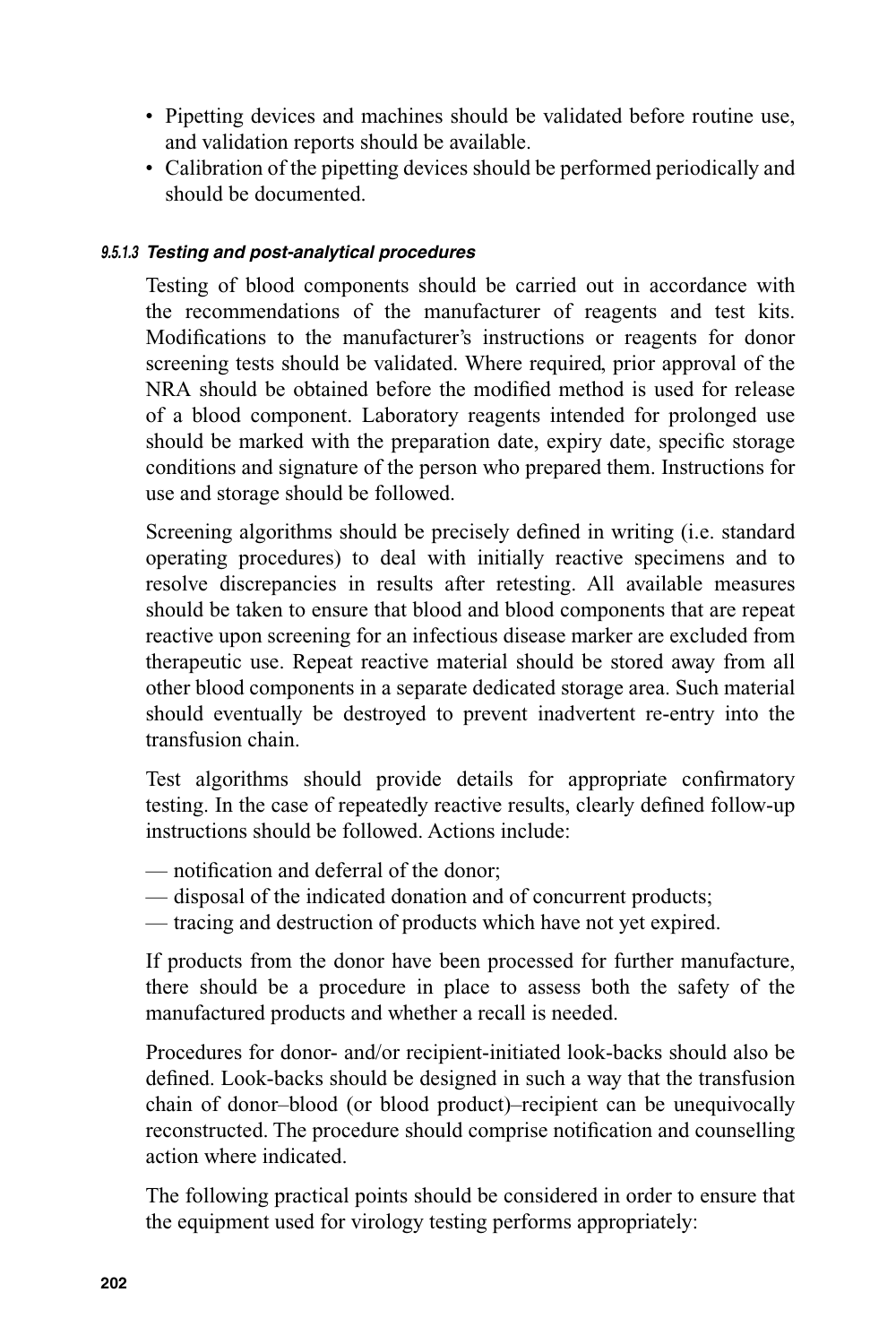- Pipetting devices and machines should be validated before routine use, and validation reports should be available.
- Calibration of the pipetting devices should be performed periodically and should be documented.

##### 9.5.1.3 *Testing and post-analytical procedures*

Testing of blood components should be carried out in accordance with the recommendations of the manufacturer of reagents and test kits. Modifications to the manufacturer's instructions or reagents for donor screening tests should be validated. Where required, prior approval of the NRA should be obtained before the modified method is used for release of a blood component. Laboratory reagents intended for prolonged use should be marked with the preparation date, expiry date, specific storage conditions and signature of the person who prepared them. Instructions for use and storage should be followed.

Screening algorithms should be precisely defined in writing (i.e. standard operating procedures) to deal with initially reactive specimens and to resolve discrepancies in results after retesting. All available measures should be taken to ensure that blood and blood components that are repeat reactive upon screening for an infectious disease marker are excluded from therapeutic use. Repeat reactive material should be stored away from all other blood components in a separate dedicated storage area. Such material should eventually be destroyed to prevent inadvertent re-entry into the transfusion chain.

Test algorithms should provide details for appropriate confirmatory testing. In the case of repeatedly reactive results, clearly defined follow-up instructions should be followed. Actions include:

— notification and deferral of the donor;
— disposal of the indicated donation and of concurrent products;
— tracing and destruction of products which have not yet expired.

If products from the donor have been processed for further manufacture, there should be a procedure in place to assess both the safety of the manufactured products and whether a recall is needed.

Procedures for donor- and/or recipient-initiated look-backs should also be defined. Look-backs should be designed in such a way that the transfusion chain of donor–blood (or blood product)–recipient can be unequivocally reconstructed. The procedure should comprise notification and counselling action where indicated.

The following practical points should be considered in order to ensure that the equipment used for virology testing performs appropriately: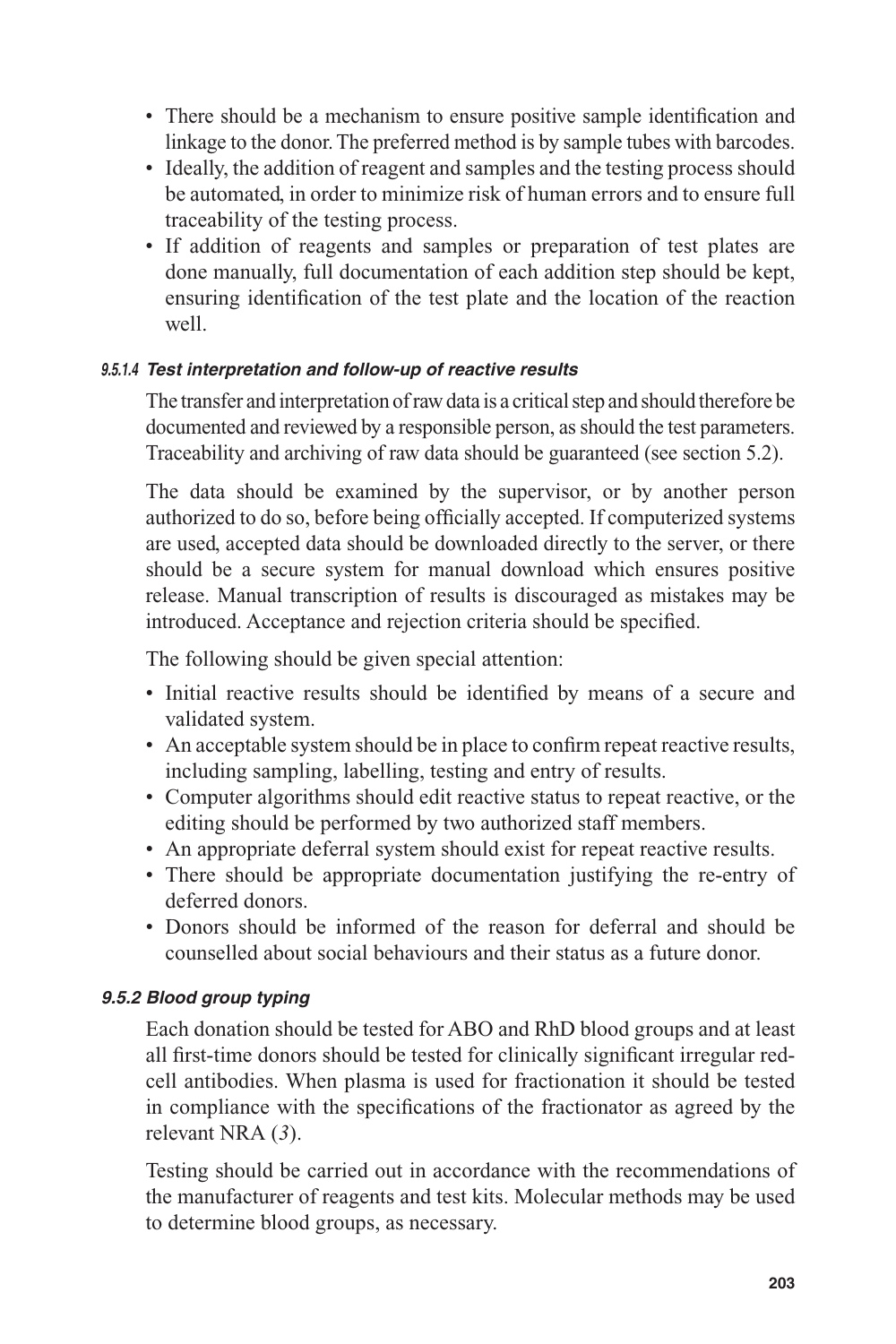- There should be a mechanism to ensure positive sample identification and linkage to the donor. The preferred method is by sample tubes with barcodes.
- Ideally, the addition of reagent and samples and the testing process should be automated, in order to minimize risk of human errors and to ensure full traceability of the testing process.
- If addition of reagents and samples or preparation of test plates are done manually, full documentation of each addition step should be kept, ensuring identification of the test plate and the location of the reaction well.

##### 9.5.1.4 *Test interpretation and follow-up of reactive results*

The transfer and interpretation of raw data is a critical step and should therefore be documented and reviewed by a responsible person, as should the test parameters. Traceability and archiving of raw data should be guaranteed (see section 5.2).

The data should be examined by the supervisor, or by another person authorized to do so, before being officially accepted. If computerized systems are used, accepted data should be downloaded directly to the server, or there should be a secure system for manual download which ensures positive release. Manual transcription of results is discouraged as mistakes may be introduced. Acceptance and rejection criteria should be specified.

The following should be given special attention:

- Initial reactive results should be identified by means of a secure and validated system.
- An acceptable system should be in place to confirm repeat reactive results, including sampling, labelling, testing and entry of results.
- Computer algorithms should edit reactive status to repeat reactive, or the editing should be performed by two authorized staff members.
- An appropriate deferral system should exist for repeat reactive results.
- There should be appropriate documentation justifying the re-entry of deferred donors.
- Donors should be informed of the reason for deferral and should be counselled about social behaviours and their status as a future donor.

#### 9.5.2 *Blood group typing*

Each donation should be tested for ABO and RhD blood groups and at least all first-time donors should be tested for clinically significant irregular red-cell antibodies. When plasma is used for fractionation it should be tested in compliance with the specifications of the fractionator as agreed by the relevant NRA (*3*).

Testing should be carried out in accordance with the recommendations of the manufacturer of reagents and test kits. Molecular methods may be used to determine blood groups, as necessary.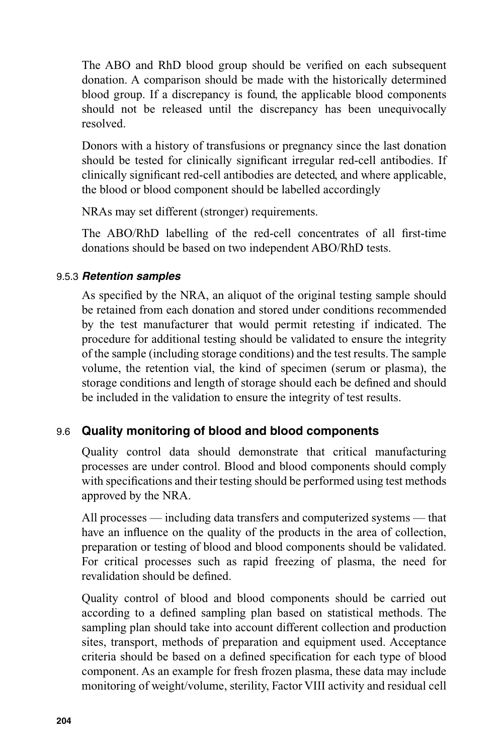The ABO and RhD blood group should be verified on each subsequent donation. A comparison should be made with the historically determined blood group. If a discrepancy is found, the applicable blood components should not be released until the discrepancy has been unequivocally resolved.

Donors with a history of transfusions or pregnancy since the last donation should be tested for clinically significant irregular red-cell antibodies. If clinically significant red-cell antibodies are detected, and where applicable, the blood or blood component should be labelled accordingly

NRAs may set different (stronger) requirements.

The ABO/RhD labelling of the red-cell concentrates of all first-time donations should be based on two independent ABO/RhD tests.

#### 9.5.3 *Retention samples*

As specified by the NRA, an aliquot of the original testing sample should be retained from each donation and stored under conditions recommended by the test manufacturer that would permit retesting if indicated. The procedure for additional testing should be validated to ensure the integrity of the sample (including storage conditions) and the test results. The sample volume, the retention vial, the kind of specimen (serum or plasma), the storage conditions and length of storage should each be defined and should be included in the validation to ensure the integrity of test results.

### 9.6 Quality monitoring of blood and blood components

Quality control data should demonstrate that critical manufacturing processes are under control. Blood and blood components should comply with specifications and their testing should be performed using test methods approved by the NRA.

All processes — including data transfers and computerized systems — that have an influence on the quality of the products in the area of collection, preparation or testing of blood and blood components should be validated. For critical processes such as rapid freezing of plasma, the need for revalidation should be defined.

Quality control of blood and blood components should be carried out according to a defined sampling plan based on statistical methods. The sampling plan should take into account different collection and production sites, transport, methods of preparation and equipment used. Acceptance criteria should be based on a defined specification for each type of blood component. As an example for fresh frozen plasma, these data may include monitoring of weight/volume, sterility, Factor VIII activity and residual cell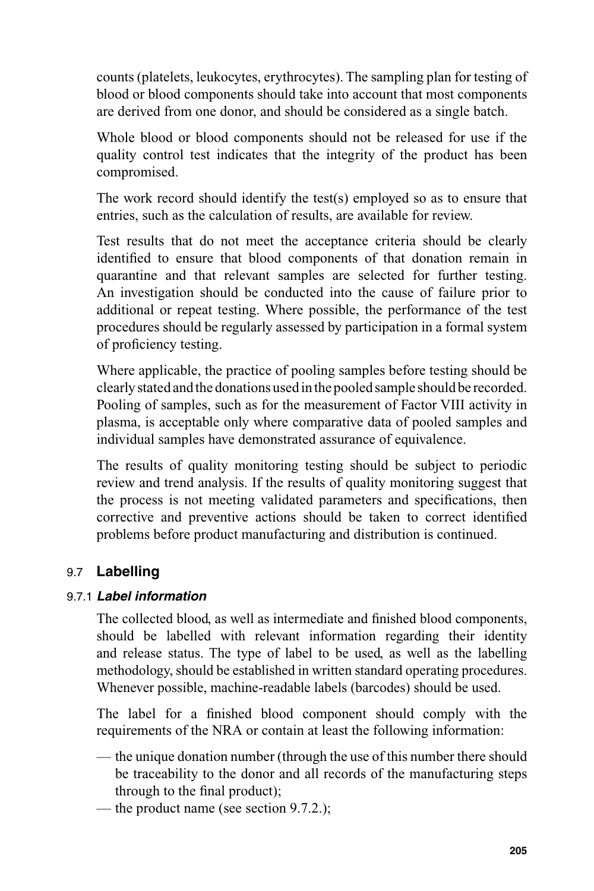counts (platelets, leukocytes, erythrocytes). The sampling plan for testing of blood or blood components should take into account that most components are derived from one donor, and should be considered as a single batch.

Whole blood or blood components should not be released for use if the quality control test indicates that the integrity of the product has been compromised.

The work record should identify the test(s) employed so as to ensure that entries, such as the calculation of results, are available for review.

Test results that do not meet the acceptance criteria should be clearly identified to ensure that blood components of that donation remain in quarantine and that relevant samples are selected for further testing. An investigation should be conducted into the cause of failure prior to additional or repeat testing. Where possible, the performance of the test procedures should be regularly assessed by participation in a formal system of proficiency testing.

Where applicable, the practice of pooling samples before testing should be clearly stated and the donations used in the pooled sample should be recorded. Pooling of samples, such as for the measurement of Factor VIII activity in plasma, is acceptable only where comparative data of pooled samples and individual samples have demonstrated assurance of equivalence.

The results of quality monitoring testing should be subject to periodic review and trend analysis. If the results of quality monitoring suggest that the process is not meeting validated parameters and specifications, then corrective and preventive actions should be taken to correct identified problems before product manufacturing and distribution is continued.

## 9.7 Labelling

### 9.7.1 *Label information*

The collected blood, as well as intermediate and finished blood components, should be labelled with relevant information regarding their identity and release status. The type of label to be used, as well as the labelling methodology, should be established in written standard operating procedures. Whenever possible, machine-readable labels (barcodes) should be used.

The label for a finished blood component should comply with the requirements of the NRA or contain at least the following information:

— the unique donation number (through the use of this number there should be traceability to the donor and all records of the manufacturing steps through to the final product);

— the product name (see section 9.7.2.);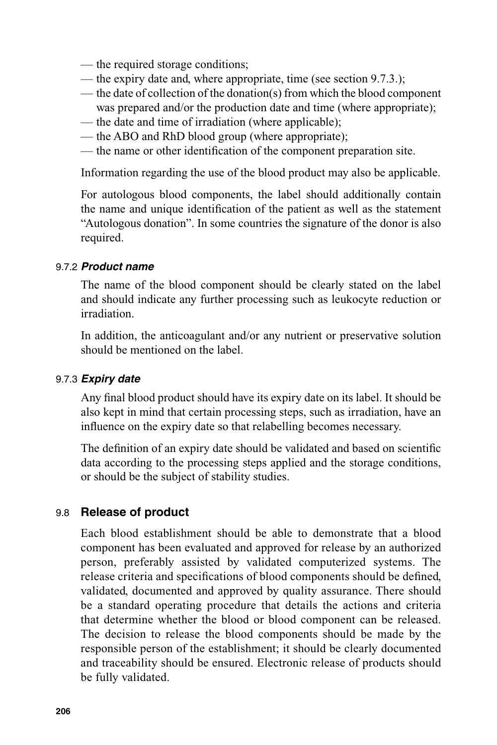— the required storage conditions;
— the expiry date and, where appropriate, time (see section 9.7.3.);
— the date of collection of the donation(s) from which the blood component was prepared and/or the production date and time (where appropriate);
— the date and time of irradiation (where applicable);
— the ABO and RhD blood group (where appropriate);
— the name or other identification of the component preparation site.

Information regarding the use of the blood product may also be applicable.

For autologous blood components, the label should additionally contain the name and unique identification of the patient as well as the statement "Autologous donation". In some countries the signature of the donor is also required.

#### 9.7.2 *Product name*

The name of the blood component should be clearly stated on the label and should indicate any further processing such as leukocyte reduction or irradiation.

In addition, the anticoagulant and/or any nutrient or preservative solution should be mentioned on the label.

#### 9.7.3 *Expiry date*

Any final blood product should have its expiry date on its label. It should be also kept in mind that certain processing steps, such as irradiation, have an influence on the expiry date so that relabelling becomes necessary.

The definition of an expiry date should be validated and based on scientific data according to the processing steps applied and the storage conditions, or should be the subject of stability studies.

### 9.8 Release of product

Each blood establishment should be able to demonstrate that a blood component has been evaluated and approved for release by an authorized person, preferably assisted by validated computerized systems. The release criteria and specifications of blood components should be defined, validated, documented and approved by quality assurance. There should be a standard operating procedure that details the actions and criteria that determine whether the blood or blood component can be released. The decision to release the blood components should be made by the responsible person of the establishment; it should be clearly documented and traceability should be ensured. Electronic release of products should be fully validated.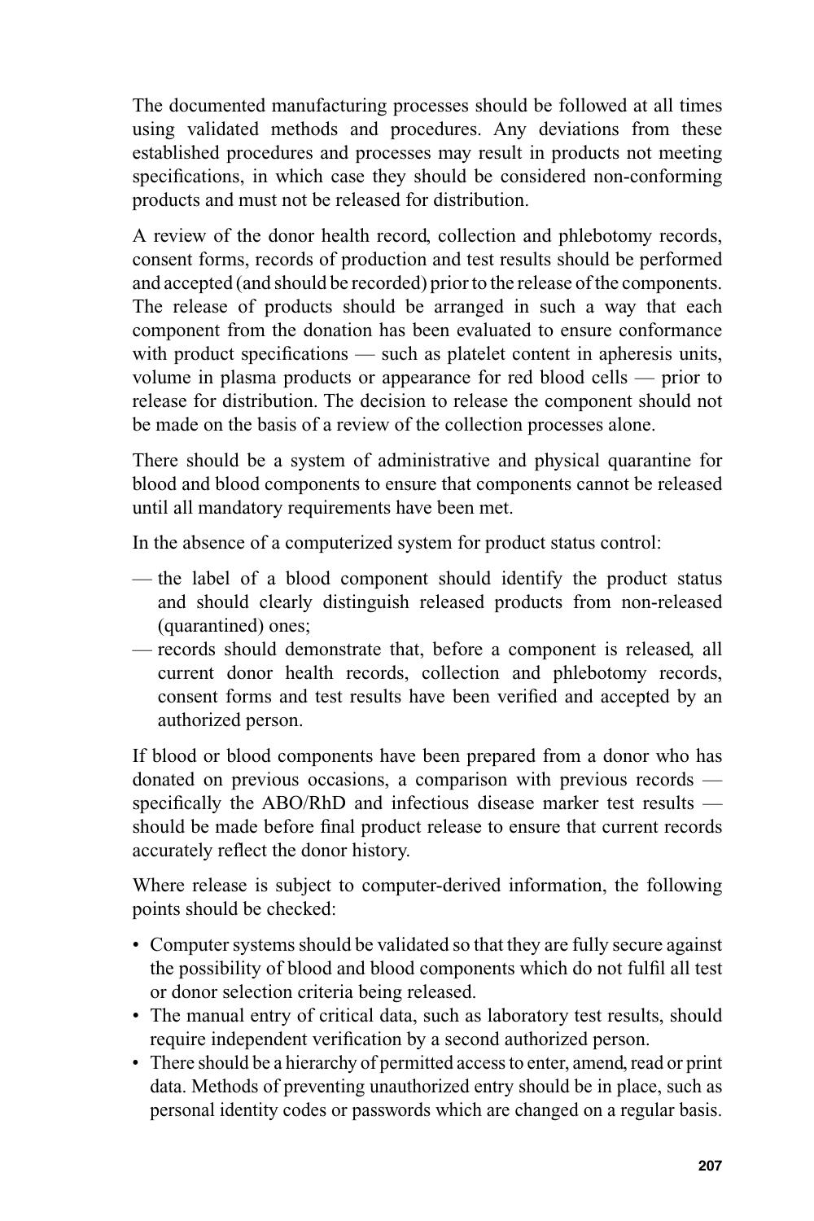The documented manufacturing processes should be followed at all times using validated methods and procedures. Any deviations from these established procedures and processes may result in products not meeting specifications, in which case they should be considered non-conforming products and must not be released for distribution.

A review of the donor health record, collection and phlebotomy records, consent forms, records of production and test results should be performed and accepted (and should be recorded) prior to the release of the components. The release of products should be arranged in such a way that each component from the donation has been evaluated to ensure conformance with product specifications — such as platelet content in apheresis units, volume in plasma products or appearance for red blood cells — prior to release for distribution. The decision to release the component should not be made on the basis of a review of the collection processes alone.

There should be a system of administrative and physical quarantine for blood and blood components to ensure that components cannot be released until all mandatory requirements have been met.

In the absence of a computerized system for product status control:

- the label of a blood component should identify the product status and should clearly distinguish released products from non-released (quarantined) ones;
- records should demonstrate that, before a component is released, all current donor health records, collection and phlebotomy records, consent forms and test results have been verified and accepted by an authorized person.

If blood or blood components have been prepared from a donor who has donated on previous occasions, a comparison with previous records — specifically the ABO/RhD and infectious disease marker test results — should be made before final product release to ensure that current records accurately reflect the donor history.

Where release is subject to computer-derived information, the following points should be checked:

- Computer systems should be validated so that they are fully secure against the possibility of blood and blood components which do not fulfil all test or donor selection criteria being released.
- The manual entry of critical data, such as laboratory test results, should require independent verification by a second authorized person.
- There should be a hierarchy of permitted access to enter, amend, read or print data. Methods of preventing unauthorized entry should be in place, such as personal identity codes or passwords which are changed on a regular basis.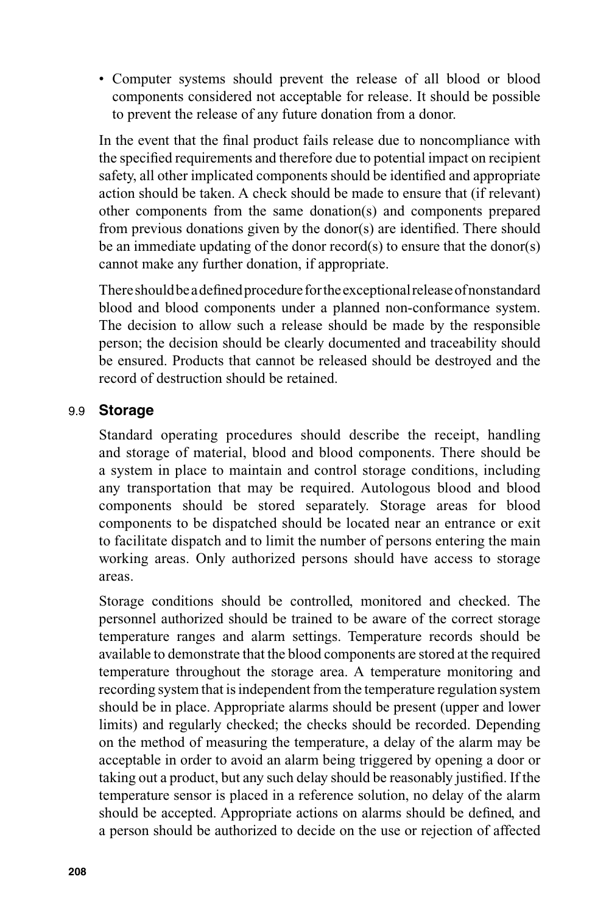- Computer systems should prevent the release of all blood or blood components considered not acceptable for release. It should be possible to prevent the release of any future donation from a donor.

In the event that the final product fails release due to noncompliance with the specified requirements and therefore due to potential impact on recipient safety, all other implicated components should be identified and appropriate action should be taken. A check should be made to ensure that (if relevant) other components from the same donation(s) and components prepared from previous donations given by the donor(s) are identified. There should be an immediate updating of the donor record(s) to ensure that the donor(s) cannot make any further donation, if appropriate.

There should be a defined procedure for the exceptional release of nonstandard blood and blood components under a planned non-conformance system. The decision to allow such a release should be made by the responsible person; the decision should be clearly documented and traceability should be ensured. Products that cannot be released should be destroyed and the record of destruction should be retained.

## 9.9 Storage

Standard operating procedures should describe the receipt, handling and storage of material, blood and blood components. There should be a system in place to maintain and control storage conditions, including any transportation that may be required. Autologous blood and blood components should be stored separately. Storage areas for blood components to be dispatched should be located near an entrance or exit to facilitate dispatch and to limit the number of persons entering the main working areas. Only authorized persons should have access to storage areas.

Storage conditions should be controlled, monitored and checked. The personnel authorized should be trained to be aware of the correct storage temperature ranges and alarm settings. Temperature records should be available to demonstrate that the blood components are stored at the required temperature throughout the storage area. A temperature monitoring and recording system that is independent from the temperature regulation system should be in place. Appropriate alarms should be present (upper and lower limits) and regularly checked; the checks should be recorded. Depending on the method of measuring the temperature, a delay of the alarm may be acceptable in order to avoid an alarm being triggered by opening a door or taking out a product, but any such delay should be reasonably justified. If the temperature sensor is placed in a reference solution, no delay of the alarm should be accepted. Appropriate actions on alarms should be defined, and a person should be authorized to decide on the use or rejection of affected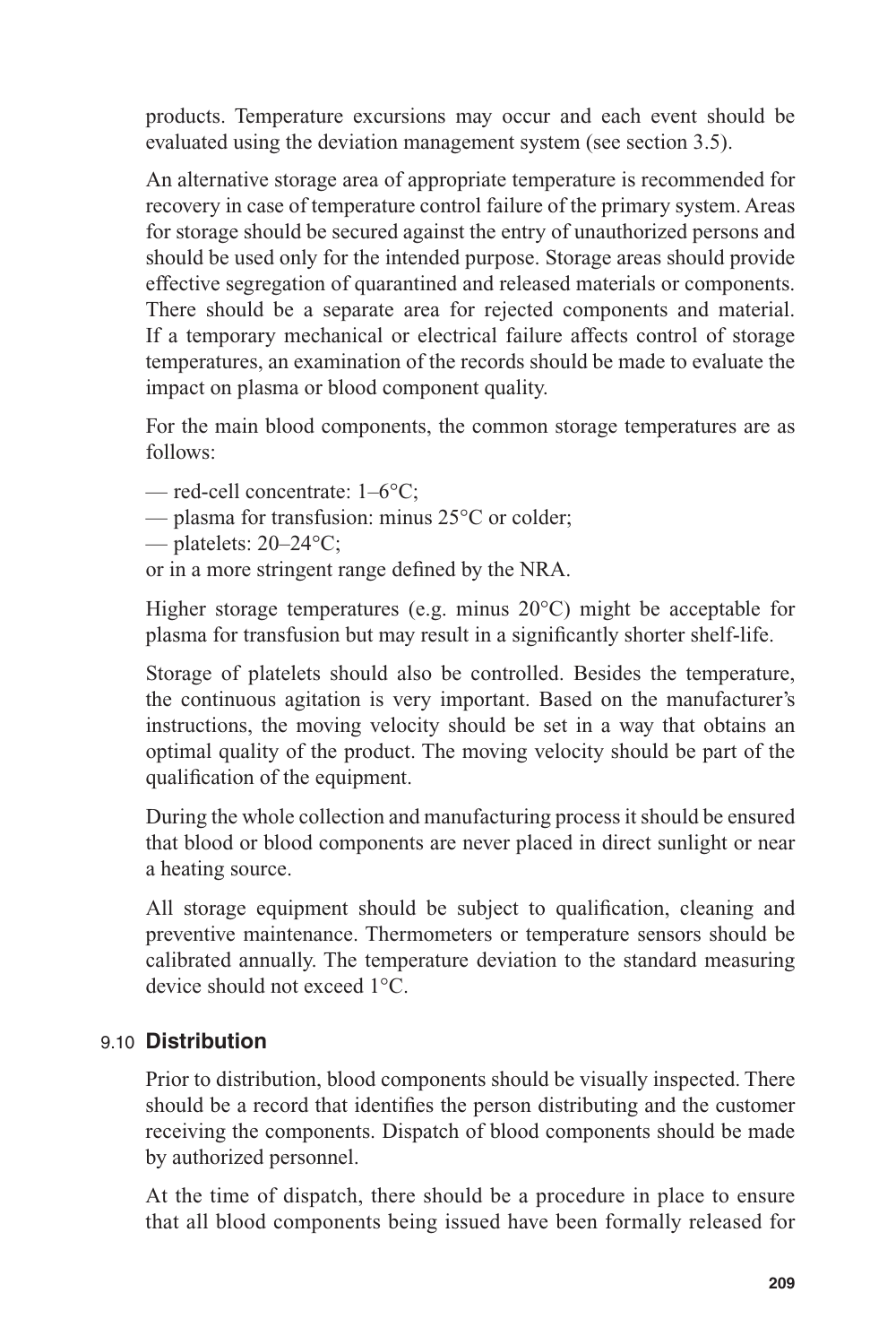products. Temperature excursions may occur and each event should be evaluated using the deviation management system (see section 3.5).

An alternative storage area of appropriate temperature is recommended for recovery in case of temperature control failure of the primary system. Areas for storage should be secured against the entry of unauthorized persons and should be used only for the intended purpose. Storage areas should provide effective segregation of quarantined and released materials or components. There should be a separate area for rejected components and material. If a temporary mechanical or electrical failure affects control of storage temperatures, an examination of the records should be made to evaluate the impact on plasma or blood component quality.

For the main blood components, the common storage temperatures are as follows:

— red-cell concentrate: 1–6°C;
— plasma for transfusion: minus 25°C or colder;
— platelets: 20–24°C;
or in a more stringent range defined by the NRA.

Higher storage temperatures (e.g. minus 20°C) might be acceptable for plasma for transfusion but may result in a significantly shorter shelf-life.

Storage of platelets should also be controlled. Besides the temperature, the continuous agitation is very important. Based on the manufacturer's instructions, the moving velocity should be set in a way that obtains an optimal quality of the product. The moving velocity should be part of the qualification of the equipment.

During the whole collection and manufacturing process it should be ensured that blood or blood components are never placed in direct sunlight or near a heating source.

All storage equipment should be subject to qualification, cleaning and preventive maintenance. Thermometers or temperature sensors should be calibrated annually. The temperature deviation to the standard measuring device should not exceed 1°C.

## 9.10 Distribution

Prior to distribution, blood components should be visually inspected. There should be a record that identifies the person distributing and the customer receiving the components. Dispatch of blood components should be made by authorized personnel.

At the time of dispatch, there should be a procedure in place to ensure that all blood components being issued have been formally released for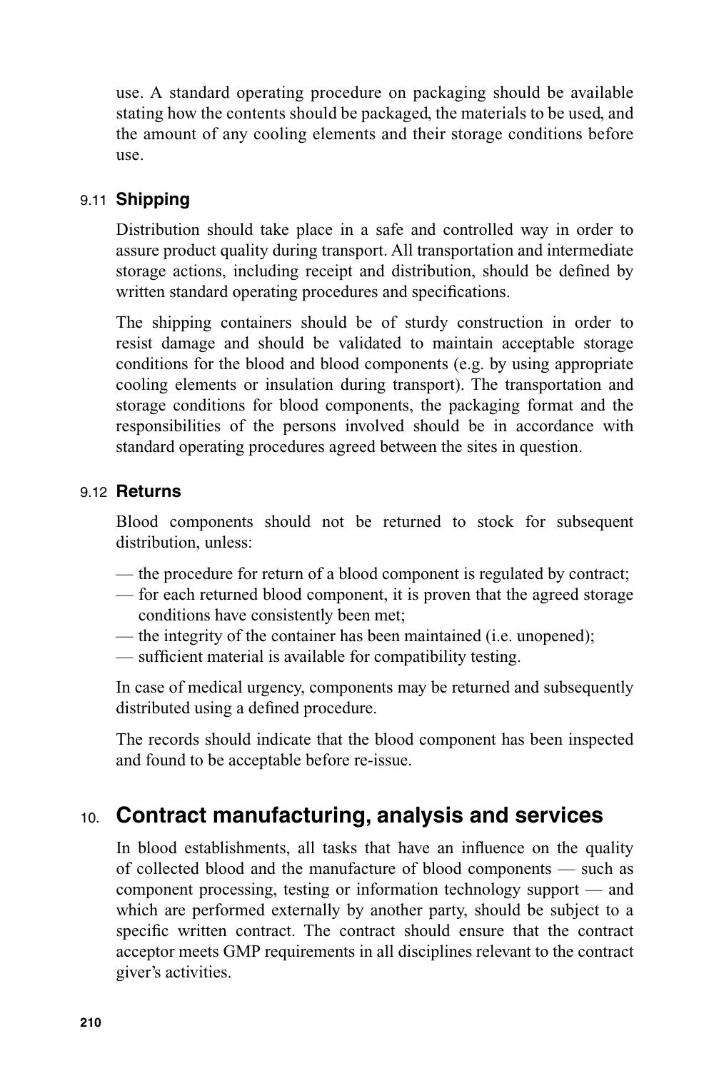use. A standard operating procedure on packaging should be available stating how the contents should be packaged, the materials to be used, and the amount of any cooling elements and their storage conditions before use.

### 9.11 Shipping

Distribution should take place in a safe and controlled way in order to assure product quality during transport. All transportation and intermediate storage actions, including receipt and distribution, should be defined by written standard operating procedures and specifications.

The shipping containers should be of sturdy construction in order to resist damage and should be validated to maintain acceptable storage conditions for the blood and blood components (e.g. by using appropriate cooling elements or insulation during transport). The transportation and storage conditions for blood components, the packaging format and the responsibilities of the persons involved should be in accordance with standard operating procedures agreed between the sites in question.

### 9.12 Returns

Blood components should not be returned to stock for subsequent distribution, unless:

— the procedure for return of a blood component is regulated by contract;
— for each returned blood component, it is proven that the agreed storage conditions have consistently been met;
— the integrity of the container has been maintained (i.e. unopened);
— sufficient material is available for compatibility testing.

In case of medical urgency, components may be returned and subsequently distributed using a defined procedure.

The records should indicate that the blood component has been inspected and found to be acceptable before re-issue.

## 10. Contract manufacturing, analysis and services

In blood establishments, all tasks that have an influence on the quality of collected blood and the manufacture of blood components — such as component processing, testing or information technology support — and which are performed externally by another party, should be subject to a specific written contract. The contract should ensure that the contract acceptor meets GMP requirements in all disciplines relevant to the contract giver's activities.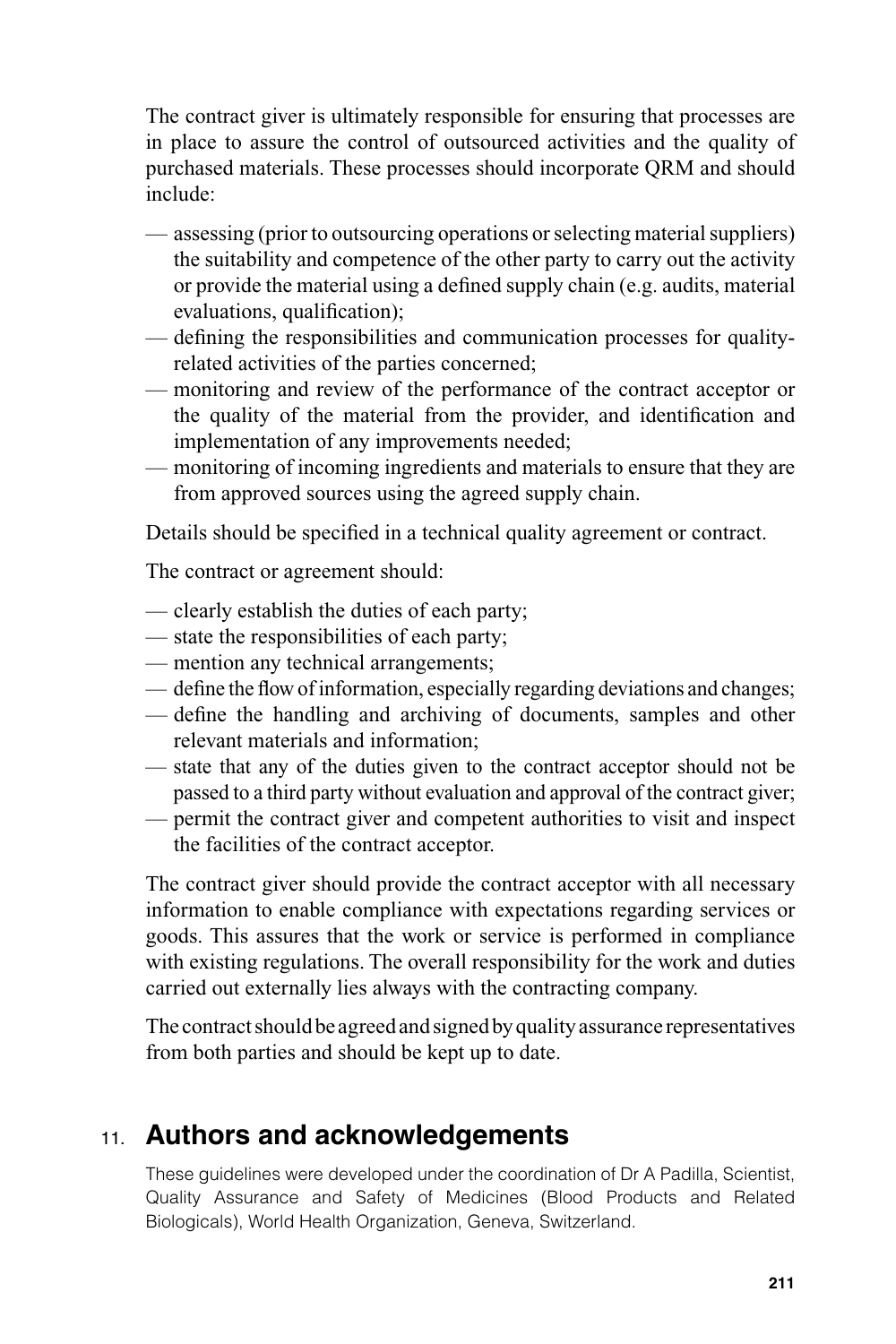The contract giver is ultimately responsible for ensuring that processes are in place to assure the control of outsourced activities and the quality of purchased materials. These processes should incorporate QRM and should include:

- assessing (prior to outsourcing operations or selecting material suppliers) the suitability and competence of the other party to carry out the activity or provide the material using a defined supply chain (e.g. audits, material evaluations, qualification);
- defining the responsibilities and communication processes for quality-related activities of the parties concerned;
- monitoring and review of the performance of the contract acceptor or the quality of the material from the provider, and identification and implementation of any improvements needed;
- monitoring of incoming ingredients and materials to ensure that they are from approved sources using the agreed supply chain.

Details should be specified in a technical quality agreement or contract.

The contract or agreement should:

- clearly establish the duties of each party;
- state the responsibilities of each party;
- mention any technical arrangements;
- define the flow of information, especially regarding deviations and changes;
- define the handling and archiving of documents, samples and other relevant materials and information;
- state that any of the duties given to the contract acceptor should not be passed to a third party without evaluation and approval of the contract giver;
- permit the contract giver and competent authorities to visit and inspect the facilities of the contract acceptor.

The contract giver should provide the contract acceptor with all necessary information to enable compliance with expectations regarding services or goods. This assures that the work or service is performed in compliance with existing regulations. The overall responsibility for the work and duties carried out externally lies always with the contracting company.

The contract should be agreed and signed by quality assurance representatives from both parties and should be kept up to date.

## 11. Authors and acknowledgements

These guidelines were developed under the coordination of Dr A Padilla, Scientist, Quality Assurance and Safety of Medicines (Blood Products and Related Biologicals), World Health Organization, Geneva, Switzerland.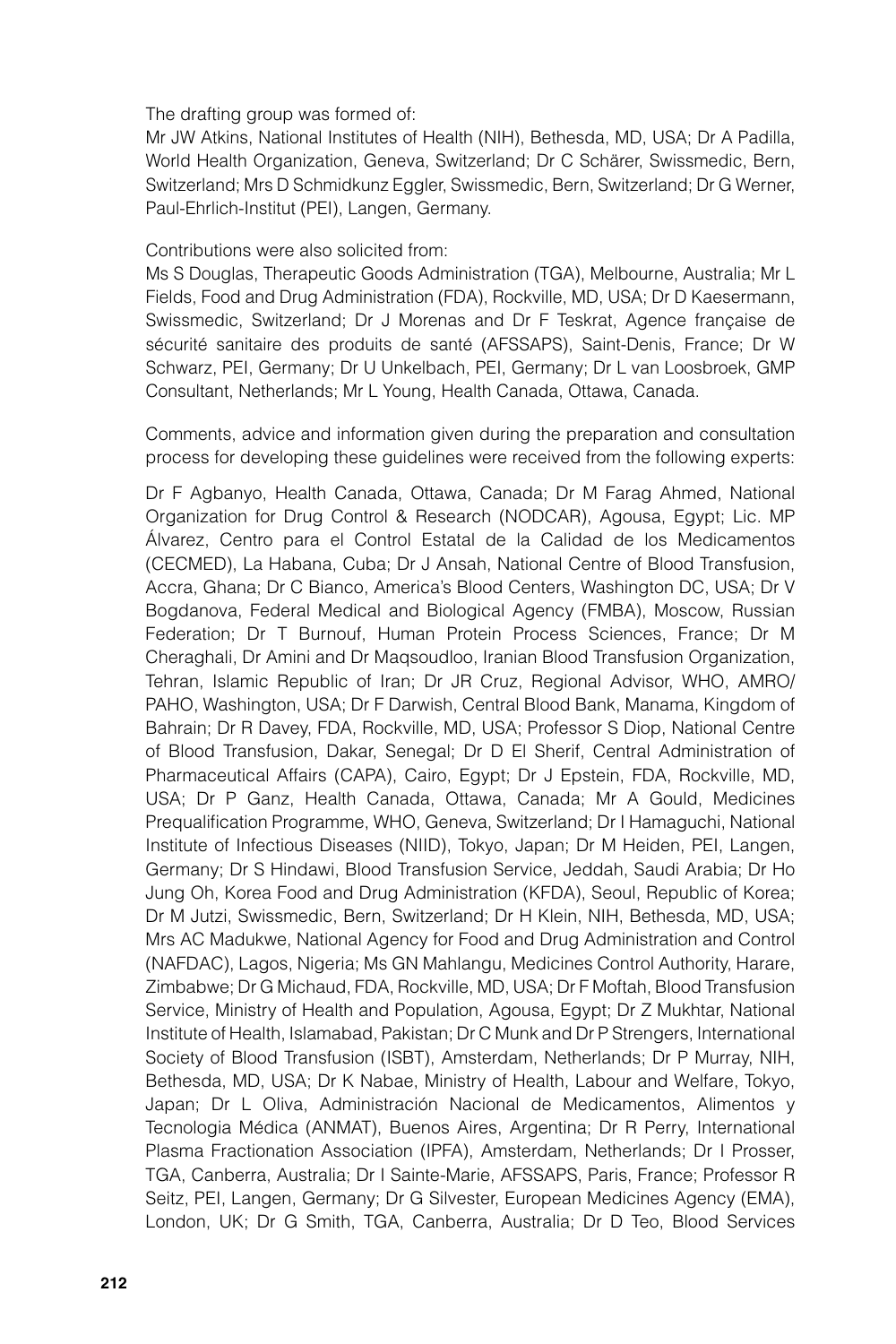The drafting group was formed of:

Mr JW Atkins, National Institutes of Health (NIH), Bethesda, MD, USA; Dr A Padilla, World Health Organization, Geneva, Switzerland; Dr C Schärer, Swissmedic, Bern, Switzerland; Mrs D Schmidkunz Eggler, Swissmedic, Bern, Switzerland; Dr G Werner, Paul-Ehrlich-Institut (PEI), Langen, Germany.

Contributions were also solicited from:

Ms S Douglas, Therapeutic Goods Administration (TGA), Melbourne, Australia; Mr L Fields, Food and Drug Administration (FDA), Rockville, MD, USA; Dr D Kaesermann, Swissmedic, Switzerland; Dr J Morenas and Dr F Teskrat, Agence française de sécurité sanitaire des produits de santé (AFSSAPS), Saint-Denis, France; Dr W Schwarz, PEI, Germany; Dr U Unkelbach, PEI, Germany; Dr L van Loosbroek, GMP Consultant, Netherlands; Mr L Young, Health Canada, Ottawa, Canada.

Comments, advice and information given during the preparation and consultation process for developing these guidelines were received from the following experts:

Dr F Agbanyo, Health Canada, Ottawa, Canada; Dr M Farag Ahmed, National Organization for Drug Control & Research (NODCAR), Agousa, Egypt; Lic. MP Álvarez, Centro para el Control Estatal de la Calidad de los Medicamentos (CECMED), La Habana, Cuba; Dr J Ansah, National Centre of Blood Transfusion, Accra, Ghana; Dr C Bianco, America's Blood Centers, Washington DC, USA; Dr V Bogdanova, Federal Medical and Biological Agency (FMBA), Moscow, Russian Federation; Dr T Burnouf, Human Protein Process Sciences, France; Dr M Cheraghali, Dr Amini and Dr Maqsoudloo, Iranian Blood Transfusion Organization, Tehran, Islamic Republic of Iran; Dr JR Cruz, Regional Advisor, WHO, AMRO/PAHO, Washington, USA; Dr F Darwish, Central Blood Bank, Manama, Kingdom of Bahrain; Dr R Davey, FDA, Rockville, MD, USA; Professor S Diop, National Centre of Blood Transfusion, Dakar, Senegal; Dr D El Sherif, Central Administration of Pharmaceutical Affairs (CAPA), Cairo, Egypt; Dr J Epstein, FDA, Rockville, MD, USA; Dr P Ganz, Health Canada, Ottawa, Canada; Mr A Gould, Medicines Prequalification Programme, WHO, Geneva, Switzerland; Dr I Hamaguchi, National Institute of Infectious Diseases (NIID), Tokyo, Japan; Dr M Heiden, PEI, Langen, Germany; Dr S Hindawi, Blood Transfusion Service, Jeddah, Saudi Arabia; Dr Ho Jung Oh, Korea Food and Drug Administration (KFDA), Seoul, Republic of Korea; Dr M Jutzi, Swissmedic, Bern, Switzerland; Dr H Klein, NIH, Bethesda, MD, USA; Mrs AC Madukwe, National Agency for Food and Drug Administration and Control (NAFDAC), Lagos, Nigeria; Ms GN Mahlangu, Medicines Control Authority, Harare, Zimbabwe; Dr G Michaud, FDA, Rockville, MD, USA; Dr F Moftah, Blood Transfusion Service, Ministry of Health and Population, Agousa, Egypt; Dr Z Mukhtar, National Institute of Health, Islamabad, Pakistan; Dr C Munk and Dr P Strengers, International Society of Blood Transfusion (ISBT), Amsterdam, Netherlands; Dr P Murray, NIH, Bethesda, MD, USA; Dr K Nabae, Ministry of Health, Labour and Welfare, Tokyo, Japan; Dr L Oliva, Administración Nacional de Medicamentos, Alimentos y Tecnologia Médica (ANMAT), Buenos Aires, Argentina; Dr R Perry, International Plasma Fractionation Association (IPFA), Amsterdam, Netherlands; Dr I Prosser, TGA, Canberra, Australia; Dr I Sainte-Marie, AFSSAPS, Paris, France; Professor R Seitz, PEI, Langen, Germany; Dr G Silvester, European Medicines Agency (EMA), London, UK; Dr G Smith, TGA, Canberra, Australia; Dr D Teo, Blood Services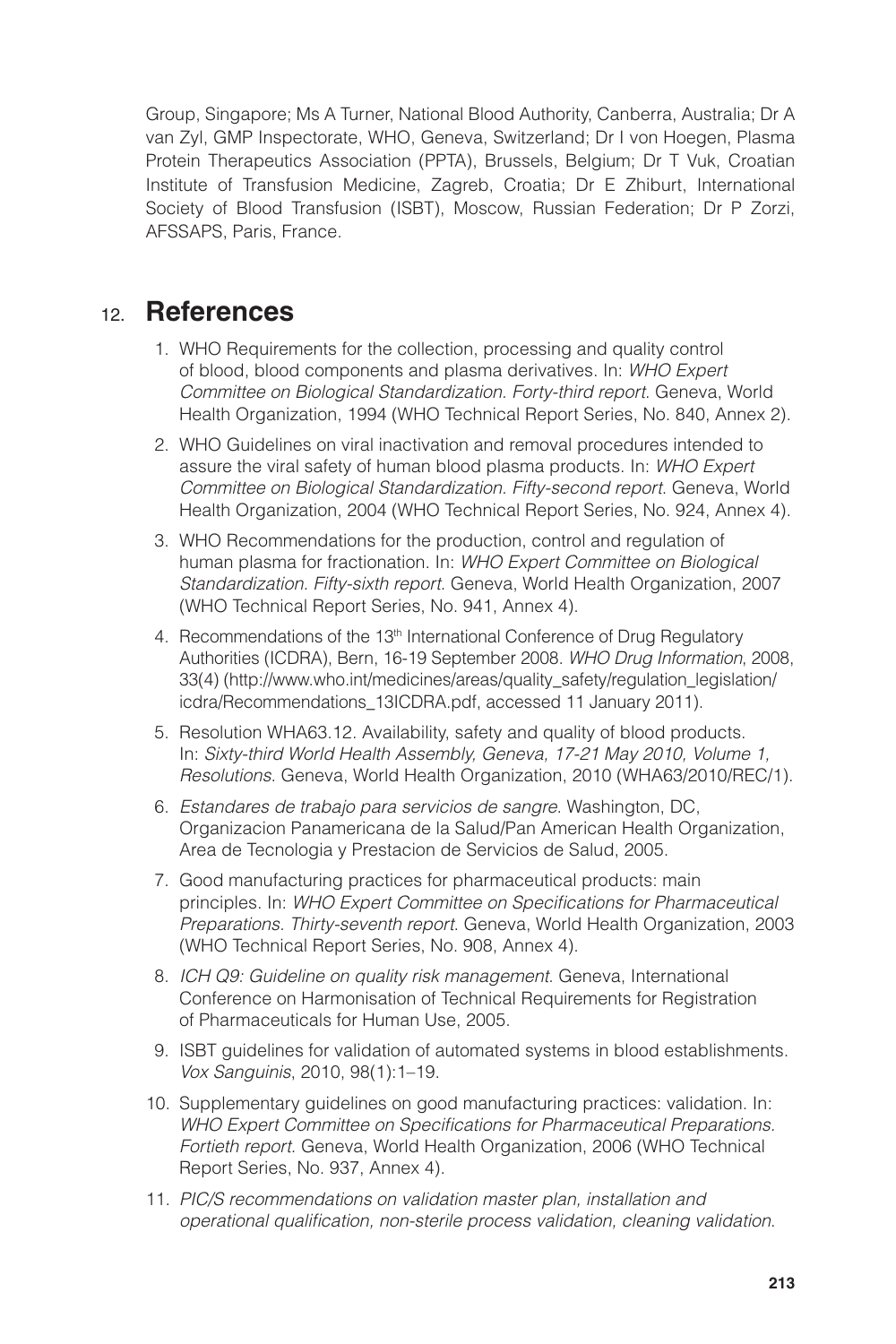Group, Singapore; Ms A Turner, National Blood Authority, Canberra, Australia; Dr A van Zyl, GMP Inspectorate, WHO, Geneva, Switzerland; Dr I von Hoegen, Plasma Protein Therapeutics Association (PPTA), Brussels, Belgium; Dr T Vuk, Croatian Institute of Transfusion Medicine, Zagreb, Croatia; Dr E Zhiburt, International Society of Blood Transfusion (ISBT), Moscow, Russian Federation; Dr P Zorzi, AFSSAPS, Paris, France.

## 12. References

1. WHO Requirements for the collection, processing and quality control of blood, blood components and plasma derivatives. In: *WHO Expert Committee on Biological Standardization. Forty-third report*. Geneva, World Health Organization, 1994 (WHO Technical Report Series, No. 840, Annex 2).
2. WHO Guidelines on viral inactivation and removal procedures intended to assure the viral safety of human blood plasma products. In: *WHO Expert Committee on Biological Standardization. Fifty-second report*. Geneva, World Health Organization, 2004 (WHO Technical Report Series, No. 924, Annex 4).
3. WHO Recommendations for the production, control and regulation of human plasma for fractionation. In: *WHO Expert Committee on Biological Standardization. Fifty-sixth report*. Geneva, World Health Organization, 2007 (WHO Technical Report Series, No. 941, Annex 4).
4. Recommendations of the 13th International Conference of Drug Regulatory Authorities (ICDRA), Bern, 16-19 September 2008. *WHO Drug Information*, 2008, 33(4) (http://www.who.int/medicines/areas/quality_safety/regulation_legislation/icdra/Recommendations_13ICDRA.pdf, accessed 11 January 2011).
5. Resolution WHA63.12. Availability, safety and quality of blood products. In: *Sixty-third World Health Assembly, Geneva, 17-21 May 2010, Volume 1, Resolutions*. Geneva, World Health Organization, 2010 (WHA63/2010/REC/1).
6. *Estandares de trabajo para servicios de sangre*. Washington, DC, Organizacion Panamericana de la Salud/Pan American Health Organization, Area de Tecnologia y Prestacion de Servicios de Salud, 2005.
7. Good manufacturing practices for pharmaceutical products: main principles. In: *WHO Expert Committee on Specifications for Pharmaceutical Preparations. Thirty-seventh report*. Geneva, World Health Organization, 2003 (WHO Technical Report Series, No. 908, Annex 4).
8. *ICH Q9: Guideline on quality risk management*. Geneva, International Conference on Harmonisation of Technical Requirements for Registration of Pharmaceuticals for Human Use, 2005.
9. ISBT guidelines for validation of automated systems in blood establishments. *Vox Sanguinis*, 2010, 98(1):1–19.
10. Supplementary guidelines on good manufacturing practices: validation. In: *WHO Expert Committee on Specifications for Pharmaceutical Preparations. Fortieth report*. Geneva, World Health Organization, 2006 (WHO Technical Report Series, No. 937, Annex 4).
11. *PIC/S recommendations on validation master plan, installation and operational qualification, non-sterile process validation, cleaning validation*.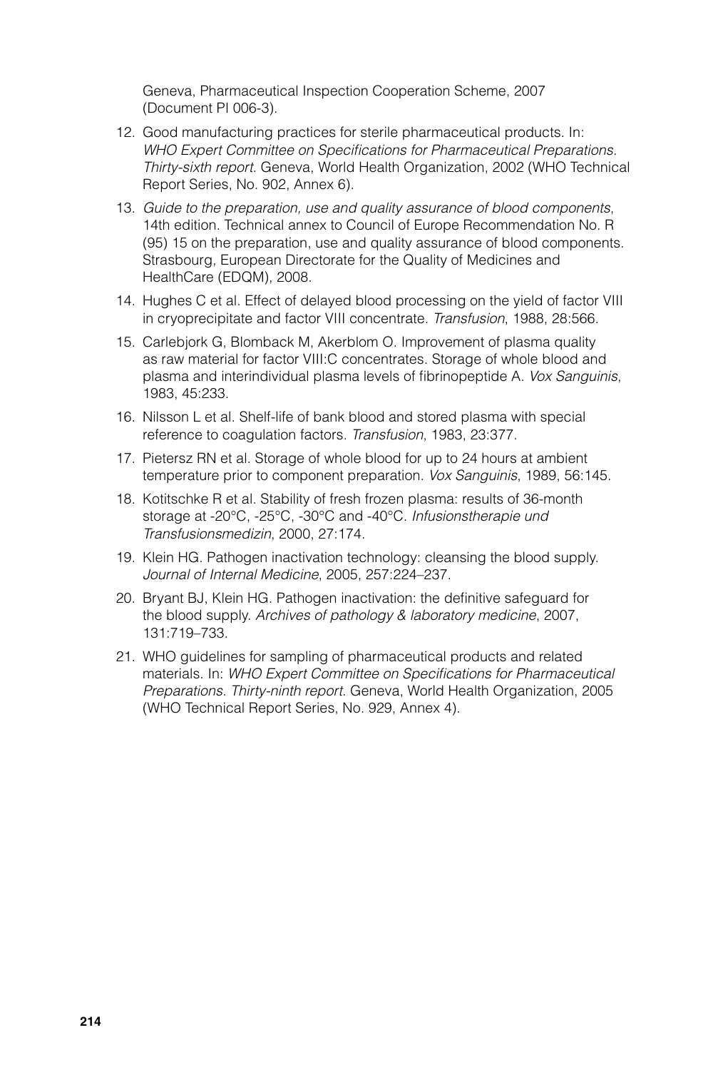Geneva, Pharmaceutical Inspection Cooperation Scheme, 2007 (Document PI 006-3).

12. Good manufacturing practices for sterile pharmaceutical products. In: *WHO Expert Committee on Specifications for Pharmaceutical Preparations. Thirty-sixth report*. Geneva, World Health Organization, 2002 (WHO Technical Report Series, No. 902, Annex 6).
13. *Guide to the preparation, use and quality assurance of blood components*, 14th edition. Technical annex to Council of Europe Recommendation No. R (95) 15 on the preparation, use and quality assurance of blood components. Strasbourg, European Directorate for the Quality of Medicines and HealthCare (EDQM), 2008.
14. Hughes C et al. Effect of delayed blood processing on the yield of factor VIII in cryoprecipitate and factor VIII concentrate. *Transfusion*, 1988, 28:566.
15. Carlebjork G, Blomback M, Akerblom O. Improvement of plasma quality as raw material for factor VIII:C concentrates. Storage of whole blood and plasma and interindividual plasma levels of fibrinopeptide A. *Vox Sanguinis*, 1983, 45:233.
16. Nilsson L et al. Shelf-life of bank blood and stored plasma with special reference to coagulation factors. *Transfusion*, 1983, 23:377.
17. Pietersz RN et al. Storage of whole blood for up to 24 hours at ambient temperature prior to component preparation. *Vox Sanguinis*, 1989, 56:145.
18. Kotitschke R et al. Stability of fresh frozen plasma: results of 36-month storage at -20°C, -25°C, -30°C and -40°C. *Infusionstherapie und Transfusionsmedizin*, 2000, 27:174.
19. Klein HG. Pathogen inactivation technology: cleansing the blood supply. *Journal of Internal Medicine*, 2005, 257:224–237.
20. Bryant BJ, Klein HG. Pathogen inactivation: the definitive safeguard for the blood supply. *Archives of pathology & laboratory medicine*, 2007, 131:719–733.
21. WHO guidelines for sampling of pharmaceutical products and related materials. In: *WHO Expert Committee on Specifications for Pharmaceutical Preparations. Thirty-ninth report*. Geneva, World Health Organization, 2005 (WHO Technical Report Series, No. 929, Annex 4).